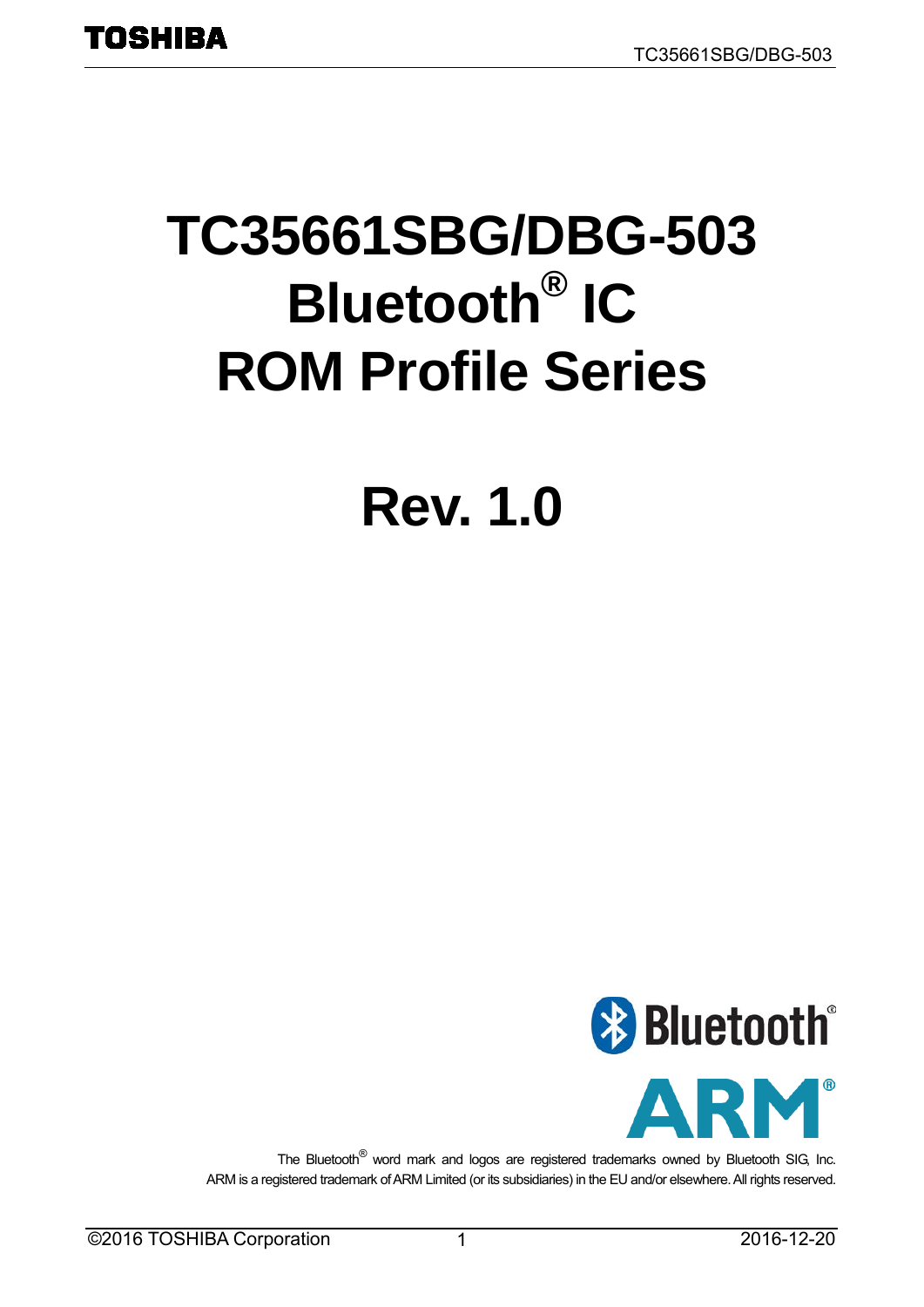# TC35661SBG/DBG-503 Bluetooth® IC ROM Profile Series

# Rev. 1.0

The Bluetooth® word mark and logos are registered trademarks owned by Bluetooth SIG, Inc.
ARM is a registered trademark of ARM Limited (or its subsidiaries) in the EU and/or elsewhere. All rights reserved.

©2016 TOSHIBA Corporation

2016-12-20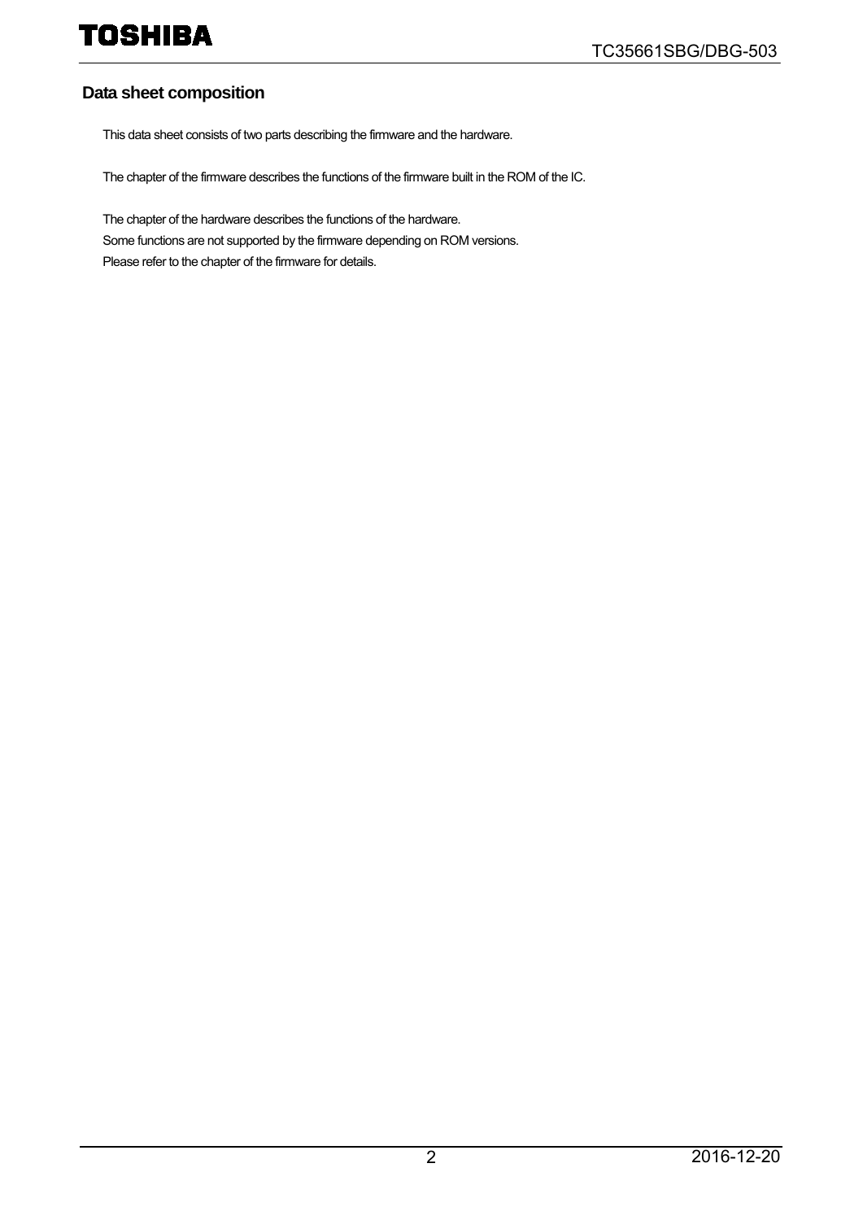## Data sheet composition

This data sheet consists of two parts describing the firmware and the hardware.

The chapter of the firmware describes the functions of the firmware built in the ROM of the IC.

The chapter of the hardware describes the functions of the hardware.
Some functions are not supported by the firmware depending on ROM versions.
Please refer to the chapter of the firmware for details.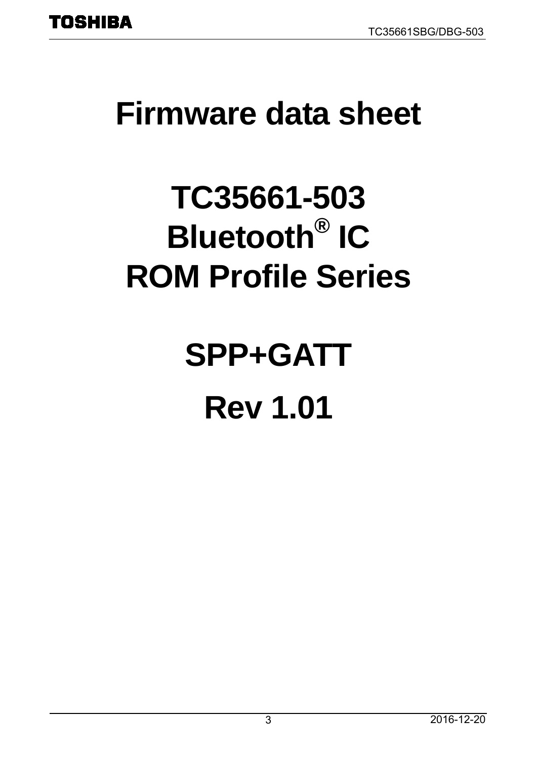# Firmware data sheet

# TC35661-503
# Bluetooth® IC
# ROM Profile Series

# SPP+GATT

# Rev 1.01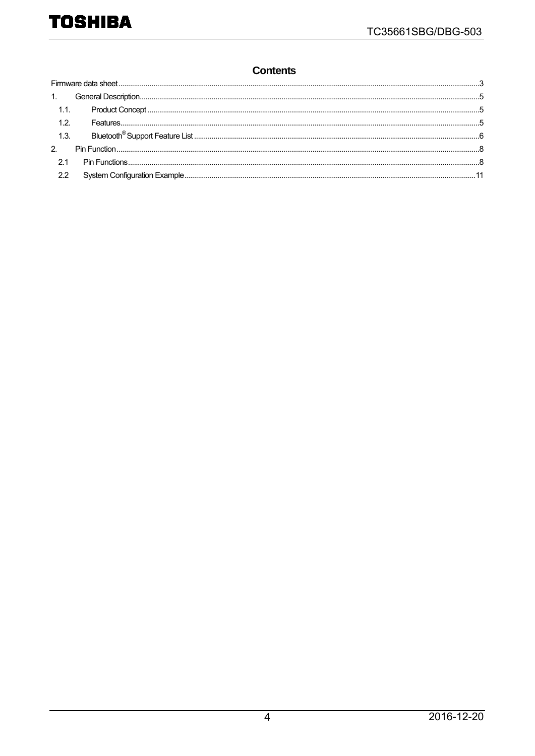## Contents

Firmware data sheet .......................................................................................................................................3

1. General Description.....................................................................................................................................5

  1.1. Product Concept .....................................................................................................................................5

  1.2. Features...................................................................................................................................................5

  1.3. Bluetooth® Support Feature List ............................................................................................................6

2. Pin Function ..................................................................................................................................................8

  2.1 Pin Functions ............................................................................................................................................8

  2.2 System Configuration Example.............................................................................................................11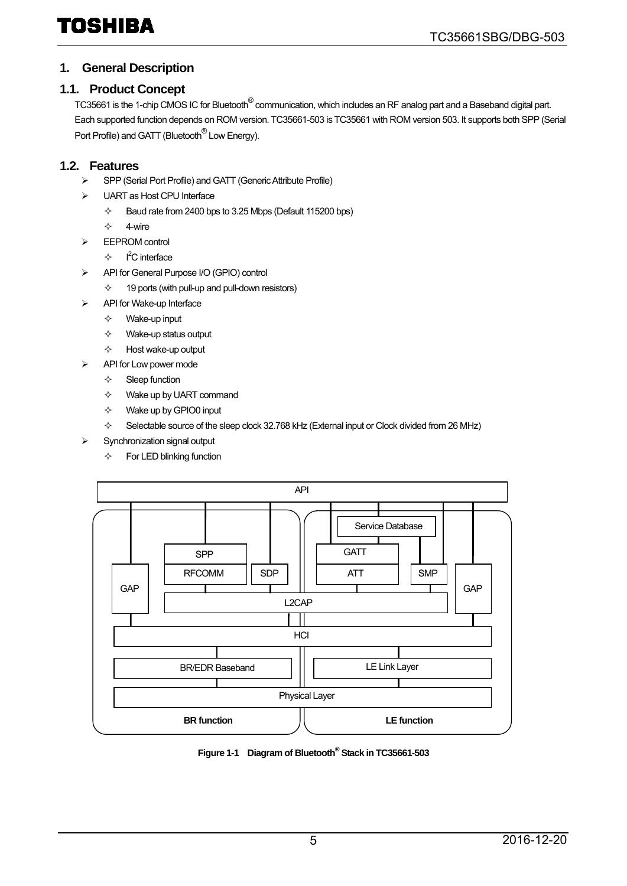# 1. General Description

## 1.1. Product Concept

TC35661 is the 1-chip CMOS IC for Bluetooth® communication, which includes an RF analog part and a Baseband digital part. Each supported function depends on ROM version. TC35661-503 is TC35661 with ROM version 503. It supports both SPP (Serial Port Profile) and GATT (Bluetooth® Low Energy).

## 1.2. Features

- SPP (Serial Port Profile) and GATT (Generic Attribute Profile)
- UART as Host CPU Interface
  - Baud rate from 2400 bps to 3.25 Mbps (Default 115200 bps)
  - 4-wire
- EEPROM control
  - I²C interface
- API for General Purpose I/O (GPIO) control
  - 19 ports (with pull-up and pull-down resistors)
- API for Wake-up Interface
  - Wake-up input
  - Wake-up status output
  - Host wake-up output
- API for Low power mode
  - Sleep function
  - Wake up by UART command
  - Wake up by GPIO0 input
  - Selectable source of the sleep clock 32.768 kHz (External input or Clock divided from 26 MHz)
- Synchronization signal output
  - For LED blinking function

API

Service Database

SPP | GATT

GAP | RFCOMM | SDP | ATT | SMP | GAP

L2CAP

HCI

BR/EDR Baseband | LE Link Layer

Physical Layer

BR function | LE function

**Figure 1-1 Diagram of Bluetooth® Stack in TC35661-503**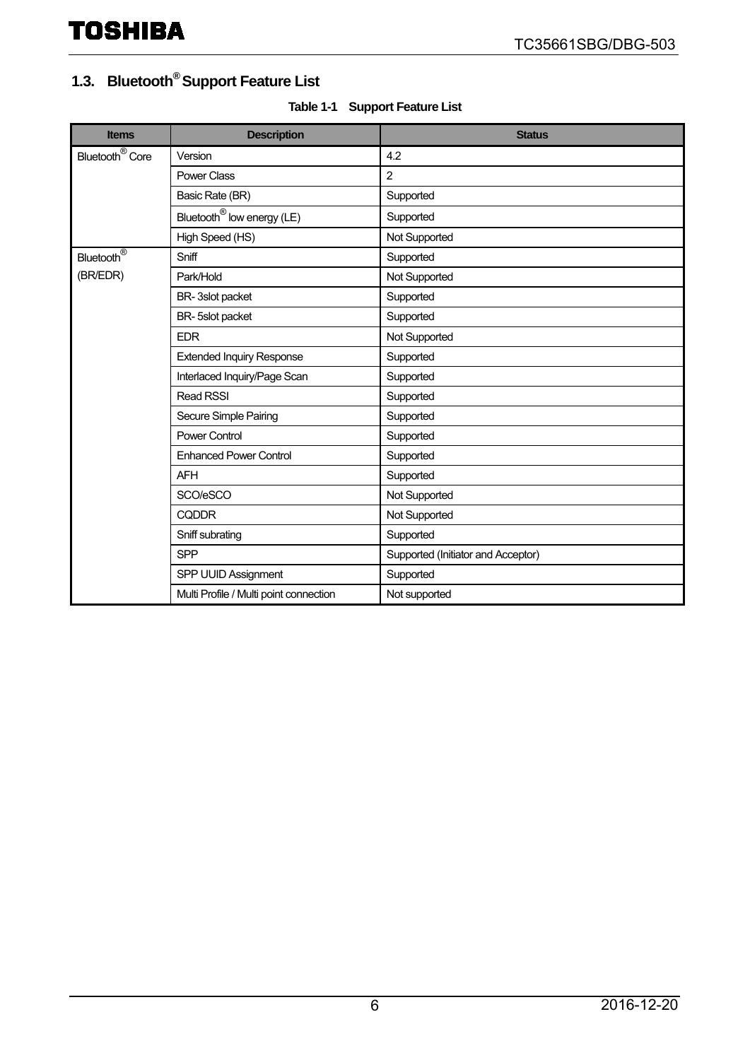## 1.3. Bluetooth® Support Feature List

**Table 1-1 Support Feature List**

| Items | Description | Status |
|---|---|---|
| Bluetooth® Core | Version | 4.2 |
| | Power Class | 2 |
| | Basic Rate (BR) | Supported |
| | Bluetooth® low energy (LE) | Supported |
| | High Speed (HS) | Not Supported |
| Bluetooth® (BR/EDR) | Sniff | Supported |
| | Park/Hold | Not Supported |
| | BR- 3slot packet | Supported |
| | BR- 5slot packet | Supported |
| | EDR | Not Supported |
| | Extended Inquiry Response | Supported |
| | Interlaced Inquiry/Page Scan | Supported |
| | Read RSSI | Supported |
| | Secure Simple Pairing | Supported |
| | Power Control | Supported |
| | Enhanced Power Control | Supported |
| | AFH | Supported |
| | SCO/eSCO | Not Supported |
| | CQDDR | Not Supported |
| | Sniff subrating | Supported |
| | SPP | Supported (Initiator and Acceptor) |
| | SPP UUID Assignment | Supported |
| | Multi Profile / Multi point connection | Not supported |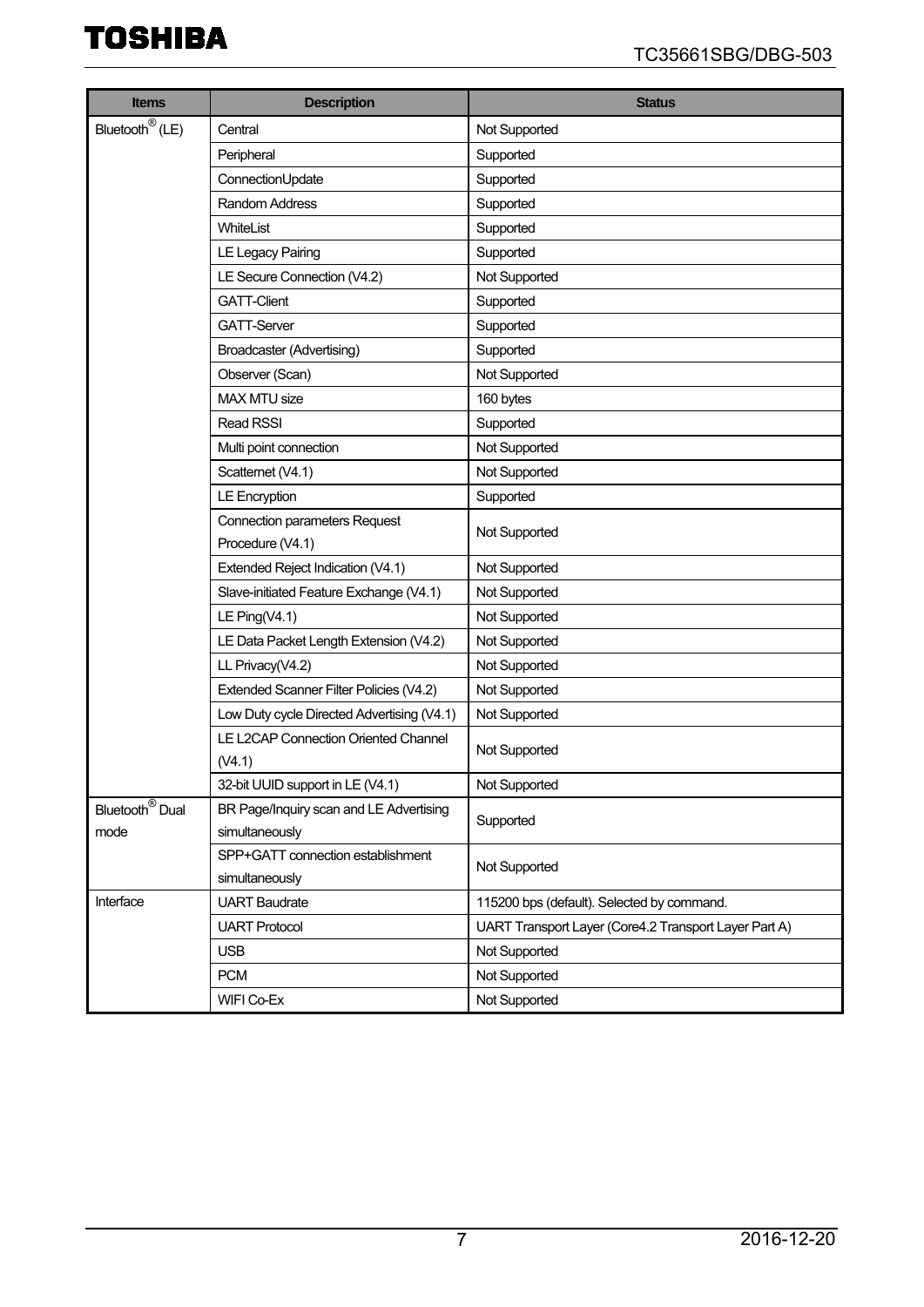| Items | Description | Status |
| --- | --- | --- |
| Bluetooth® (LE) | Central | Not Supported |
| | Peripheral | Supported |
| | ConnectionUpdate | Supported |
| | Random Address | Supported |
| | WhiteList | Supported |
| | LE Legacy Pairing | Supported |
| | LE Secure Connection (V4.2) | Not Supported |
| | GATT-Client | Supported |
| | GATT-Server | Supported |
| | Broadcaster (Advertising) | Supported |
| | Observer (Scan) | Not Supported |
| | MAX MTU size | 160 bytes |
| | Read RSSI | Supported |
| | Multi point connection | Not Supported |
| | Scatternet (V4.1) | Not Supported |
| | LE Encryption | Supported |
| | Connection parameters Request Procedure (V4.1) | Not Supported |
| | Extended Reject Indication (V4.1) | Not Supported |
| | Slave-initiated Feature Exchange (V4.1) | Not Supported |
| | LE Ping(V4.1) | Not Supported |
| | LE Data Packet Length Extension (V4.2) | Not Supported |
| | LL Privacy(V4.2) | Not Supported |
| | Extended Scanner Filter Policies (V4.2) | Not Supported |
| | Low Duty cycle Directed Advertising (V4.1) | Not Supported |
| | LE L2CAP Connection Oriented Channel (V4.1) | Not Supported |
| | 32-bit UUID support in LE (V4.1) | Not Supported |
| Bluetooth® Dual mode | BR Page/Inquiry scan and LE Advertising simultaneously | Supported |
| | SPP+GATT connection establishment simultaneously | Not Supported |
| Interface | UART Baudrate | 115200 bps (default). Selected by command. |
| | UART Protocol | UART Transport Layer (Core4.2 Transport Layer Part A) |
| | USB | Not Supported |
| | PCM | Not Supported |
| | WIFI Co-Ex | Not Supported |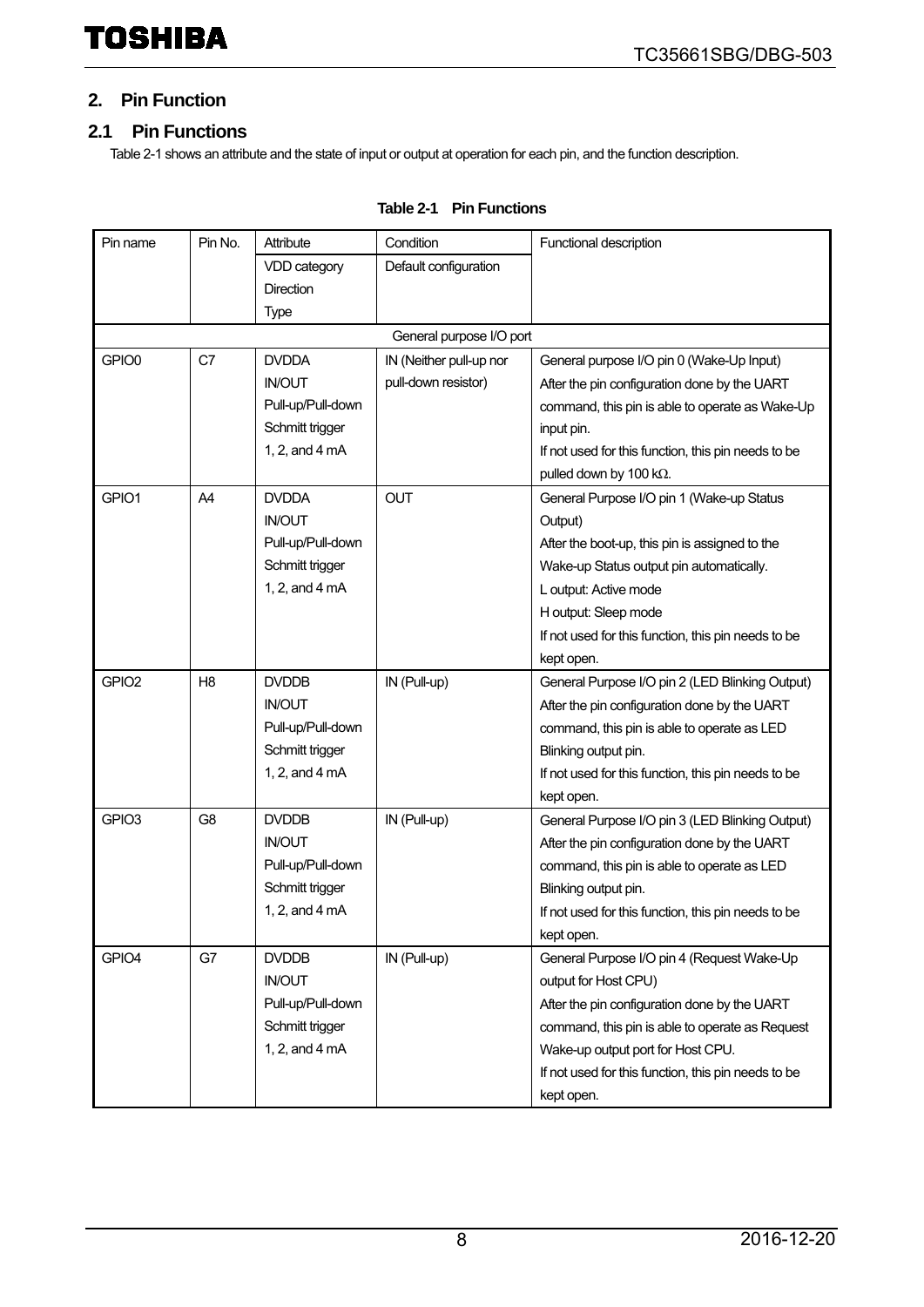## 2. Pin Function

### 2.1 Pin Functions

Table 2-1 shows an attribute and the state of input or output at operation for each pin, and the function description.

**Table 2-1 Pin Functions**

| Pin name | Pin No. | Attribute<br>VDD category<br>Direction<br>Type | Condition<br>Default configuration | Functional description |
|---|---|---|---|---|
| General purpose I/O port | | | | |
| GPIO0 | C7 | DVDDA<br>IN/OUT<br>Pull-up/Pull-down<br>Schmitt trigger<br>1, 2, and 4 mA | IN (Neither pull-up nor pull-down resistor) | General purpose I/O pin 0 (Wake-Up Input)<br>After the pin configuration done by the UART command, this pin is able to operate as Wake-Up input pin.<br>If not used for this function, this pin needs to be pulled down by 100 kΩ. |
| GPIO1 | A4 | DVDDA<br>IN/OUT<br>Pull-up/Pull-down<br>Schmitt trigger<br>1, 2, and 4 mA | OUT | General Purpose I/O pin 1 (Wake-up Status Output)<br>After the boot-up, this pin is assigned to the Wake-up Status output pin automatically.<br>L output: Active mode<br>H output: Sleep mode<br>If not used for this function, this pin needs to be kept open. |
| GPIO2 | H8 | DVDDB<br>IN/OUT<br>Pull-up/Pull-down<br>Schmitt trigger<br>1, 2, and 4 mA | IN (Pull-up) | General Purpose I/O pin 2 (LED Blinking Output)<br>After the pin configuration done by the UART command, this pin is able to operate as LED Blinking output pin.<br>If not used for this function, this pin needs to be kept open. |
| GPIO3 | G8 | DVDDB<br>IN/OUT<br>Pull-up/Pull-down<br>Schmitt trigger<br>1, 2, and 4 mA | IN (Pull-up) | General Purpose I/O pin 3 (LED Blinking Output)<br>After the pin configuration done by the UART command, this pin is able to operate as LED Blinking output pin.<br>If not used for this function, this pin needs to be kept open. |
| GPIO4 | G7 | DVDDB<br>IN/OUT<br>Pull-up/Pull-down<br>Schmitt trigger<br>1, 2, and 4 mA | IN (Pull-up) | General Purpose I/O pin 4 (Request Wake-Up output for Host CPU)<br>After the pin configuration done by the UART command, this pin is able to operate as Request Wake-up output port for Host CPU.<br>If not used for this function, this pin needs to be kept open. |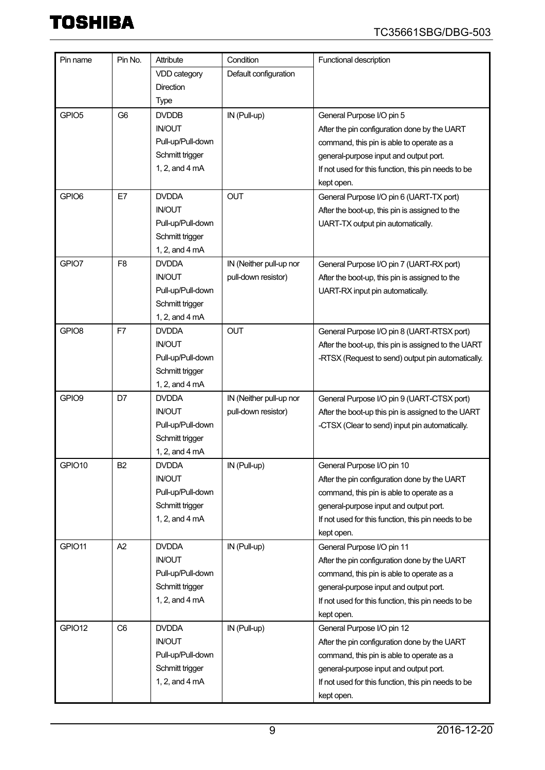| Pin name | Pin No. | Attribute<br>VDD category<br>Direction<br>Type | Condition<br>Default configuration | Functional description |
| --- | --- | --- | --- | --- |
| GPIO5 | G6 | DVDDB<br>IN/OUT<br>Pull-up/Pull-down<br>Schmitt trigger<br>1, 2, and 4 mA | IN (Pull-up) | General Purpose I/O pin 5<br>After the pin configuration done by the UART command, this pin is able to operate as a general-purpose input and output port.<br>If not used for this function, this pin needs to be kept open. |
| GPIO6 | E7 | DVDDA<br>IN/OUT<br>Pull-up/Pull-down<br>Schmitt trigger<br>1, 2, and 4 mA | OUT | General Purpose I/O pin 6 (UART-TX port)<br>After the boot-up, this pin is assigned to the UART-TX output pin automatically. |
| GPIO7 | F8 | DVDDA<br>IN/OUT<br>Pull-up/Pull-down<br>Schmitt trigger<br>1, 2, and 4 mA | IN (Neither pull-up nor pull-down resistor) | General Purpose I/O pin 7 (UART-RX port)<br>After the boot-up, this pin is assigned to the UART-RX input pin automatically. |
| GPIO8 | F7 | DVDDA<br>IN/OUT<br>Pull-up/Pull-down<br>Schmitt trigger<br>1, 2, and 4 mA | OUT | General Purpose I/O pin 8 (UART-RTSX port)<br>After the boot-up, this pin is assigned to the UART -RTSX (Request to send) output pin automatically. |
| GPIO9 | D7 | DVDDA<br>IN/OUT<br>Pull-up/Pull-down<br>Schmitt trigger<br>1, 2, and 4 mA | IN (Neither pull-up nor pull-down resistor) | General Purpose I/O pin 9 (UART-CTSX port)<br>After the boot-up this pin is assigned to the UART -CTSX (Clear to send) input pin automatically. |
| GPIO10 | B2 | DVDDA<br>IN/OUT<br>Pull-up/Pull-down<br>Schmitt trigger<br>1, 2, and 4 mA | IN (Pull-up) | General Purpose I/O pin 10<br>After the pin configuration done by the UART command, this pin is able to operate as a general-purpose input and output port.<br>If not used for this function, this pin needs to be kept open. |
| GPIO11 | A2 | DVDDA<br>IN/OUT<br>Pull-up/Pull-down<br>Schmitt trigger<br>1, 2, and 4 mA | IN (Pull-up) | General Purpose I/O pin 11<br>After the pin configuration done by the UART command, this pin is able to operate as a general-purpose input and output port.<br>If not used for this function, this pin needs to be kept open. |
| GPIO12 | C6 | DVDDA<br>IN/OUT<br>Pull-up/Pull-down<br>Schmitt trigger<br>1, 2, and 4 mA | IN (Pull-up) | General Purpose I/O pin 12<br>After the pin configuration done by the UART command, this pin is able to operate as a general-purpose input and output port.<br>If not used for this function, this pin needs to be kept open. |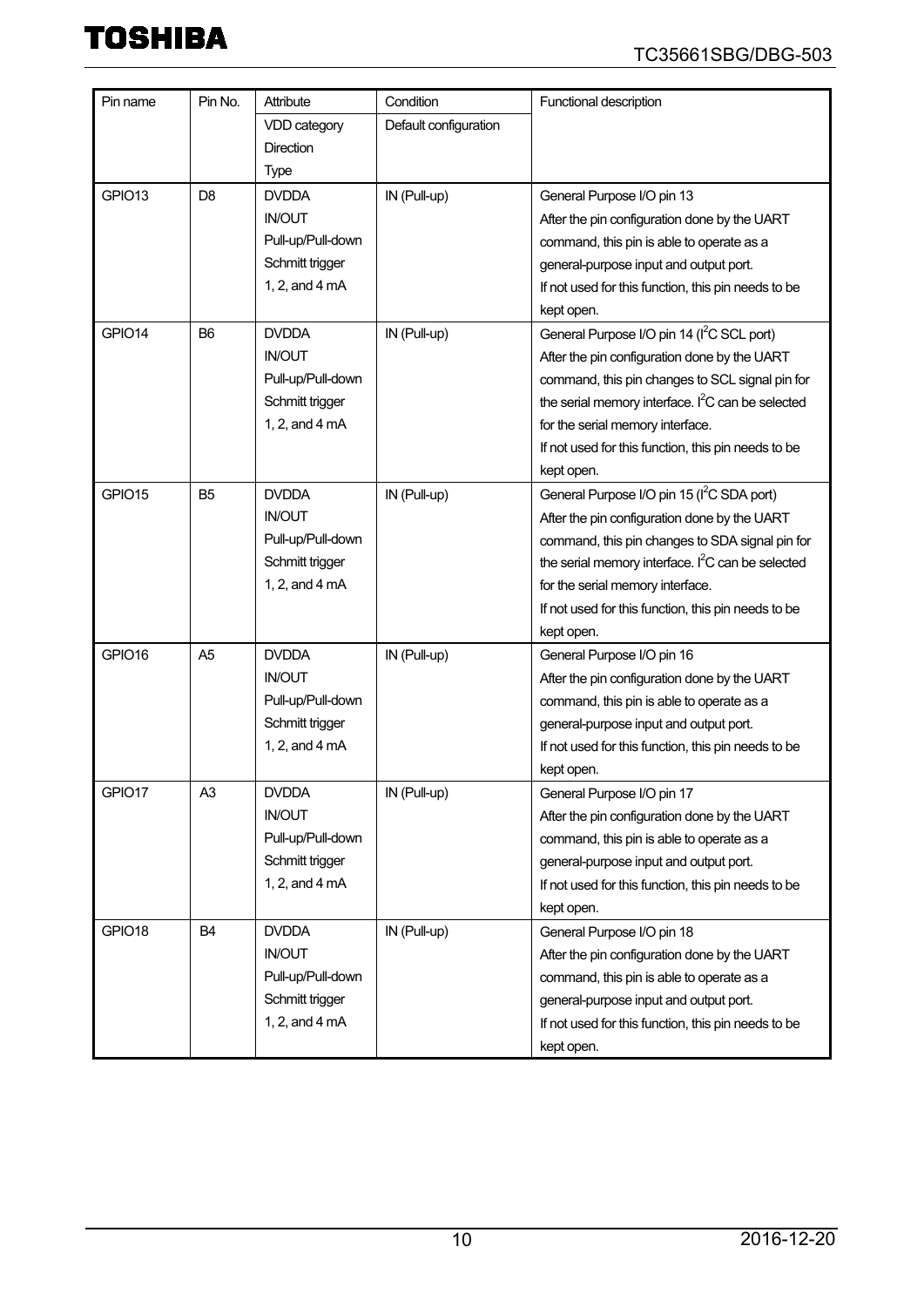| Pin name | Pin No. | Attribute<br>VDD category<br>Direction<br>Type | Condition<br>Default configuration | Functional description |
|---|---|---|---|---|
| GPIO13 | D8 | DVDDA<br>IN/OUT<br>Pull-up/Pull-down<br>Schmitt trigger<br>1, 2, and 4 mA | IN (Pull-up) | General Purpose I/O pin 13<br>After the pin configuration done by the UART command, this pin is able to operate as a general-purpose input and output port.<br>If not used for this function, this pin needs to be kept open. |
| GPIO14 | B6 | DVDDA<br>IN/OUT<br>Pull-up/Pull-down<br>Schmitt trigger<br>1, 2, and 4 mA | IN (Pull-up) | General Purpose I/O pin 14 ($I^2C$ SCL port)<br>After the pin configuration done by the UART command, this pin changes to SCL signal pin for the serial memory interface. $I^2C$ can be selected for the serial memory interface.<br>If not used for this function, this pin needs to be kept open. |
| GPIO15 | B5 | DVDDA<br>IN/OUT<br>Pull-up/Pull-down<br>Schmitt trigger<br>1, 2, and 4 mA | IN (Pull-up) | General Purpose I/O pin 15 ($I^2C$ SDA port)<br>After the pin configuration done by the UART command, this pin changes to SDA signal pin for the serial memory interface. $I^2C$ can be selected for the serial memory interface.<br>If not used for this function, this pin needs to be kept open. |
| GPIO16 | A5 | DVDDA<br>IN/OUT<br>Pull-up/Pull-down<br>Schmitt trigger<br>1, 2, and 4 mA | IN (Pull-up) | General Purpose I/O pin 16<br>After the pin configuration done by the UART command, this pin is able to operate as a general-purpose input and output port.<br>If not used for this function, this pin needs to be kept open. |
| GPIO17 | A3 | DVDDA<br>IN/OUT<br>Pull-up/Pull-down<br>Schmitt trigger<br>1, 2, and 4 mA | IN (Pull-up) | General Purpose I/O pin 17<br>After the pin configuration done by the UART command, this pin is able to operate as a general-purpose input and output port.<br>If not used for this function, this pin needs to be kept open. |
| GPIO18 | B4 | DVDDA<br>IN/OUT<br>Pull-up/Pull-down<br>Schmitt trigger<br>1, 2, and 4 mA | IN (Pull-up) | General Purpose I/O pin 18<br>After the pin configuration done by the UART command, this pin is able to operate as a general-purpose input and output port.<br>If not used for this function, this pin needs to be kept open. |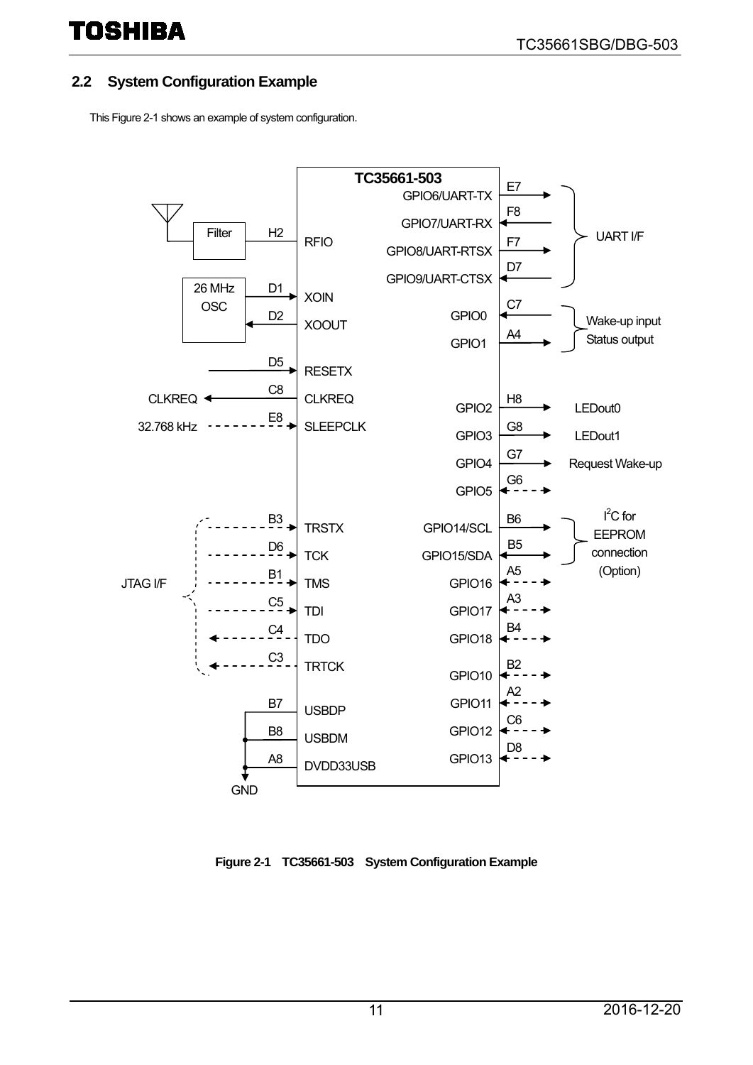## 2.2 System Configuration Example

This Figure 2-1 shows an example of system configuration.

**Figure 2-1 TC35661-503 System Configuration Example**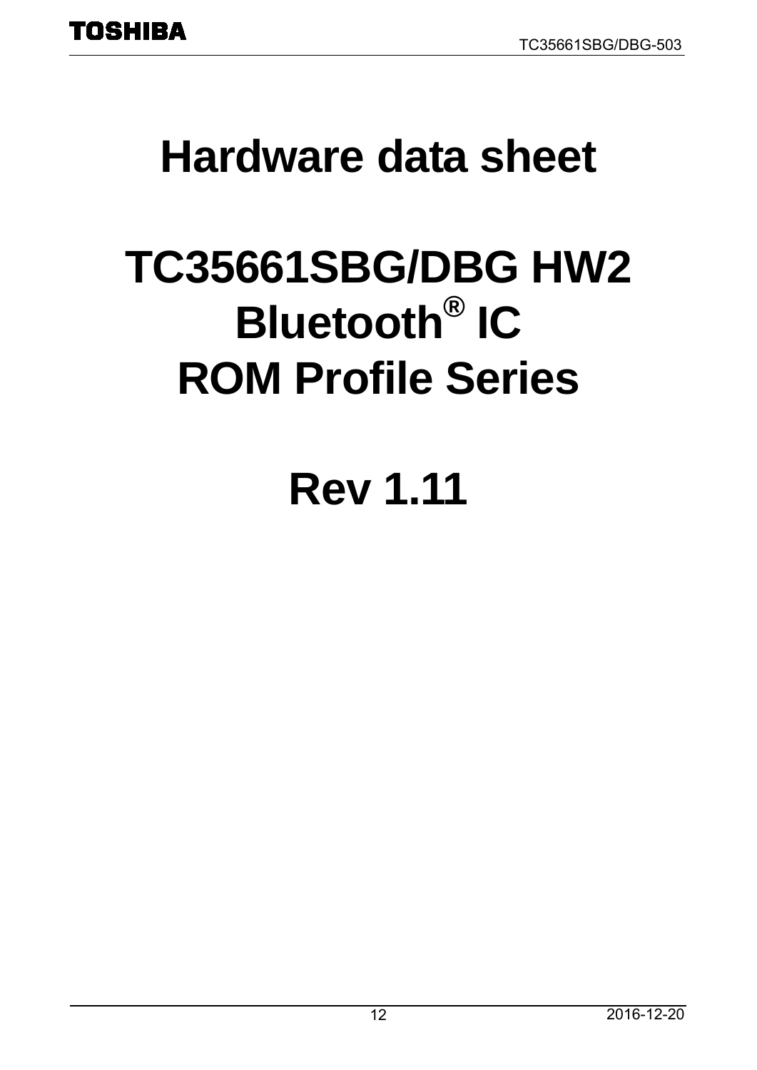# Hardware data sheet

# TC35661SBG/DBG HW2 Bluetooth® IC ROM Profile Series

# Rev 1.11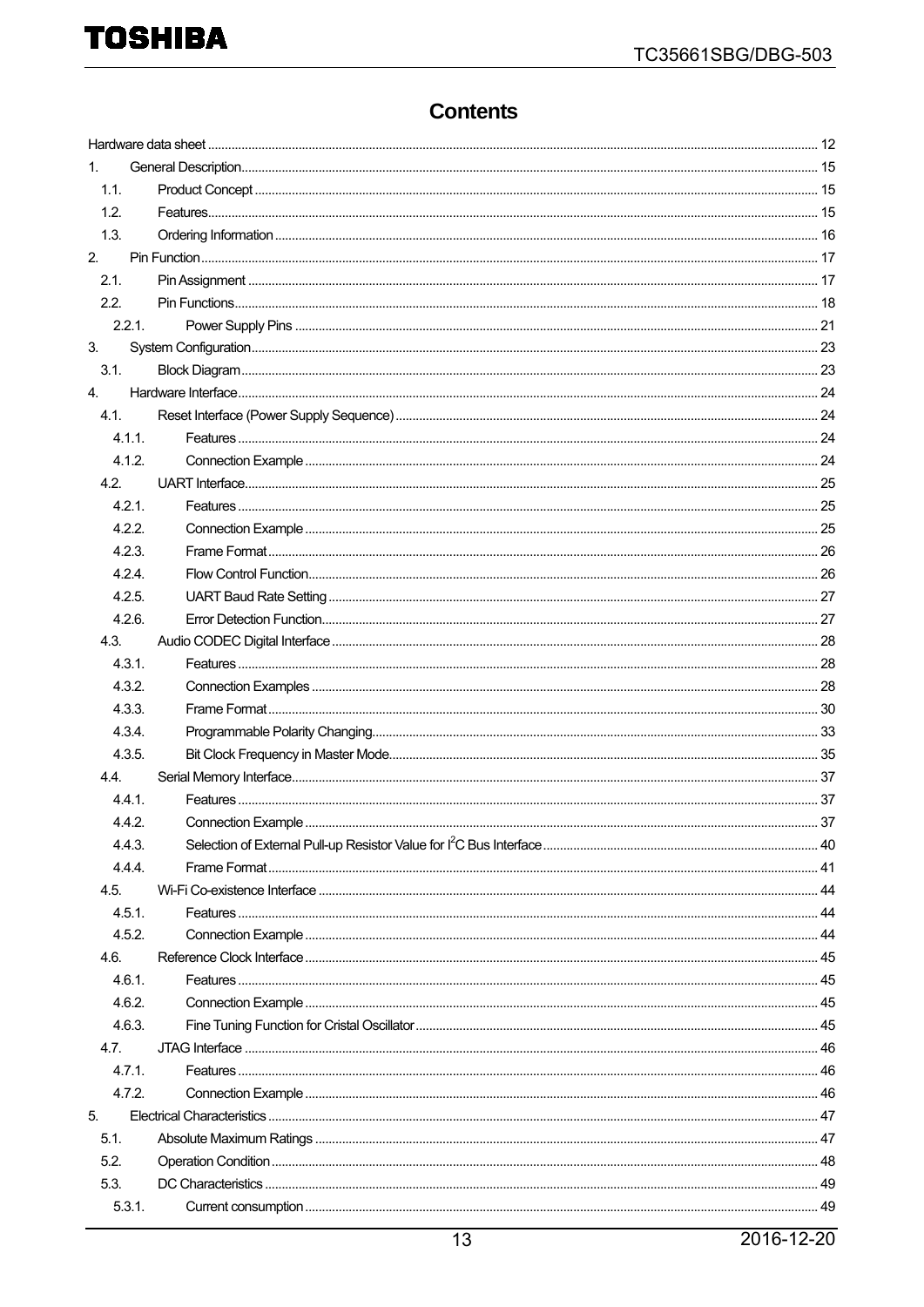# Contents

Hardware data sheet ........................................................ 12

1. General Description ........................................................ 15
   - 1.1. Product Concept ........................................................ 15
   - 1.2. Features ........................................................ 15
   - 1.3. Ordering Information ........................................................ 16
2. Pin Function ........................................................ 17
   - 2.1. Pin Assignment ........................................................ 17
   - 2.2. Pin Functions ........................................................ 18
     - 2.2.1. Power Supply Pins ........................................................ 21
3. System Configuration ........................................................ 23
   - 3.1. Block Diagram ........................................................ 23
4. Hardware Interface ........................................................ 24
   - 4.1. Reset Interface (Power Supply Sequence) ........................................................ 24
     - 4.1.1. Features ........................................................ 24
     - 4.1.2. Connection Example ........................................................ 24
   - 4.2. UART Interface ........................................................ 25
     - 4.2.1. Features ........................................................ 25
     - 4.2.2. Connection Example ........................................................ 25
     - 4.2.3. Frame Format ........................................................ 26
     - 4.2.4. Flow Control Function ........................................................ 26
     - 4.2.5. UART Baud Rate Setting ........................................................ 27
     - 4.2.6. Error Detection Function ........................................................ 27
   - 4.3. Audio CODEC Digital Interface ........................................................ 28
     - 4.3.1. Features ........................................................ 28
     - 4.3.2. Connection Examples ........................................................ 28
     - 4.3.3. Frame Format ........................................................ 30
     - 4.3.4. Programmable Polarity Changing ........................................................ 33
     - 4.3.5. Bit Clock Frequency in Master Mode ........................................................ 35
   - 4.4. Serial Memory Interface ........................................................ 37
     - 4.4.1. Features ........................................................ 37
     - 4.4.2. Connection Example ........................................................ 37
     - 4.4.3. Selection of External Pull-up Resistor Value for $I^2C$ Bus Interface ........................................................ 40
     - 4.4.4. Frame Format ........................................................ 41
   - 4.5. Wi-Fi Co-existence Interface ........................................................ 44
     - 4.5.1. Features ........................................................ 44
     - 4.5.2. Connection Example ........................................................ 44
   - 4.6. Reference Clock Interface ........................................................ 45
     - 4.6.1. Features ........................................................ 45
     - 4.6.2. Connection Example ........................................................ 45
     - 4.6.3. Fine Tuning Function for Cristal Oscillator ........................................................ 45
   - 4.7. JTAG Interface ........................................................ 46
     - 4.7.1. Features ........................................................ 46
     - 4.7.2. Connection Example ........................................................ 46
5. Electrical Characteristics ........................................................ 47
   - 5.1. Absolute Maximum Ratings ........................................................ 47
   - 5.2. Operation Condition ........................................................ 48
   - 5.3. DC Characteristics ........................................................ 49
     - 5.3.1. Current consumption ........................................................ 49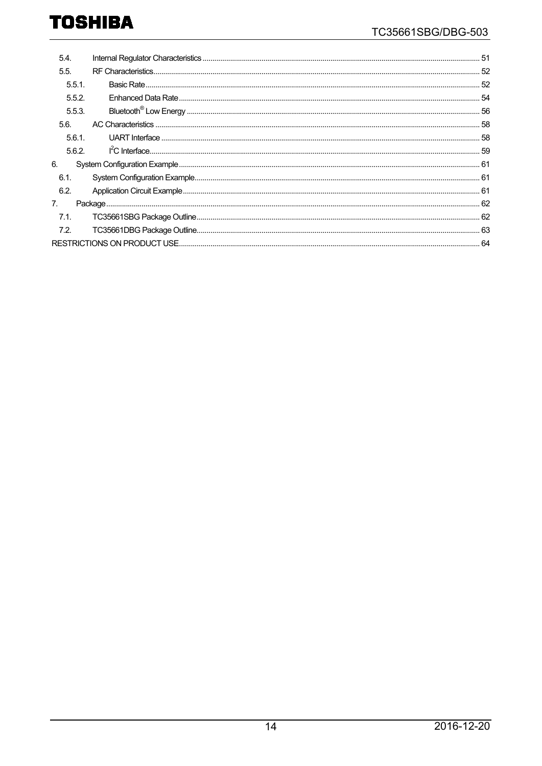5.4. Internal Regulator Characteristics ........................................................................................................................ 51
5.5. RF Characteristics.................................................................................................................................................. 52
5.5.1. Basic Rate............................................................................................................................................................ 52
5.5.2. Enhanced Data Rate ........................................................................................................................................... 54
5.5.3. Bluetooth® Low Energy ....................................................................................................................................... 56
5.6. AC Characteristics ................................................................................................................................................. 58
5.6.1. UART Interface .................................................................................................................................................... 58
5.6.2. I$^2$C Interface.......................................................................................................................................................... 59
6. System Configuration Example ....................................................................................................................................... 61
6.1. System Configuration Example.............................................................................................................................. 61
6.2. Application Circuit Example.................................................................................................................................... 61
7. Package........................................................................................................................................................................... 62
7.1. TC35661SBG Package Outline.............................................................................................................................. 62
7.2. TC35661DBG Package Outline.............................................................................................................................. 63
RESTRICTIONS ON PRODUCT USE................................................................................................................................. 64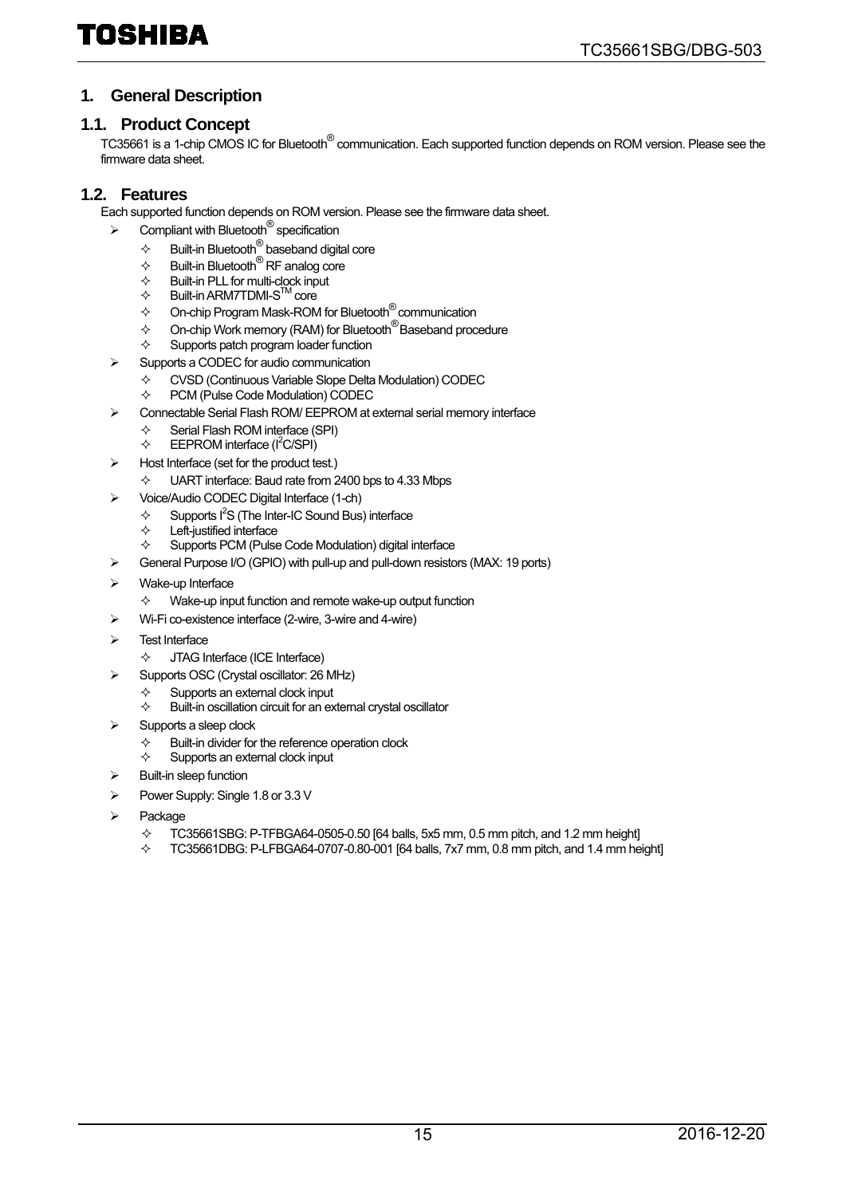# 1. General Description

## 1.1. Product Concept

TC35661 is a 1-chip CMOS IC for Bluetooth® communication. Each supported function depends on ROM version. Please see the firmware data sheet.

## 1.2. Features

Each supported function depends on ROM version. Please see the firmware data sheet.

- Compliant with Bluetooth® specification
  - Built-in Bluetooth® baseband digital core
  - Built-in Bluetooth® RF analog core
  - Built-in PLL for multi-clock input
  - Built-in ARM7TDMI-S™ core
  - On-chip Program Mask-ROM for Bluetooth® communication
  - On-chip Work memory (RAM) for Bluetooth® Baseband procedure
  - Supports patch program loader function
- Supports a CODEC for audio communication
  - CVSD (Continuous Variable Slope Delta Modulation) CODEC
  - PCM (Pulse Code Modulation) CODEC
- Connectable Serial Flash ROM/ EEPROM at external serial memory interface
  - Serial Flash ROM interface (SPI)
  - EEPROM interface ($I^2C$/SPI)
- Host Interface (set for the product test.)
  - UART interface: Baud rate from 2400 bps to 4.33 Mbps
- Voice/Audio CODEC Digital Interface (1-ch)
  - Supports $I^2S$ (The Inter-IC Sound Bus) interface
  - Left-justified interface
  - Supports PCM (Pulse Code Modulation) digital interface
- General Purpose I/O (GPIO) with pull-up and pull-down resistors (MAX: 19 ports)
- Wake-up Interface
  - Wake-up input function and remote wake-up output function
- Wi-Fi co-existence interface (2-wire, 3-wire and 4-wire)
- Test Interface
  - JTAG Interface (ICE Interface)
- Supports OSC (Crystal oscillator: 26 MHz)
  - Supports an external clock input
  - Built-in oscillation circuit for an external crystal oscillator
- Supports a sleep clock
  - Built-in divider for the reference operation clock
  - Supports an external clock input
- Built-in sleep function
- Power Supply: Single 1.8 or 3.3 V
- Package
  - TC35661SBG: P-TFBGA64-0505-0.50 [64 balls, 5x5 mm, 0.5 mm pitch, and 1.2 mm height]
  - TC35661DBG: P-LFBGA64-0707-0.80-001 [64 balls, 7x7 mm, 0.8 mm pitch, and 1.4 mm height]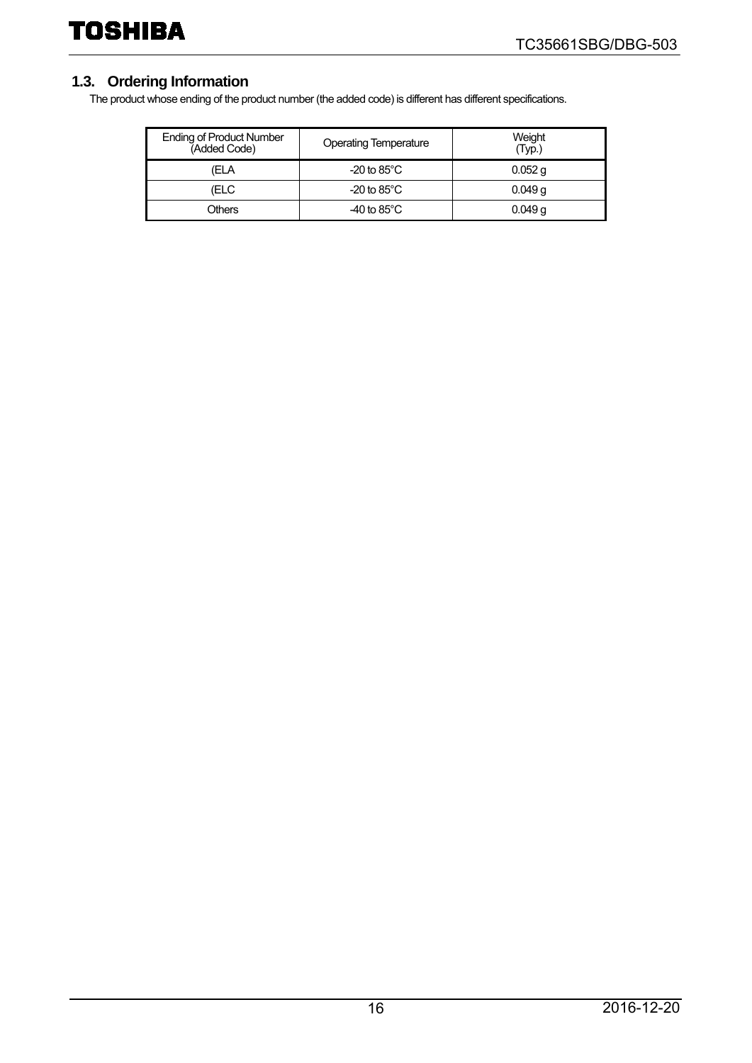## 1.3. Ordering Information

The product whose ending of the product number (the added code) is different has different specifications.

| Ending of Product Number (Added Code) | Operating Temperature | Weight (Typ.) |
|---|---|---|
| (ELA | -20 to 85°C | 0.052 g |
| (ELC | -20 to 85°C | 0.049 g |
| Others | -40 to 85°C | 0.049 g |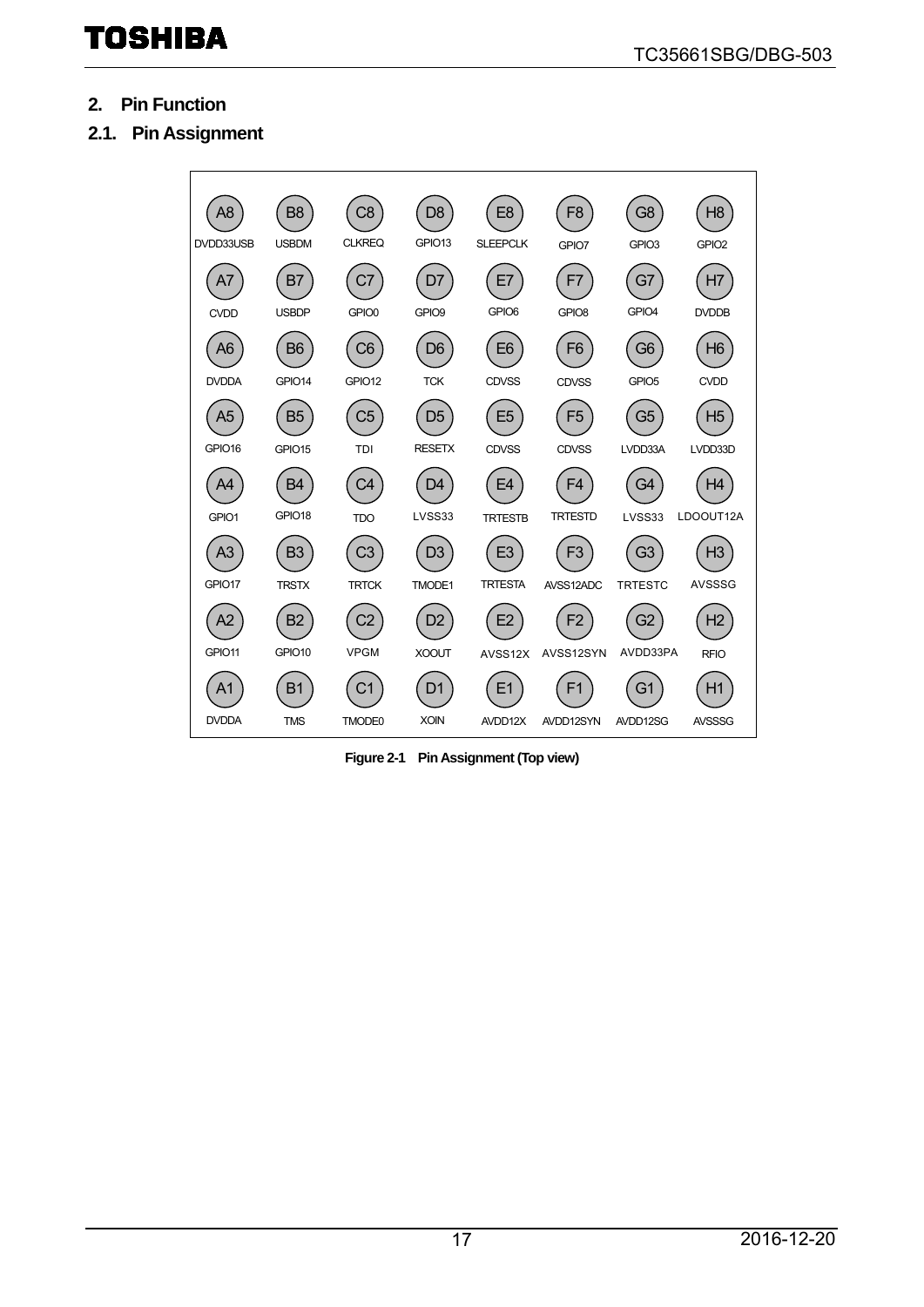## 2. Pin Function

### 2.1. Pin Assignment

| | 1 | 2 | 3 | 4 | 5 | 6 | 7 | 8 |
|---|---|---|---|---|---|---|---|---|
| A | DVDDA | GPIO11 | GPIO17 | GPIO1 | GPIO16 | DVDDA | CVDD | DVDD33USB |
| B | TMS | GPIO10 | TRSTX | GPIO18 | GPIO15 | GPIO14 | USBDP | USBDM |
| C | TMODE0 | VPGM | TRTCK | TDO | TDI | GPIO12 | GPIO0 | CLKREQ |
| D | XOIN | XOOUT | TMODE1 | LVSS33 | RESETX | TCK | GPIO9 | GPIO13 |
| E | AVDD12X | AVSS12X | TRTESTA | TRTESTB | CDVSS | CDVSS | GPIO6 | SLEEPCLK |
| F | AVDD12SYN | AVSS12SYN | AVSS12ADC | TRTESTD | CDVSS | CDVSS | GPIO8 | GPIO7 |
| G | AVDD12SG | AVDD33PA | TRTESTC | LVSS33 | LVDD33A | GPIO5 | GPIO4 | GPIO3 |
| H | AVSSSG | RFIO | AVSSSG | LDOOUT12A | LVDD33D | CVDD | DVDDB | GPIO2 |

**Figure 2-1 Pin Assignment (Top view)**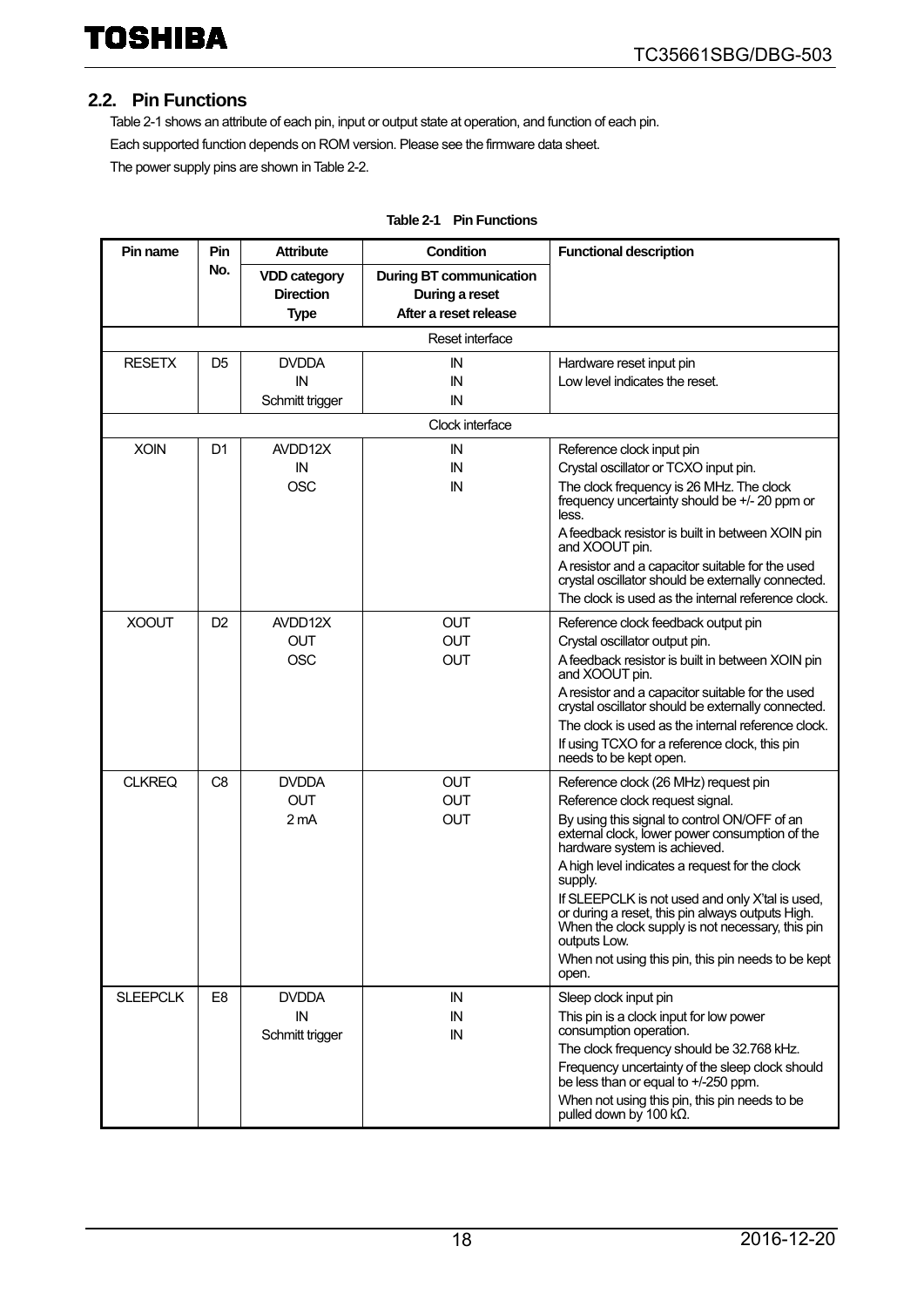## 2.2. Pin Functions

Table 2-1 shows an attribute of each pin, input or output state at operation, and function of each pin.

Each supported function depends on ROM version. Please see the firmware data sheet.

The power supply pins are shown in Table 2-2.

**Table 2-1 Pin Functions**

| Pin name | Pin No. | Attribute<br>VDD category<br>Direction<br>Type | Condition<br>During BT communication<br>During a reset<br>After a reset release | Functional description |
|---|---|---|---|---|
| | | | Reset interface | |
| RESETX | D5 | DVDDA<br>IN<br>Schmitt trigger | IN<br>IN<br>IN | Hardware reset input pin<br>Low level indicates the reset. |
| | | | Clock interface | |
| XOIN | D1 | AVDD12X<br>IN<br>OSC | IN<br>IN<br>IN | Reference clock input pin<br>Crystal oscillator or TCXO input pin.<br>The clock frequency is 26 MHz. The clock frequency uncertainty should be +/- 20 ppm or less.<br>A feedback resistor is built in between XOIN pin and XOOUT pin.<br>A resistor and a capacitor suitable for the used crystal oscillator should be externally connected.<br>The clock is used as the internal reference clock. |
| XOOUT | D2 | AVDD12X<br>OUT<br>OSC | OUT<br>OUT<br>OUT | Reference clock feedback output pin<br>Crystal oscillator output pin.<br>A feedback resistor is built in between XOIN pin and XOOUT pin.<br>A resistor and a capacitor suitable for the used crystal oscillator should be externally connected.<br>The clock is used as the internal reference clock.<br>If using TCXO for a reference clock, this pin needs to be kept open. |
| CLKREQ | C8 | DVDDA<br>OUT<br>2 mA | OUT<br>OUT<br>OUT | Reference clock (26 MHz) request pin<br>Reference clock request signal.<br>By using this signal to control ON/OFF of an external clock, lower power consumption of the hardware system is achieved.<br>A high level indicates a request for the clock supply.<br>If SLEEPCLK is not used and only X'tal is used, or during a reset, this pin always outputs High. When the clock supply is not necessary, this pin outputs Low.<br>When not using this pin, this pin needs to be kept open. |
| SLEEPCLK | E8 | DVDDA<br>IN<br>Schmitt trigger | IN<br>IN<br>IN | Sleep clock input pin<br>This pin is a clock input for low power consumption operation.<br>The clock frequency should be 32.768 kHz.<br>Frequency uncertainty of the sleep clock should be less than or equal to +/-250 ppm.<br>When not using this pin, this pin needs to be pulled down by 100 kΩ. |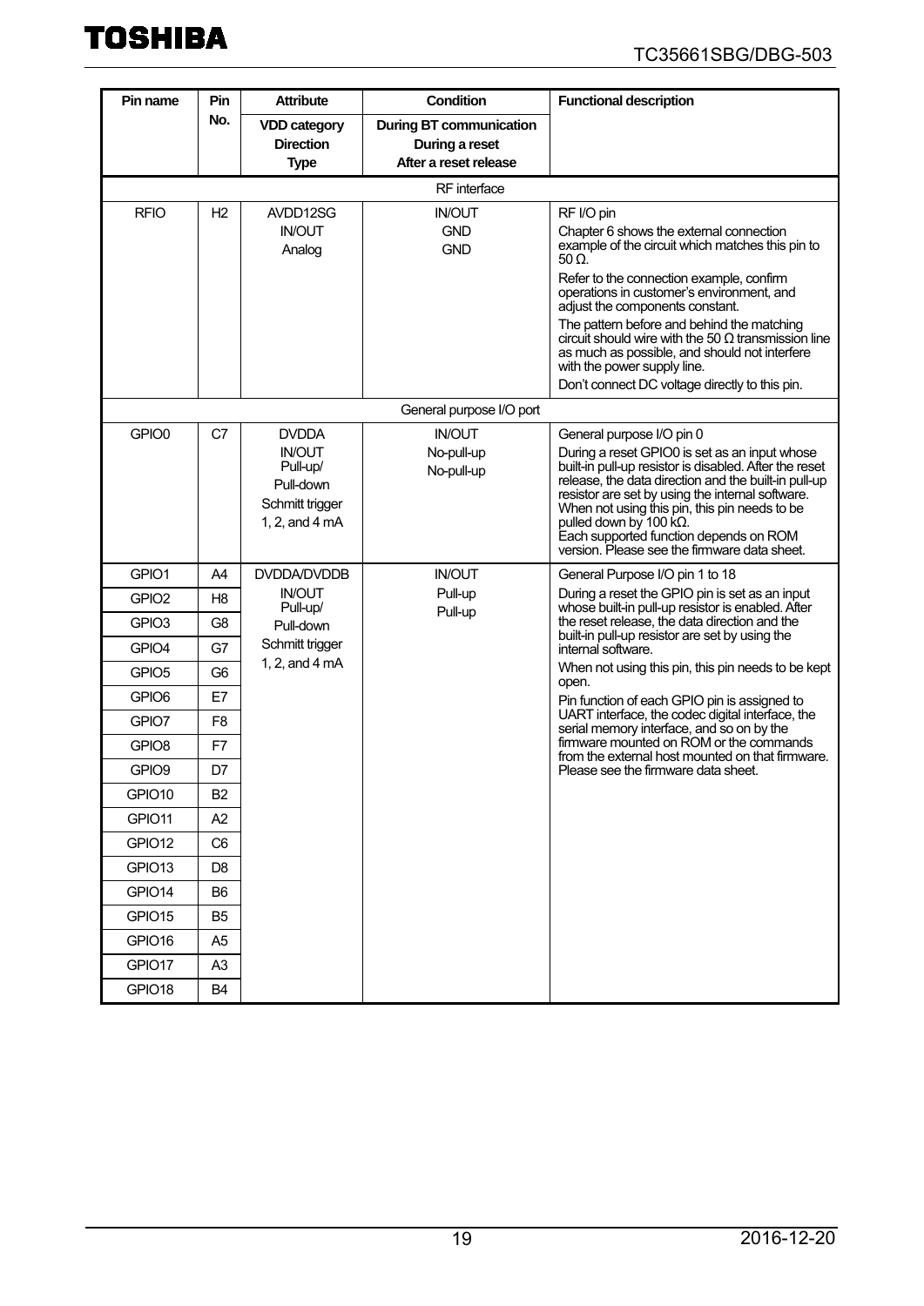| Pin name | Pin No. | Attribute<br>VDD category<br>Direction<br>Type | Condition<br>During BT communication<br>During a reset<br>After a reset release | Functional description |
|---|---|---|---|---|
| RF interface | | | | |
| RFIO | H2 | AVDD12SG<br>IN/OUT<br>Analog | IN/OUT<br>GND<br>GND | RF I/O pin<br>Chapter 6 shows the external connection example of the circuit which matches this pin to 50 Ω.<br>Refer to the connection example, confirm operations in customer's environment, and adjust the components constant.<br>The pattern before and behind the matching circuit should wire with the 50 Ω transmission line as much as possible, and should not interfere with the power supply line.<br>Don't connect DC voltage directly to this pin. |
| General purpose I/O port | | | | |
| GPIO0 | C7 | DVDDA<br>IN/OUT<br>Pull-up/<br>Pull-down<br>Schmitt trigger<br>1, 2, and 4 mA | IN/OUT<br>No-pull-up<br>No-pull-up | General purpose I/O pin 0<br>During a reset GPIO0 is set as an input whose built-in pull-up resistor is disabled. After the reset release, the data direction and the built-in pull-up resistor are set by using the internal software. When not using this pin, this pin needs to be pulled down by 100 kΩ.<br>Each supported function depends on ROM version. Please see the firmware data sheet. |
| GPIO1 | A4 | DVDDA/DVDDB<br>IN/OUT<br>Pull-up/<br>Pull-down<br>Schmitt trigger<br>1, 2, and 4 mA | IN/OUT<br>Pull-up<br>Pull-up | General Purpose I/O pin 1 to 18<br>During a reset the GPIO pin is set as an input whose built-in pull-up resistor is enabled. After the reset release, the data direction and the built-in pull-up resistor are set by using the internal software.<br>When not using this pin, this pin needs to be kept open.<br>Pin function of each GPIO pin is assigned to UART interface, the codec digital interface, the serial memory interface, and so on by the firmware mounted on ROM or the commands from the external host mounted on that firmware. Please see the firmware data sheet. |
| GPIO2 | H8 | | | |
| GPIO3 | G8 | | | |
| GPIO4 | G7 | | | |
| GPIO5 | G6 | | | |
| GPIO6 | E7 | | | |
| GPIO7 | F8 | | | |
| GPIO8 | F7 | | | |
| GPIO9 | D7 | | | |
| GPIO10 | B2 | | | |
| GPIO11 | A2 | | | |
| GPIO12 | C6 | | | |
| GPIO13 | D8 | | | |
| GPIO14 | B6 | | | |
| GPIO15 | B5 | | | |
| GPIO16 | A5 | | | |
| GPIO17 | A3 | | | |
| GPIO18 | B4 | | | |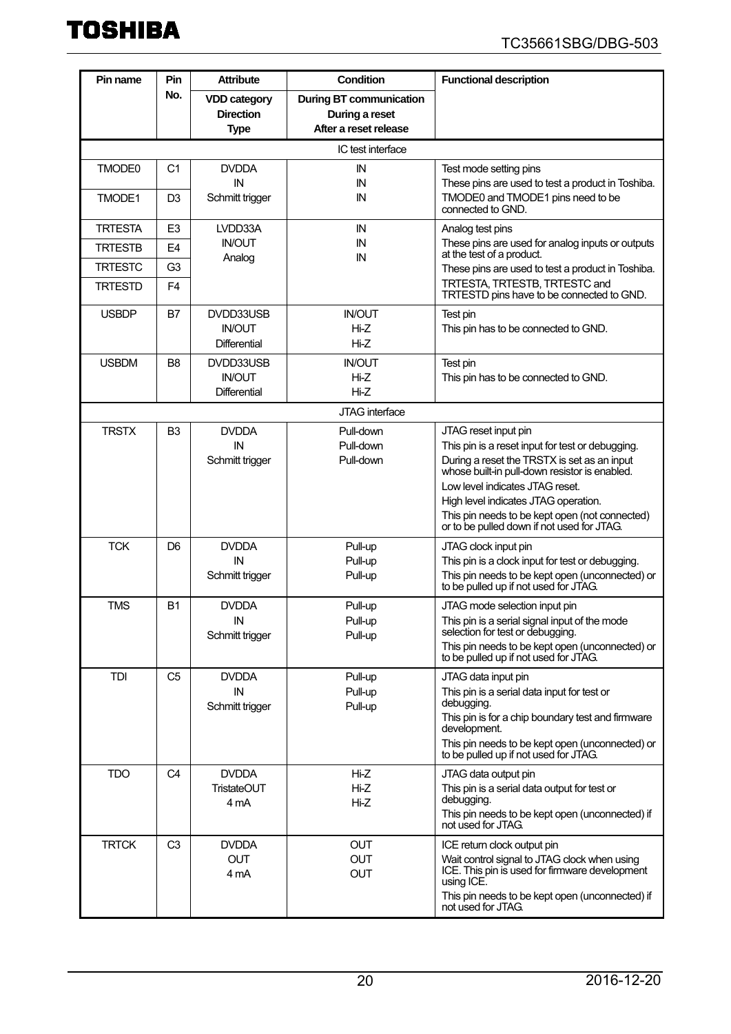| Pin name | Pin No. | Attribute<br>VDD category<br>Direction<br>Type | Condition<br>During BT communication<br>During a reset<br>After a reset release | Functional description |
|---|---|---|---|---|
| IC test interface | | | | |
| TMODE0 | C1 | DVDDA<br>IN<br>Schmitt trigger | IN<br>IN<br>IN | Test mode setting pins<br>These pins are used to test a product in Toshiba.<br>TMODE0 and TMODE1 pins need to be connected to GND. |
| TMODE1 | D3 | | | |
| TRTESTA | E3 | LVDD33A<br>IN/OUT<br>Analog | IN<br>IN<br>IN | Analog test pins<br>These pins are used for analog inputs or outputs at the test of a product.<br>These pins are used to test a product in Toshiba.<br>TRTESTA, TRTESTB, TRTESTC and TRTESTD pins have to be connected to GND. |
| TRTESTB | E4 | | | |
| TRTESTC | G3 | | | |
| TRTESTD | F4 | | | |
| USBDP | B7 | DVDD33USB<br>IN/OUT<br>Differential | IN/OUT<br>Hi-Z<br>Hi-Z | Test pin<br>This pin has to be connected to GND. |
| USBDM | B8 | DVDD33USB<br>IN/OUT<br>Differential | IN/OUT<br>Hi-Z<br>Hi-Z | Test pin<br>This pin has to be connected to GND. |
| JTAG interface | | | | |
| TRSTX | B3 | DVDDA<br>IN<br>Schmitt trigger | Pull-down<br>Pull-down<br>Pull-down | JTAG reset input pin<br>This pin is a reset input for test or debugging.<br>During a reset the TRSTX is set as an input whose built-in pull-down resistor is enabled.<br>Low level indicates JTAG reset.<br>High level indicates JTAG operation.<br>This pin needs to be kept open (not connected) or to be pulled down if not used for JTAG. |
| TCK | D6 | DVDDA<br>IN<br>Schmitt trigger | Pull-up<br>Pull-up<br>Pull-up | JTAG clock input pin<br>This pin is a clock input for test or debugging.<br>This pin needs to be kept open (unconnected) or to be pulled up if not used for JTAG. |
| TMS | B1 | DVDDA<br>IN<br>Schmitt trigger | Pull-up<br>Pull-up<br>Pull-up | JTAG mode selection input pin<br>This pin is a serial signal input of the mode selection for test or debugging.<br>This pin needs to be kept open (unconnected) or to be pulled up if not used for JTAG. |
| TDI | C5 | DVDDA<br>IN<br>Schmitt trigger | Pull-up<br>Pull-up<br>Pull-up | JTAG data input pin<br>This pin is a serial data input for test or debugging.<br>This pin is for a chip boundary test and firmware development.<br>This pin needs to be kept open (unconnected) or to be pulled up if not used for JTAG. |
| TDO | C4 | DVDDA<br>TristateOUT<br>4 mA | Hi-Z<br>Hi-Z<br>Hi-Z | JTAG data output pin<br>This pin is a serial data output for test or debugging.<br>This pin needs to be kept open (unconnected) if not used for JTAG. |
| TRTCK | C3 | DVDDA<br>OUT<br>4 mA | OUT<br>OUT<br>OUT | ICE return clock output pin<br>Wait control signal to JTAG clock when using ICE. This pin is used for firmware development using ICE.<br>This pin needs to be kept open (unconnected) if not used for JTAG. |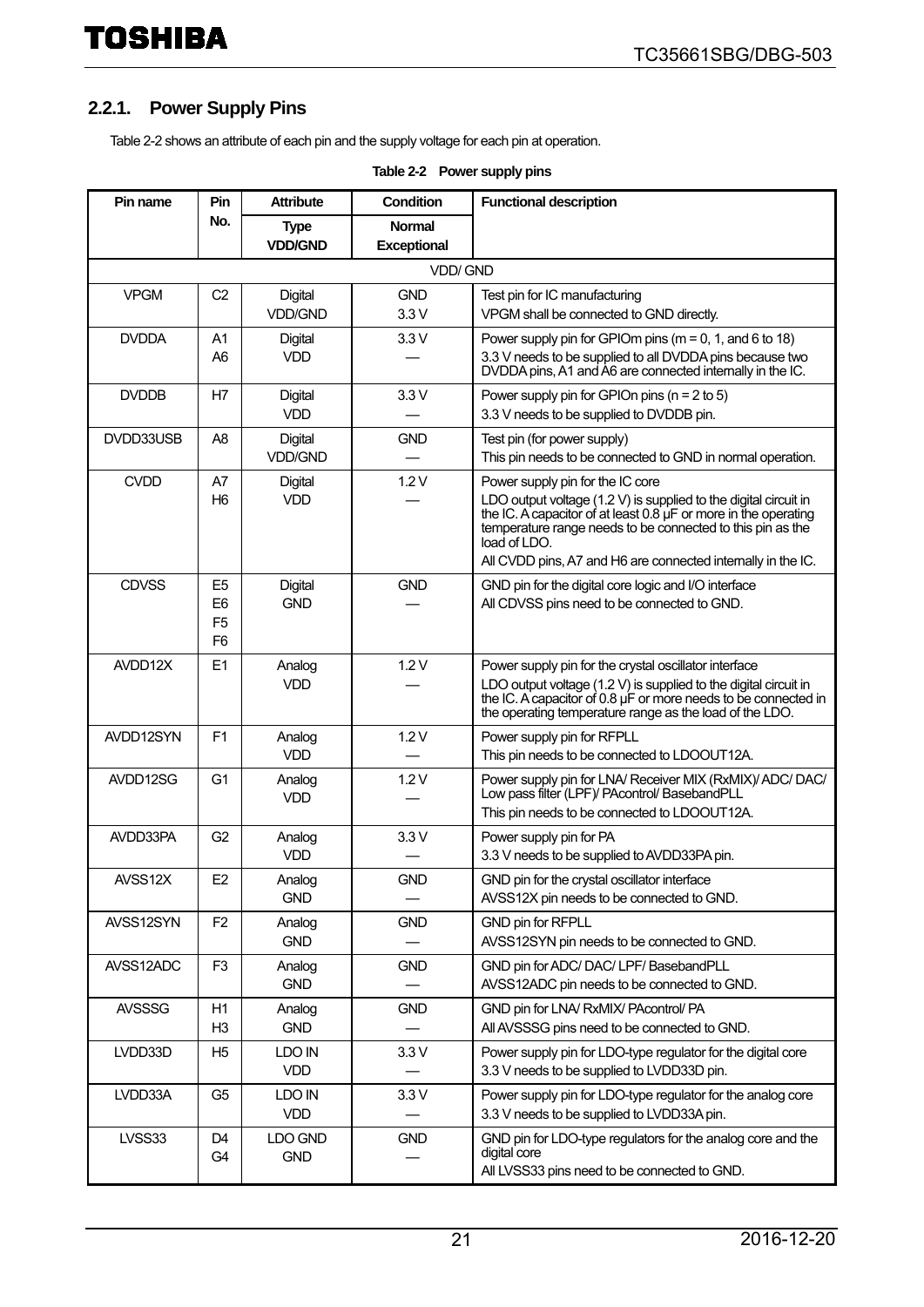### 2.2.1. Power Supply Pins

Table 2-2 shows an attribute of each pin and the supply voltage for each pin at operation.

**Table 2-2 Power supply pins**

| Pin name | Pin No. | Attribute<br>Type<br>VDD/GND | Condition<br>Normal<br>Exceptional | Functional description |
|---|---|---|---|---|
| VDD/ GND | | | | |
| VPGM | C2 | Digital<br>VDD/GND | GND<br>3.3 V | Test pin for IC manufacturing<br>VPGM shall be connected to GND directly. |
| DVDDA | A1<br>A6 | Digital<br>VDD | 3.3 V<br>— | Power supply pin for GPIOm pins (m = 0, 1, and 6 to 18)<br>3.3 V needs to be supplied to all DVDDA pins because two DVDDA pins, A1 and A6 are connected internally in the IC. |
| DVDDB | H7 | Digital<br>VDD | 3.3 V<br>— | Power supply pin for GPIOn pins (n = 2 to 5)<br>3.3 V needs to be supplied to DVDDB pin. |
| DVDD33USB | A8 | Digital<br>VDD/GND | GND<br>— | Test pin (for power supply)<br>This pin needs to be connected to GND in normal operation. |
| CVDD | A7<br>H6 | Digital<br>VDD | 1.2 V<br>— | Power supply pin for the IC core<br>LDO output voltage (1.2 V) is supplied to the digital circuit in the IC. A capacitor of at least 0.8 μF or more in the operating temperature range needs to be connected to this pin as the load of LDO.<br>All CVDD pins, A7 and H6 are connected internally in the IC. |
| CDVSS | E5<br>E6<br>F5<br>F6 | Digital<br>GND | GND<br>— | GND pin for the digital core logic and I/O interface<br>All CDVSS pins need to be connected to GND. |
| AVDD12X | E1 | Analog<br>VDD | 1.2 V<br>— | Power supply pin for the crystal oscillator interface<br>LDO output voltage (1.2 V) is supplied to the digital circuit in the IC. A capacitor of 0.8 μF or more needs to be connected in the operating temperature range as the load of the LDO. |
| AVDD12SYN | F1 | Analog<br>VDD | 1.2 V<br>— | Power supply pin for RFPLL<br>This pin needs to be connected to LDOOUT12A. |
| AVDD12SG | G1 | Analog<br>VDD | 1.2 V<br>— | Power supply pin for LNA/ Receiver MIX (RxMIX)/ ADC/ DAC/ Low pass filter (LPF)/ PAcontrol/ BasebandPLL<br>This pin needs to be connected to LDOOUT12A. |
| AVDD33PA | G2 | Analog<br>VDD | 3.3 V<br>— | Power supply pin for PA<br>3.3 V needs to be supplied to AVDD33PA pin. |
| AVSS12X | E2 | Analog<br>GND | GND<br>— | GND pin for the crystal oscillator interface<br>AVSS12X pin needs to be connected to GND. |
| AVSS12SYN | F2 | Analog<br>GND | GND<br>— | GND pin for RFPLL<br>AVSS12SYN pin needs to be connected to GND. |
| AVSS12ADC | F3 | Analog<br>GND | GND<br>— | GND pin for ADC/ DAC/ LPF/ BasebandPLL<br>AVSS12ADC pin needs to be connected to GND. |
| AVSSSG | H1<br>H3 | Analog<br>GND | GND<br>— | GND pin for LNA/ RxMIX/ PAcontrol/ PA<br>All AVSSSG pins need to be connected to GND. |
| LVDD33D | H5 | LDO IN<br>VDD | 3.3 V<br>— | Power supply pin for LDO-type regulator for the digital core<br>3.3 V needs to be supplied to LVDD33D pin. |
| LVDD33A | G5 | LDO IN<br>VDD | 3.3 V<br>— | Power supply pin for LDO-type regulator for the analog core<br>3.3 V needs to be supplied to LVDD33A pin. |
| LVSS33 | D4<br>G4 | LDO GND<br>GND | GND<br>— | GND pin for LDO-type regulators for the analog core and the digital core<br>All LVSS33 pins need to be connected to GND. |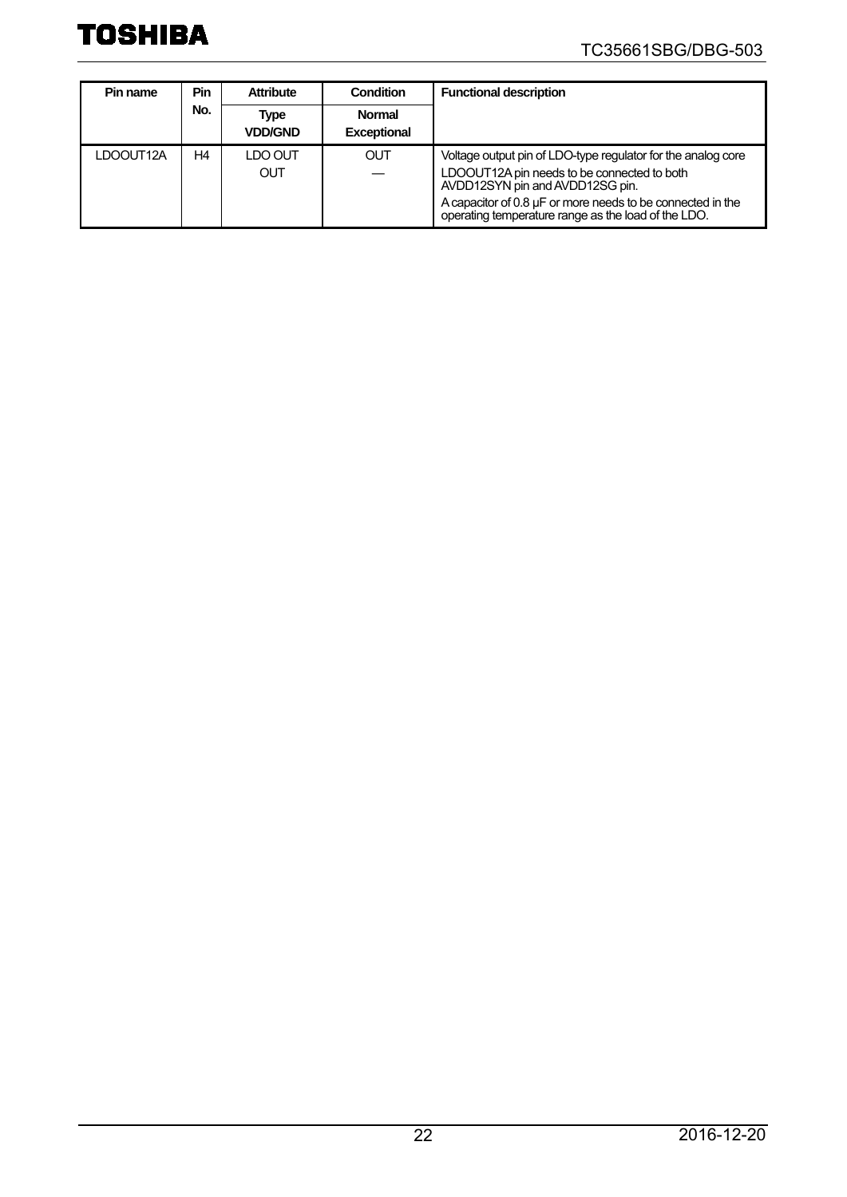| Pin name | Pin No. | Attribute | Condition | Functional description |
|---|---|---|---|---|
| | | Type<br>VDD/GND | Normal<br>Exceptional | |
| LDOOUT12A | H4 | LDO OUT<br>OUT | OUT<br>— | Voltage output pin of LDO-type regulator for the analog core<br>LDOOUT12A pin needs to be connected to both AVDD12SYN pin and AVDD12SG pin.<br>A capacitor of 0.8 μF or more needs to be connected in the operating temperature range as the load of the LDO. |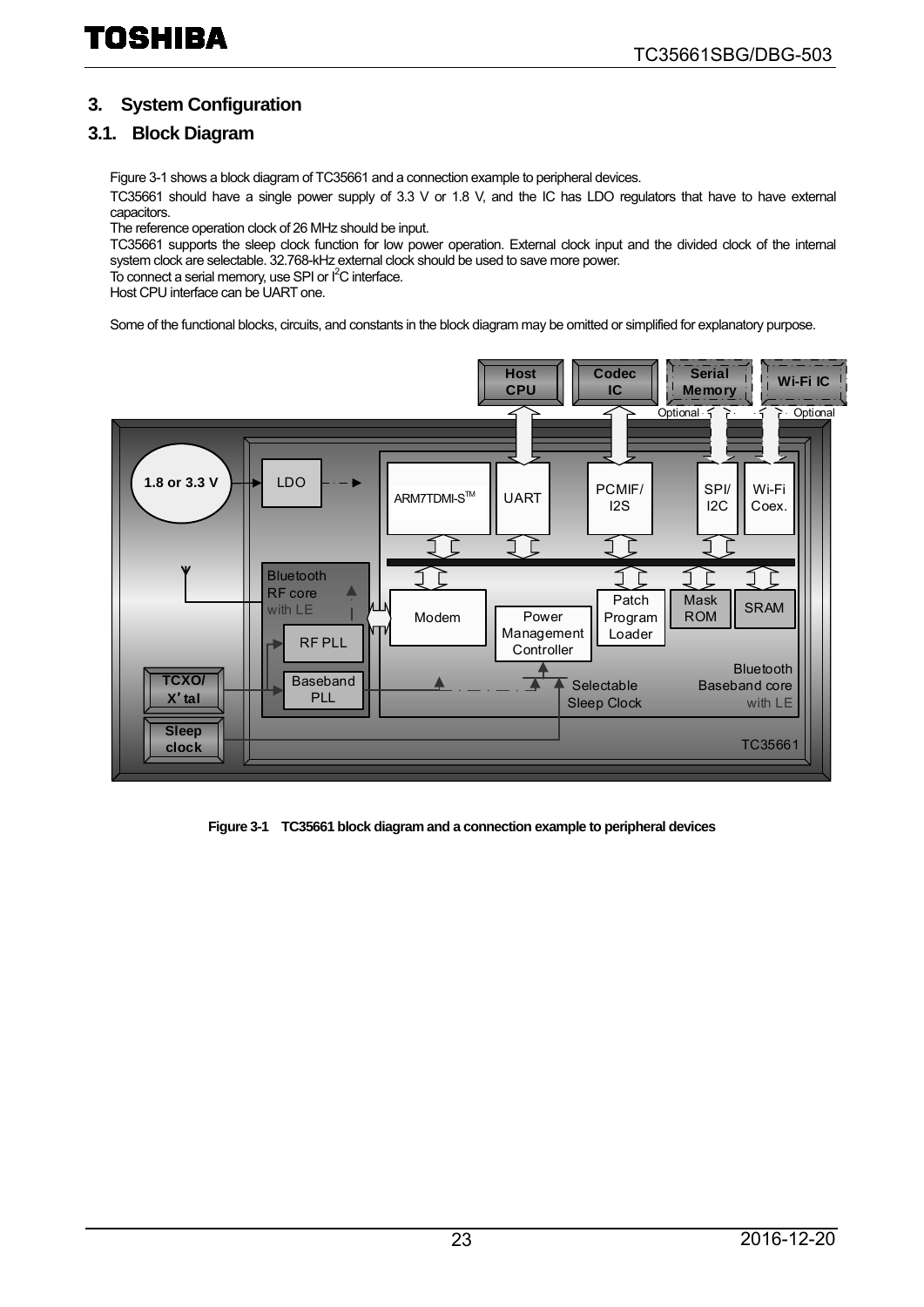## 3. System Configuration

### 3.1. Block Diagram

Figure 3-1 shows a block diagram of TC35661 and a connection example to peripheral devices.

TC35661 should have a single power supply of 3.3 V or 1.8 V, and the IC has LDO regulators that have to have external capacitors.

The reference operation clock of 26 MHz should be input.

TC35661 supports the sleep clock function for low power operation. External clock input and the divided clock of the internal system clock are selectable. 32.768-kHz external clock should be used to save more power.

To connect a serial memory, use SPI or $I^2C$ interface.

Host CPU interface can be UART one.

Some of the functional blocks, circuits, and constants in the block diagram may be omitted or simplified for explanatory purpose.

**Figure 3-1 TC35661 block diagram and a connection example to peripheral devices**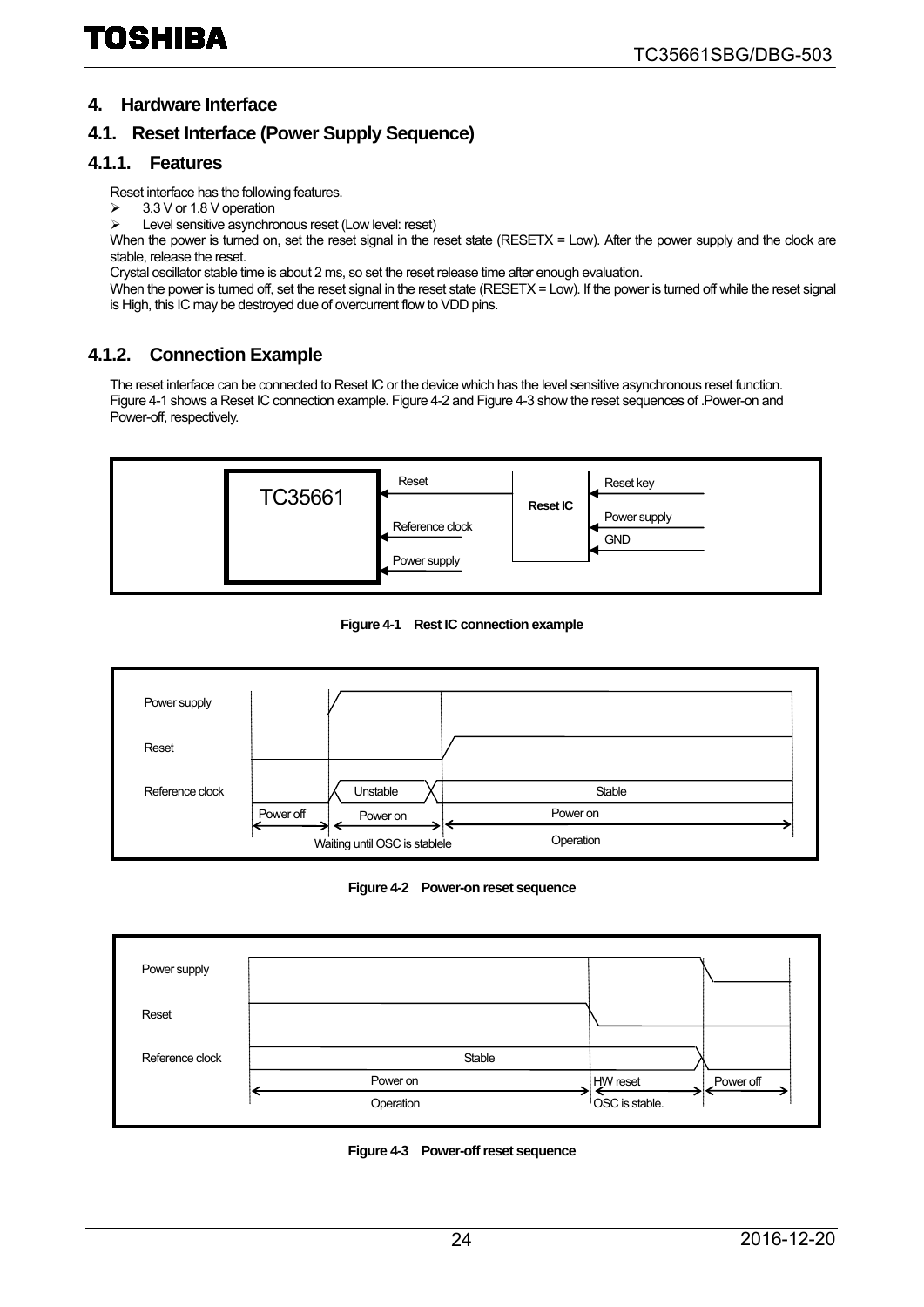## 4. Hardware Interface

### 4.1. Reset Interface (Power Supply Sequence)

#### 4.1.1. Features

Reset interface has the following features.

- 3.3 V or 1.8 V operation
- Level sensitive asynchronous reset (Low level: reset)

When the power is turned on, set the reset signal in the reset state (RESETX = Low). After the power supply and the clock are stable, release the reset.

Crystal oscillator stable time is about 2 ms, so set the reset release time after enough evaluation.

When the power is turned off, set the reset signal in the reset state (RESETX = Low). If the power is turned off while the reset signal is High, this IC may be destroyed due of overcurrent flow to VDD pins.

#### 4.1.2. Connection Example

The reset interface can be connected to Reset IC or the device which has the level sensitive asynchronous reset function. Figure 4-1 shows a Reset IC connection example. Figure 4-2 and Figure 4-3 show the reset sequences of .Power-on and Power-off, respectively.

TC35661 | Reset | Reference clock | Power supply | Reset IC | Reset key | Power supply | GND

**Figure 4-1 Rest IC connection example**

Power supply | Reset | Reference clock | Unstable | Stable | Power off | Power on | Power on | Waiting until OSC is stablele | Operation

**Figure 4-2 Power-on reset sequence**

Power supply | Reset | Reference clock | Stable | Power on | Operation | HW reset | OSC is stable. | Power off

**Figure 4-3 Power-off reset sequence**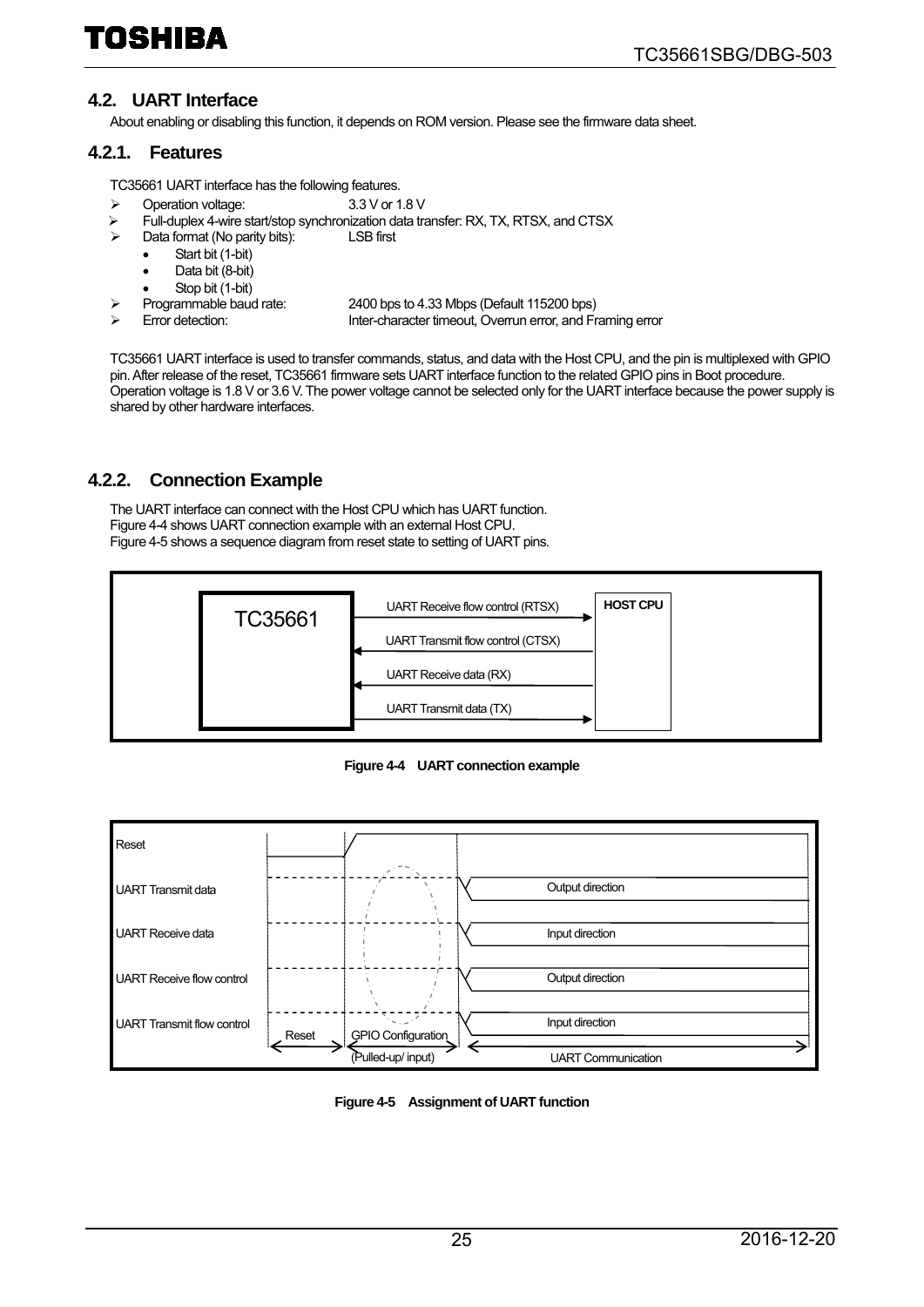## 4.2. UART Interface

About enabling or disabling this function, it depends on ROM version. Please see the firmware data sheet.

### 4.2.1. Features

TC35661 UART interface has the following features.

- Operation voltage: 3.3 V or 1.8 V
- Full-duplex 4-wire start/stop synchronization data transfer: RX, TX, RTSX, and CTSX
- Data format (No parity bits): LSB first
  - Start bit (1-bit)
  - Data bit (8-bit)
  - Stop bit (1-bit)
- Programmable baud rate: 2400 bps to 4.33 Mbps (Default 115200 bps)
- Error detection: Inter-character timeout, Overrun error, and Framing error

TC35661 UART interface is used to transfer commands, status, and data with the Host CPU, and the pin is multiplexed with GPIO pin. After release of the reset, TC35661 firmware sets UART interface function to the related GPIO pins in Boot procedure. Operation voltage is 1.8 V or 3.6 V. The power voltage cannot be selected only for the UART interface because the power supply is shared by other hardware interfaces.

### 4.2.2. Connection Example

The UART interface can connect with the Host CPU which has UART function.
Figure 4-4 shows UART connection example with an external Host CPU.
Figure 4-5 shows a sequence diagram from reset state to setting of UART pins.

TC35661 — HOST CPU

- UART Receive flow control (RTSX) →
- ← UART Transmit flow control (CTSX)
- ← UART Receive data (RX)
- UART Transmit data (TX) →

**Figure 4-4 UART connection example**

Reset | UART Transmit data: Output direction | UART Receive data: Input direction | UART Receive flow control: Output direction | UART Transmit flow control: Input direction

Reset → GPIO Configuration (Pulled-up/ input) → UART Communication

**Figure 4-5 Assignment of UART function**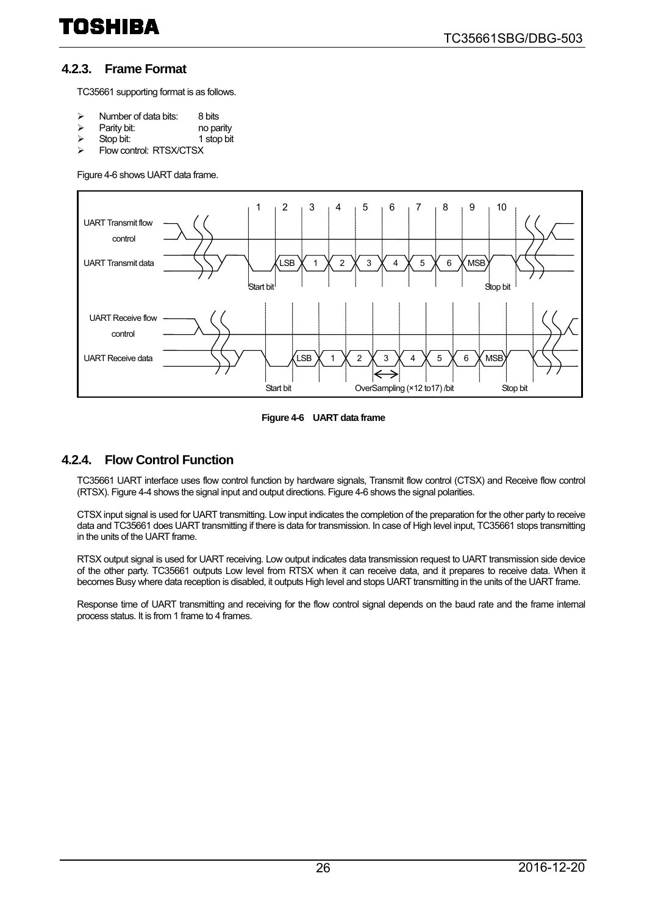### 4.2.3. Frame Format

TC35661 supporting format is as follows.

- Number of data bits: 8 bits
- Parity bit: no parity
- Stop bit: 1 stop bit
- Flow control: RTSX/CTSX

Figure 4-6 shows UART data frame.

**Figure 4-6 UART data frame**

### 4.2.4. Flow Control Function

TC35661 UART interface uses flow control function by hardware signals, Transmit flow control (CTSX) and Receive flow control (RTSX). Figure 4-4 shows the signal input and output directions. Figure 4-6 shows the signal polarities.

CTSX input signal is used for UART transmitting. Low input indicates the completion of the preparation for the other party to receive data and TC35661 does UART transmitting if there is data for transmission. In case of High level input, TC35661 stops transmitting in the units of the UART frame.

RTSX output signal is used for UART receiving. Low output indicates data transmission request to UART transmission side device of the other party. TC35661 outputs Low level from RTSX when it can receive data, and it prepares to receive data. When it becomes Busy where data reception is disabled, it outputs High level and stops UART transmitting in the units of the UART frame.

Response time of UART transmitting and receiving for the flow control signal depends on the baud rate and the frame internal process status. It is from 1 frame to 4 frames.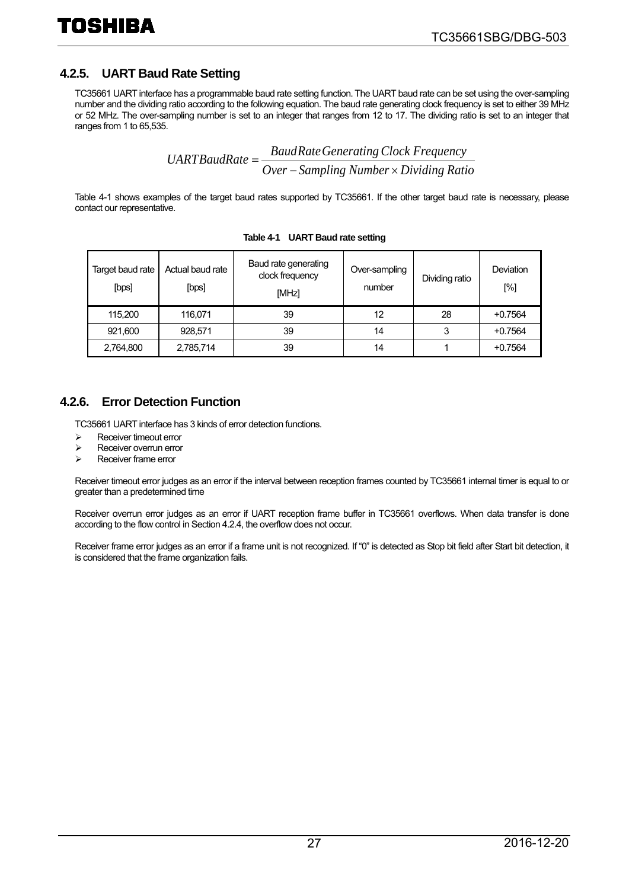### 4.2.5. UART Baud Rate Setting

TC35661 UART interface has a programmable baud rate setting function. The UART baud rate can be set using the over-sampling number and the dividing ratio according to the following equation. The baud rate generating clock frequency is set to either 39 MHz or 52 MHz. The over-sampling number is set to an integer that ranges from 12 to 17. The dividing ratio is set to an integer that ranges from 1 to 65,535.

$$UART BaudRate = \frac{BaudRate Generating\ Clock\ Frequency}{Over-Sampling\ Number \times Dividing\ Ratio}$$

Table 4-1 shows examples of the target baud rates supported by TC35661. If the other target baud rate is necessary, please contact our representative.

**Table 4-1 UART Baud rate setting**

| Target baud rate [bps] | Actual baud rate [bps] | Baud rate generating clock frequency [MHz] | Over-sampling number | Dividing ratio | Deviation [%] |
|---|---|---|---|---|---|
| 115,200 | 116,071 | 39 | 12 | 28 | +0.7564 |
| 921,600 | 928,571 | 39 | 14 | 3 | +0.7564 |
| 2,764,800 | 2,785,714 | 39 | 14 | 1 | +0.7564 |

### 4.2.6. Error Detection Function

TC35661 UART interface has 3 kinds of error detection functions.

- Receiver timeout error
- Receiver overrun error
- Receiver frame error

Receiver timeout error judges as an error if the interval between reception frames counted by TC35661 internal timer is equal to or greater than a predetermined time

Receiver overrun error judges as an error if UART reception frame buffer in TC35661 overflows. When data transfer is done according to the flow control in Section 4.2.4, the overflow does not occur.

Receiver frame error judges as an error if a frame unit is not recognized. If "0" is detected as Stop bit field after Start bit detection, it is considered that the frame organization fails.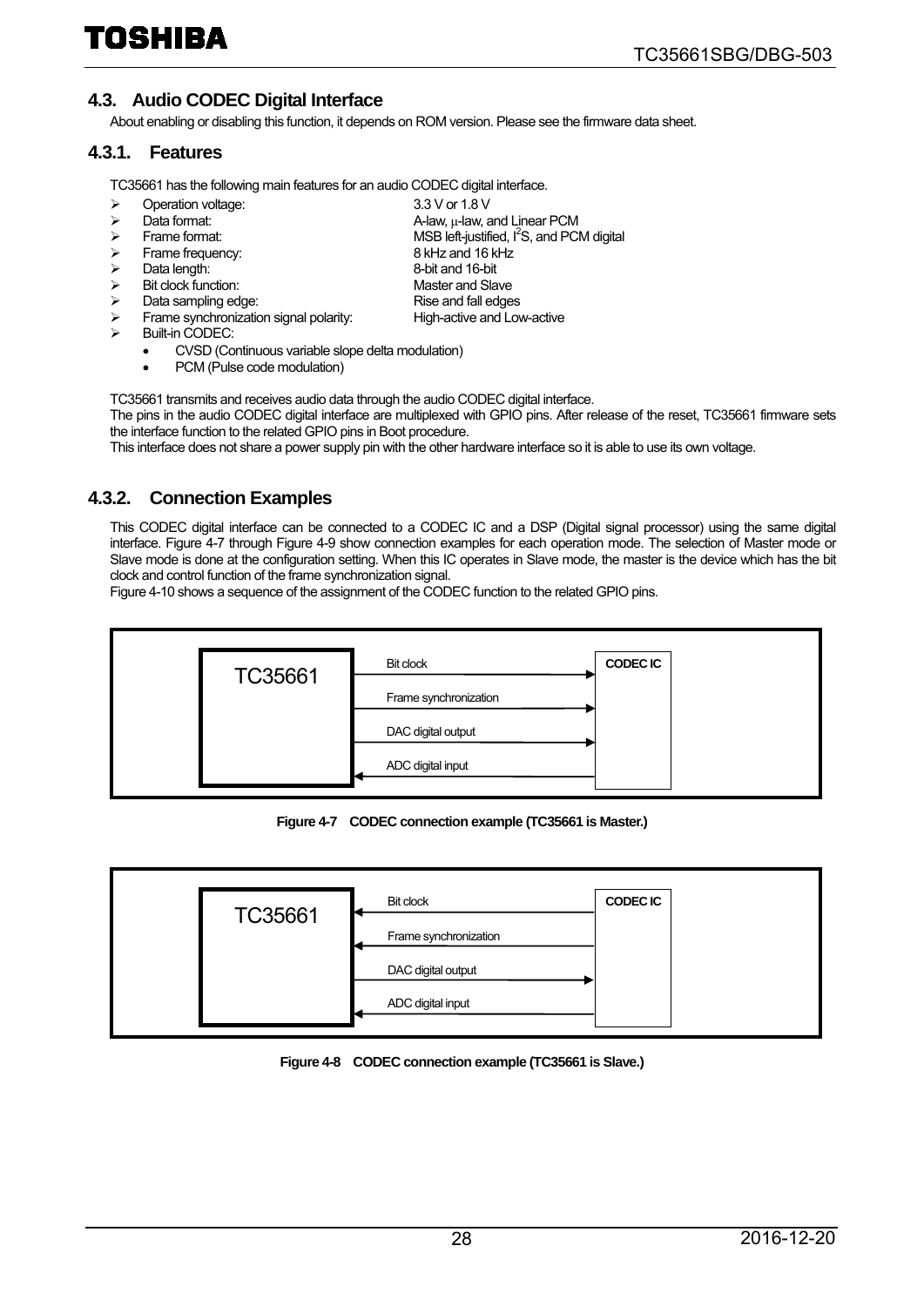## 4.3. Audio CODEC Digital Interface

About enabling or disabling this function, it depends on ROM version. Please see the firmware data sheet.

### 4.3.1. Features

TC35661 has the following main features for an audio CODEC digital interface.

- Operation voltage: 3.3 V or 1.8 V
- Data format: A-law, μ-law, and Linear PCM
- Frame format: MSB left-justified, $I^2S$, and PCM digital
- Frame frequency: 8 kHz and 16 kHz
- Data length: 8-bit and 16-bit
- Bit clock function: Master and Slave
- Data sampling edge: Rise and fall edges
- Frame synchronization signal polarity: High-active and Low-active
- Built-in CODEC:
  - CVSD (Continuous variable slope delta modulation)
  - PCM (Pulse code modulation)

TC35661 transmits and receives audio data through the audio CODEC digital interface.
The pins in the audio CODEC digital interface are multiplexed with GPIO pins. After release of the reset, TC35661 firmware sets the interface function to the related GPIO pins in Boot procedure.
This interface does not share a power supply pin with the other hardware interface so it is able to use its own voltage.

### 4.3.2. Connection Examples

This CODEC digital interface can be connected to a CODEC IC and a DSP (Digital signal processor) using the same digital interface. Figure 4-7 through Figure 4-9 show connection examples for each operation mode. The selection of Master mode or Slave mode is done at the configuration setting. When this IC operates in Slave mode, the master is the device which has the bit clock and control function of the frame synchronization signal.
Figure 4-10 shows a sequence of the assignment of the CODEC function to the related GPIO pins.

TC35661 → CODEC IC: Bit clock
TC35661 → CODEC IC: Frame synchronization
TC35661 → CODEC IC: DAC digital output
CODEC IC → TC35661: ADC digital input

**Figure 4-7 CODEC connection example (TC35661 is Master.)**

CODEC IC → TC35661: Bit clock
CODEC IC → TC35661: Frame synchronization
TC35661 → CODEC IC: DAC digital output
CODEC IC → TC35661: ADC digital input

**Figure 4-8 CODEC connection example (TC35661 is Slave.)**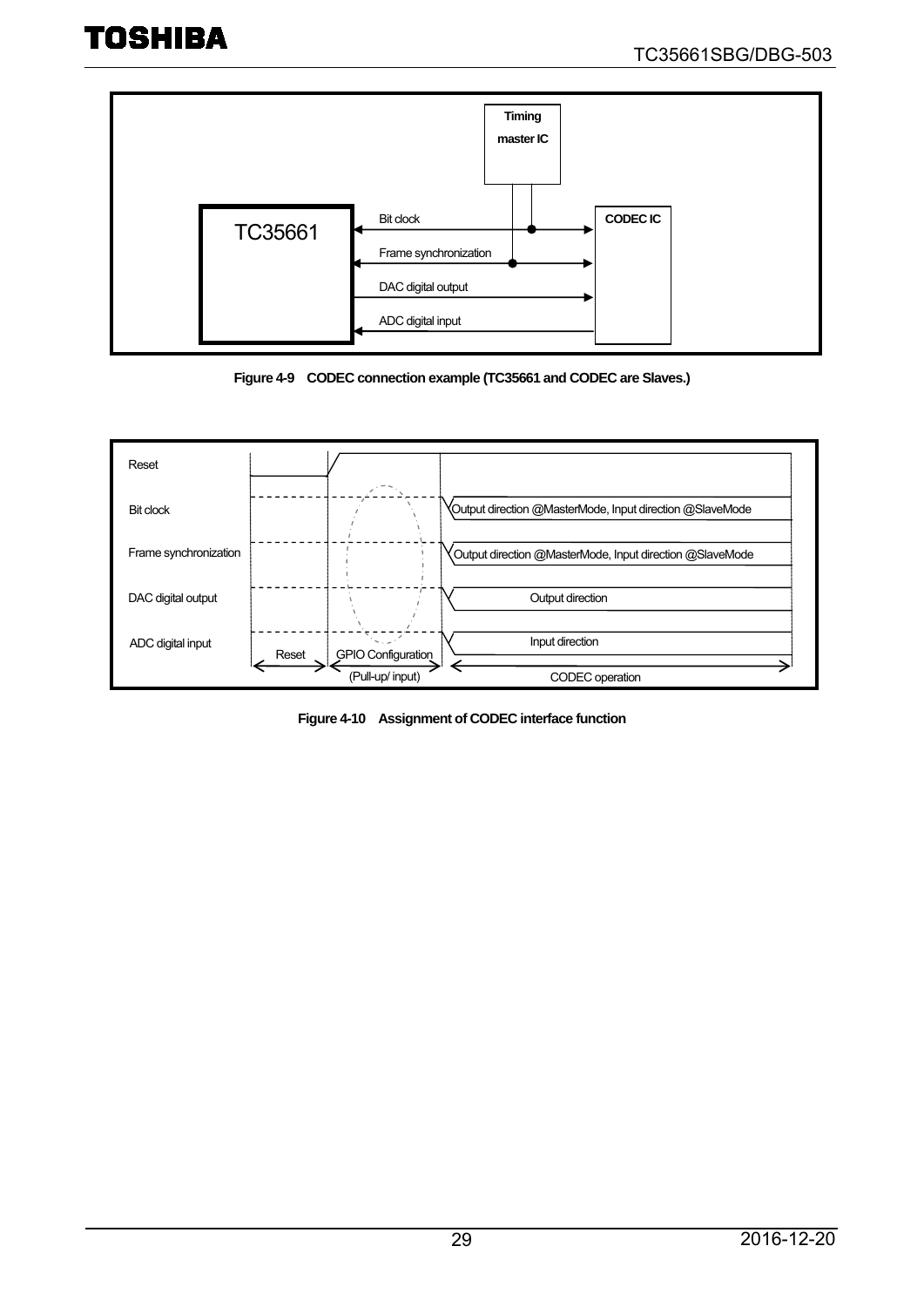Figure 4-9 CODEC connection example (TC35661 and CODEC are Slaves.)

Figure 4-10 Assignment of CODEC interface function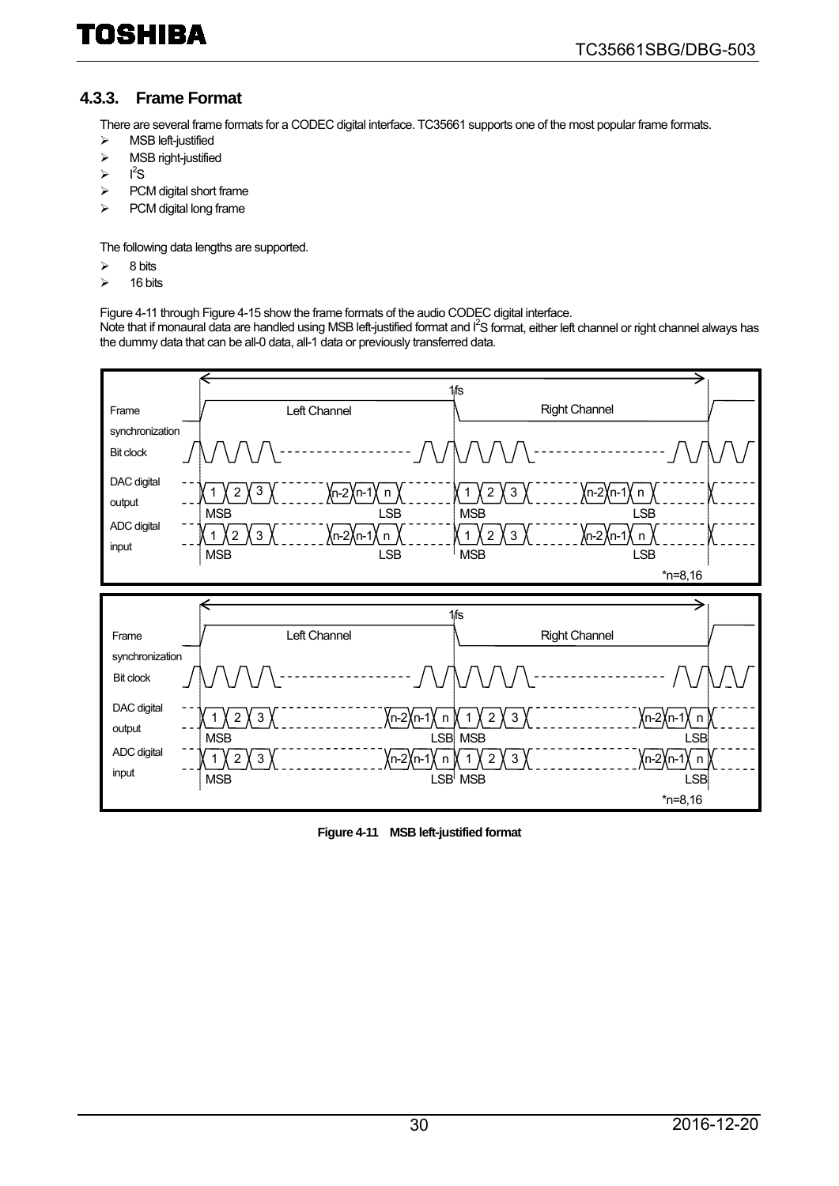### 4.3.3. Frame Format

There are several frame formats for a CODEC digital interface. TC35661 supports one of the most popular frame formats.

- MSB left-justified
- MSB right-justified
- I$^2$S
- PCM digital short frame
- PCM digital long frame

The following data lengths are supported.

- 8 bits
- 16 bits

Figure 4-11 through Figure 4-15 show the frame formats of the audio CODEC digital interface.
Note that if monaural data are handled using MSB left-justified format and I$^2$S format, either left channel or right channel always has the dummy data that can be all-0 data, all-1 data or previously transferred data.

**Figure 4-11 MSB left-justified format**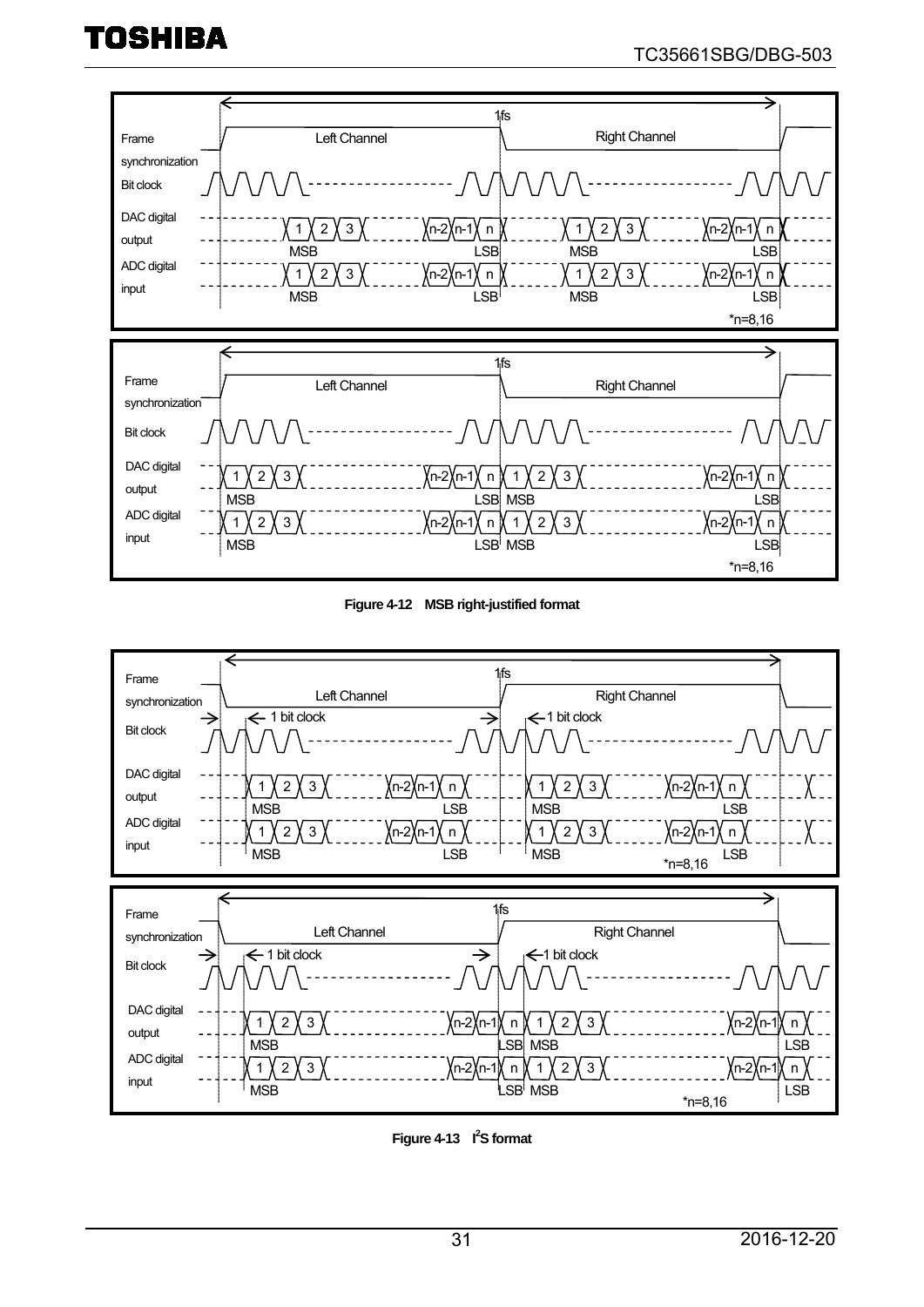Frame synchronization — Left Channel / Right Channel — 1fs

Bit clock

DAC digital output: 1 2 3 ... n-2 n-1 n (MSB ... LSB) | 1 2 3 ... n-2 n-1 n (MSB ... LSB)

ADC digital input: 1 2 3 ... n-2 n-1 n (MSB ... LSB) | 1 2 3 ... n-2 n-1 n (MSB ... LSB)

*n=8,16

Frame synchronization — Left Channel / Right Channel — 1fs

Bit clock

DAC digital output: 1 2 3 ... n-2 n-1 n (MSB ... LSB) | 1 2 3 ... n-2 n-1 n (MSB ... LSB)

ADC digital input: 1 2 3 ... n-2 n-1 n (MSB ... LSB) | 1 2 3 ... n-2 n-1 n (MSB ... LSB)

*n=8,16

**Figure 4-12 MSB right-justified format**

Frame synchronization — Left Channel / Right Channel — 1fs

Bit clock — 1 bit clock / 1 bit clock

DAC digital output: 1 2 3 ... n-2 n-1 n (MSB ... LSB) | 1 2 3 ... n-2 n-1 n (MSB ... LSB)

ADC digital input: 1 2 3 ... n-2 n-1 n (MSB ... LSB) | 1 2 3 ... n-2 n-1 n (MSB ... LSB)

*n=8,16

Frame synchronization — Left Channel / Right Channel — 1fs

Bit clock — 1 bit clock / 1 bit clock

DAC digital output: 1 2 3 ... n-2 n-1 n (MSB ... LSB) | 1 2 3 ... n-2 n-1 n (MSB ... LSB)

ADC digital input: 1 2 3 ... n-2 n-1 n (MSB ... LSB) | 1 2 3 ... n-2 n-1 n (MSB ... LSB)

*n=8,16

**Figure 4-13 I²S format**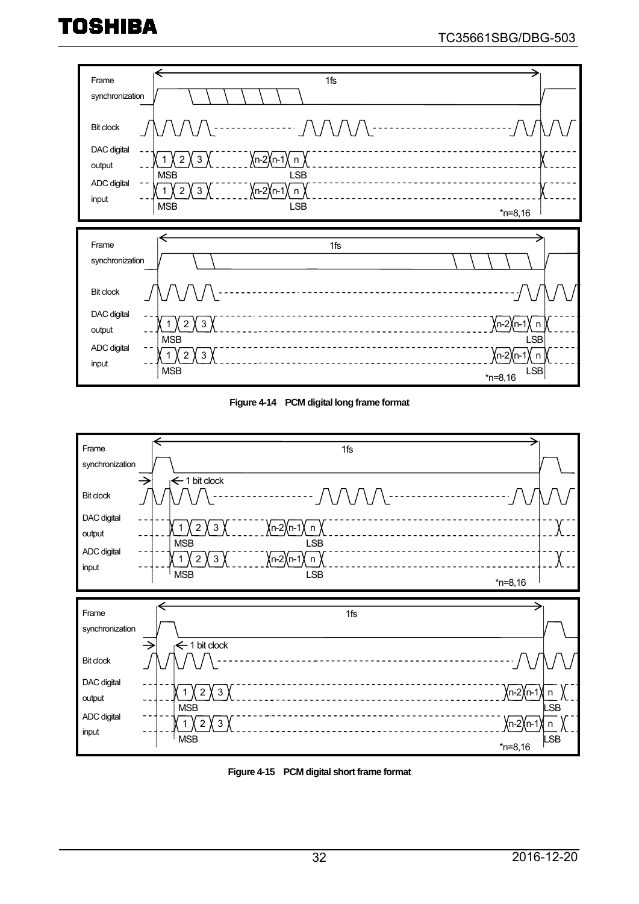Figure 4-14 PCM digital long frame format

Figure 4-15 PCM digital short frame format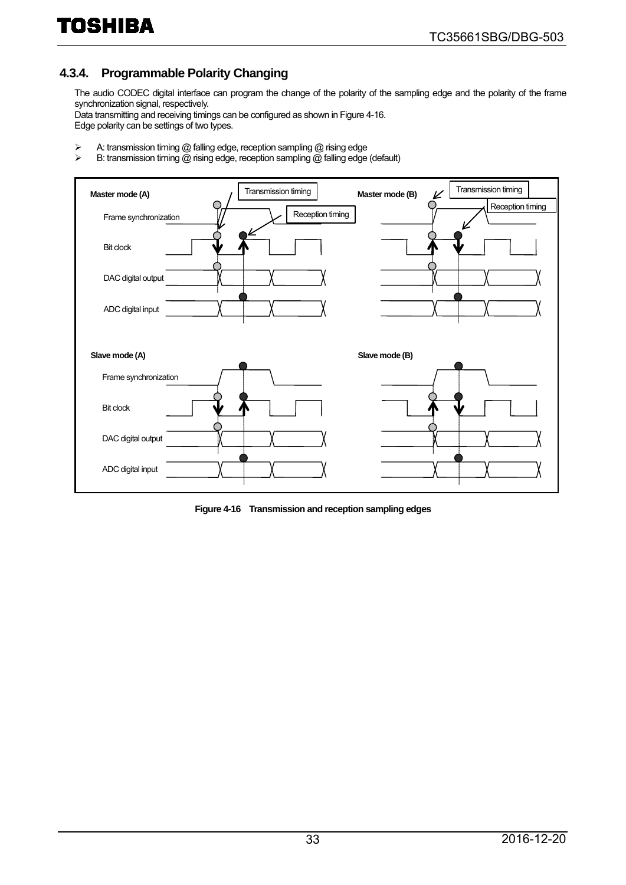### 4.3.4. Programmable Polarity Changing

The audio CODEC digital interface can program the change of the polarity of the sampling edge and the polarity of the frame synchronization signal, respectively.
Data transmitting and receiving timings can be configured as shown in Figure 4-16.
Edge polarity can be settings of two types.

- A: transmission timing @ falling edge, reception sampling @ rising edge
- B: transmission timing @ rising edge, reception sampling @ falling edge (default)

**Figure 4-16 Transmission and reception sampling edges**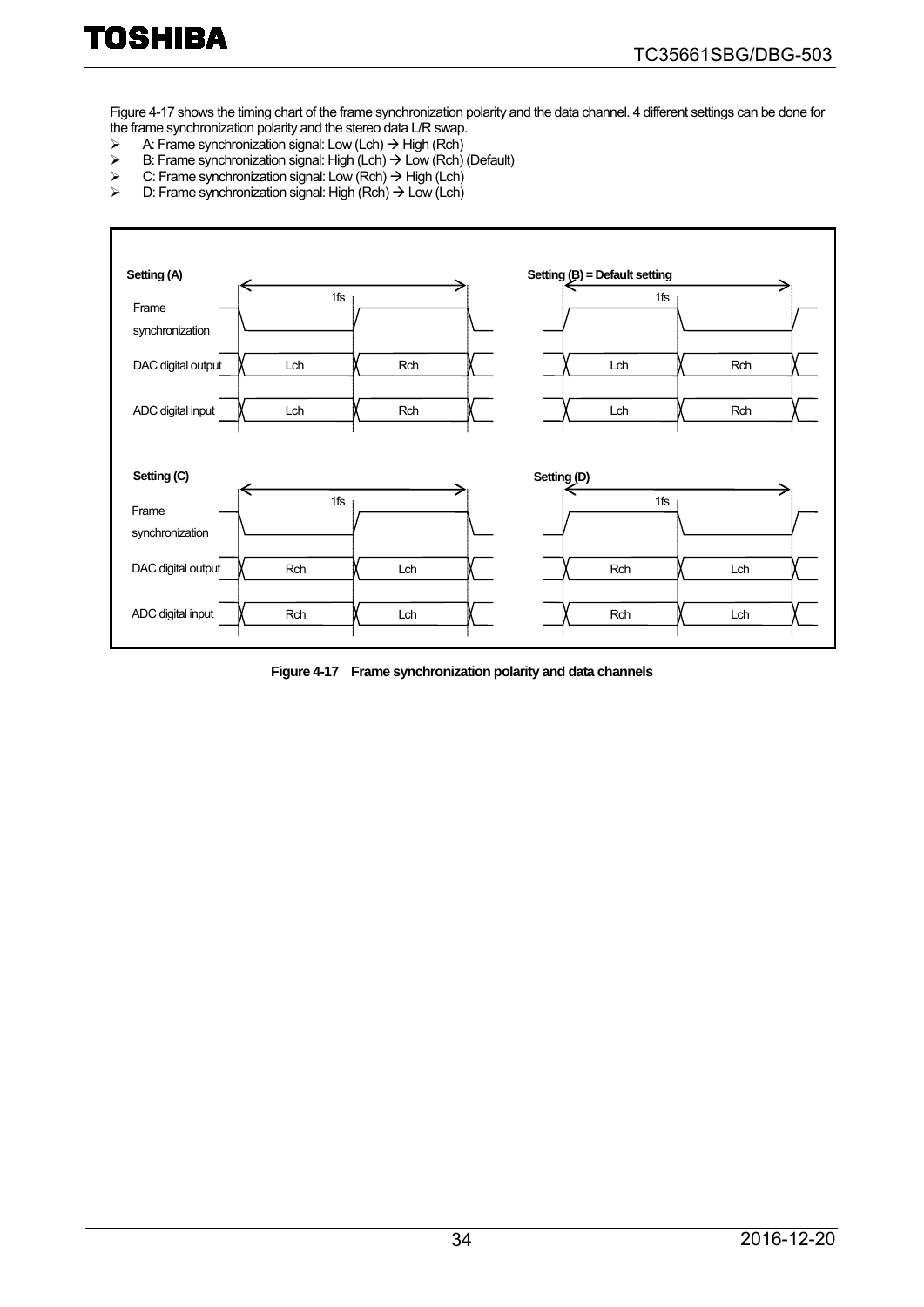Figure 4-17 shows the timing chart of the frame synchronization polarity and the data channel. 4 different settings can be done for the frame synchronization polarity and the stereo data L/R swap.

- A: Frame synchronization signal: Low (Lch) → High (Rch)
- B: Frame synchronization signal: High (Lch) → Low (Rch) (Default)
- C: Frame synchronization signal: Low (Rch) → High (Lch)
- D: Frame synchronization signal: High (Rch) → Low (Lch)

**Figure 4-17 Frame synchronization polarity and data channels**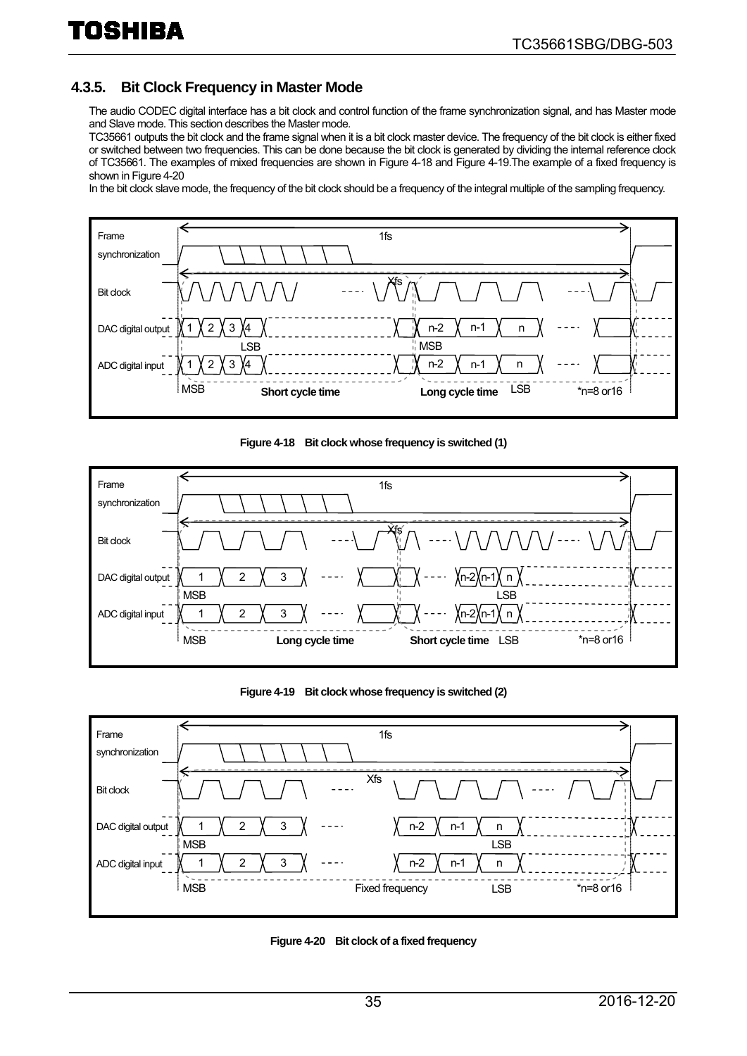### 4.3.5. Bit Clock Frequency in Master Mode

The audio CODEC digital interface has a bit clock and control function of the frame synchronization signal, and has Master mode and Slave mode. This section describes the Master mode.

TC35661 outputs the bit clock and the frame signal when it is a bit clock master device. The frequency of the bit clock is either fixed or switched between two frequencies. This can be done because the bit clock is generated by dividing the internal reference clock of TC35661. The examples of mixed frequencies are shown in Figure 4-18 and Figure 4-19.The example of a fixed frequency is shown in Figure 4-20

In the bit clock slave mode, the frequency of the bit clock should be a frequency of the integral multiple of the sampling frequency.

Frame synchronization | 1fs | Bit clock | Xfs | DAC digital output | 1 2 3 4 | n-2 n-1 n | LSB | MSB | ADC digital input | 1 2 3 4 | n-2 n-1 n | MSB | Short cycle time | Long cycle time | LSB | *n=8 or16

**Figure 4-18 Bit clock whose frequency is switched (1)**

Frame synchronization | 1fs | Bit clock | Xfs | DAC digital output | 1 2 3 | n-2 n-1 n | MSB | LSB | ADC digital input | 1 2 3 | n-2 n-1 n | MSB | Long cycle time | Short cycle time | LSB | *n=8 or16

**Figure 4-19 Bit clock whose frequency is switched (2)**

Frame synchronization | 1fs | Bit clock | Xfs | DAC digital output | 1 2 3 | n-2 n-1 n | MSB | LSB | ADC digital input | 1 2 3 | n-2 n-1 n | MSB | Fixed frequency | LSB | *n=8 or16

**Figure 4-20 Bit clock of a fixed frequency**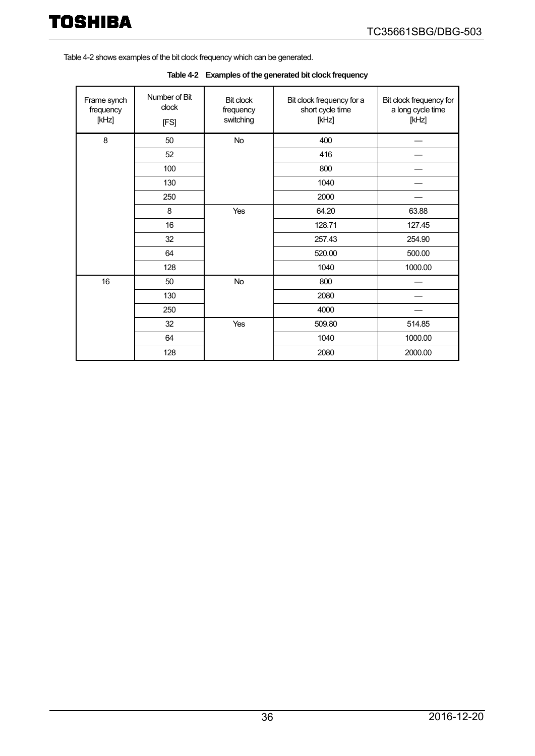Table 4-2 shows examples of the bit clock frequency which can be generated.

**Table 4-2 Examples of the generated bit clock frequency**

| Frame synch frequency [kHz] | Number of Bit clock [FS] | Bit clock frequency switching | Bit clock frequency for a short cycle time [kHz] | Bit clock frequency for a long cycle time [kHz] |
|---|---|---|---|---|
| 8 | 50 | No | 400 | — |
| | 52 | | 416 | — |
| | 100 | | 800 | — |
| | 130 | | 1040 | — |
| | 250 | | 2000 | — |
| | 8 | Yes | 64.20 | 63.88 |
| | 16 | | 128.71 | 127.45 |
| | 32 | | 257.43 | 254.90 |
| | 64 | | 520.00 | 500.00 |
| | 128 | | 1040 | 1000.00 |
| 16 | 50 | No | 800 | — |
| | 130 | | 2080 | — |
| | 250 | | 4000 | — |
| | 32 | Yes | 509.80 | 514.85 |
| | 64 | | 1040 | 1000.00 |
| | 128 | | 2080 | 2000.00 |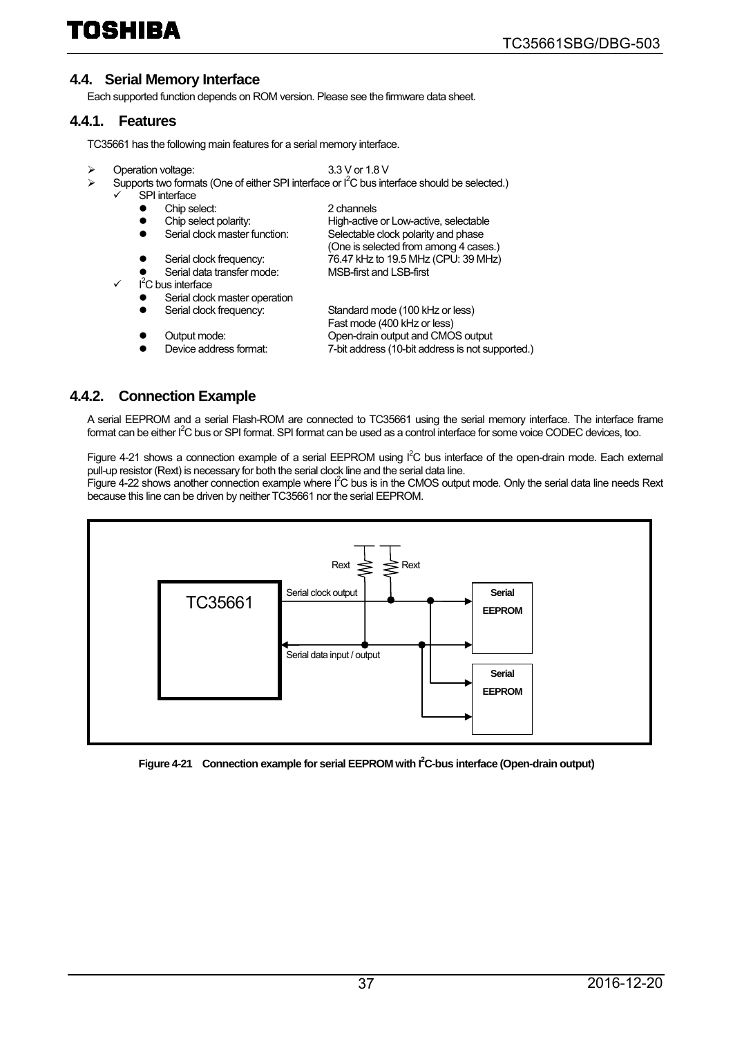## 4.4. Serial Memory Interface

Each supported function depends on ROM version. Please see the firmware data sheet.

### 4.4.1. Features

TC35661 has the following main features for a serial memory interface.

- Operation voltage: 3.3 V or 1.8 V
- Supports two formats (One of either SPI interface or I$^2$C bus interface should be selected.)
  - SPI interface
    - Chip select: 2 channels
    - Chip select polarity: High-active or Low-active, selectable
    - Serial clock master function: Selectable clock polarity and phase (One is selected from among 4 cases.)
    - Serial clock frequency: 76.47 kHz to 19.5 MHz (CPU: 39 MHz)
    - Serial data transfer mode: MSB-first and LSB-first
  - I$^2$C bus interface
    - Serial clock master operation
    - Serial clock frequency: Standard mode (100 kHz or less) Fast mode (400 kHz or less)
    - Output mode: Open-drain output and CMOS output
    - Device address format: 7-bit address (10-bit address is not supported.)

### 4.4.2. Connection Example

A serial EEPROM and a serial Flash-ROM are connected to TC35661 using the serial memory interface. The interface frame format can be either I$^2$C bus or SPI format. SPI format can be used as a control interface for some voice CODEC devices, too.

Figure 4-21 shows a connection example of a serial EEPROM using I$^2$C bus interface of the open-drain mode. Each external pull-up resistor (Rext) is necessary for both the serial clock line and the serial data line.
Figure 4-22 shows another connection example where I$^2$C bus is in the CMOS output mode. Only the serial data line needs Rext because this line can be driven by neither TC35661 nor the serial EEPROM.

**Figure 4-21 Connection example for serial EEPROM with I$^2$C-bus interface (Open-drain output)**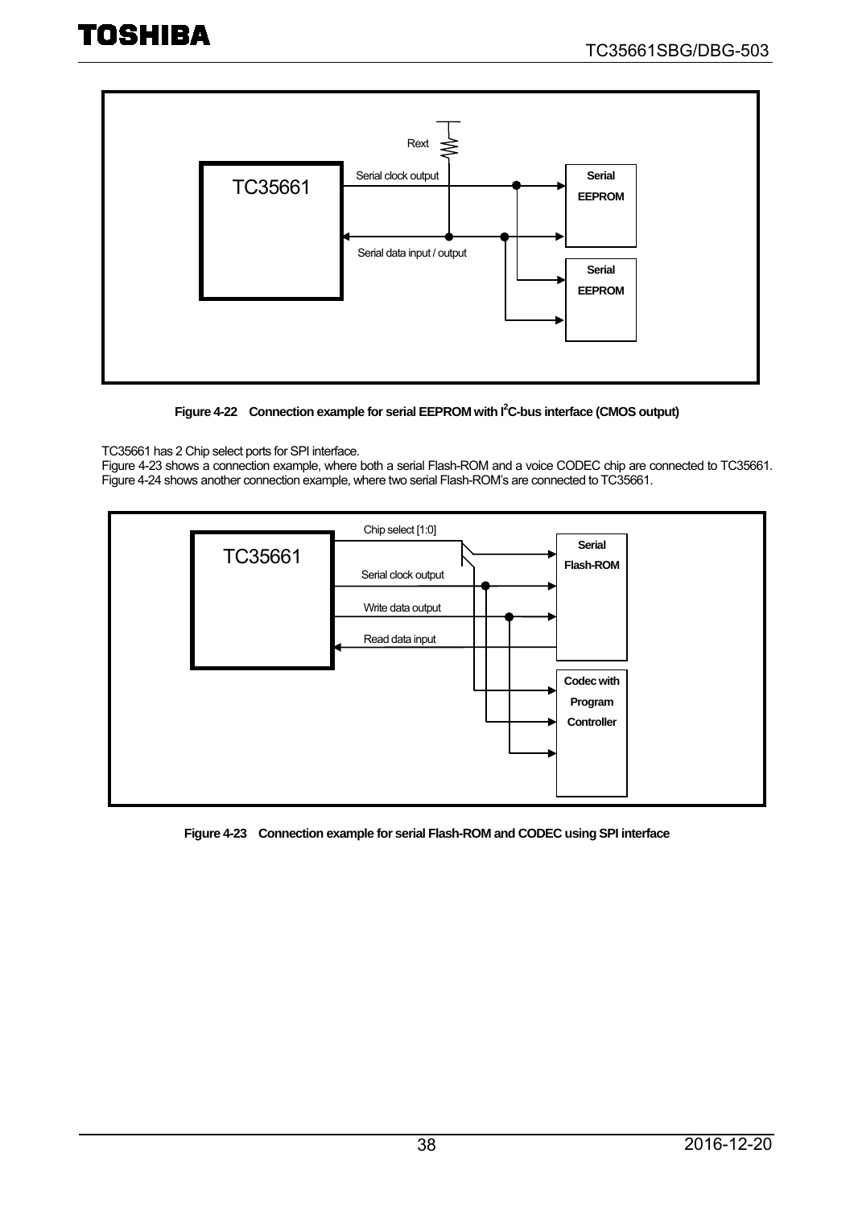Figure 4-22 Connection example for serial EEPROM with $I^2C$-bus interface (CMOS output)

TC35661 has 2 Chip select ports for SPI interface.
Figure 4-23 shows a connection example, where both a serial Flash-ROM and a voice CODEC chip are connected to TC35661.
Figure 4-24 shows another connection example, where two serial Flash-ROM's are connected to TC35661.

Figure 4-23 Connection example for serial Flash-ROM and CODEC using SPI interface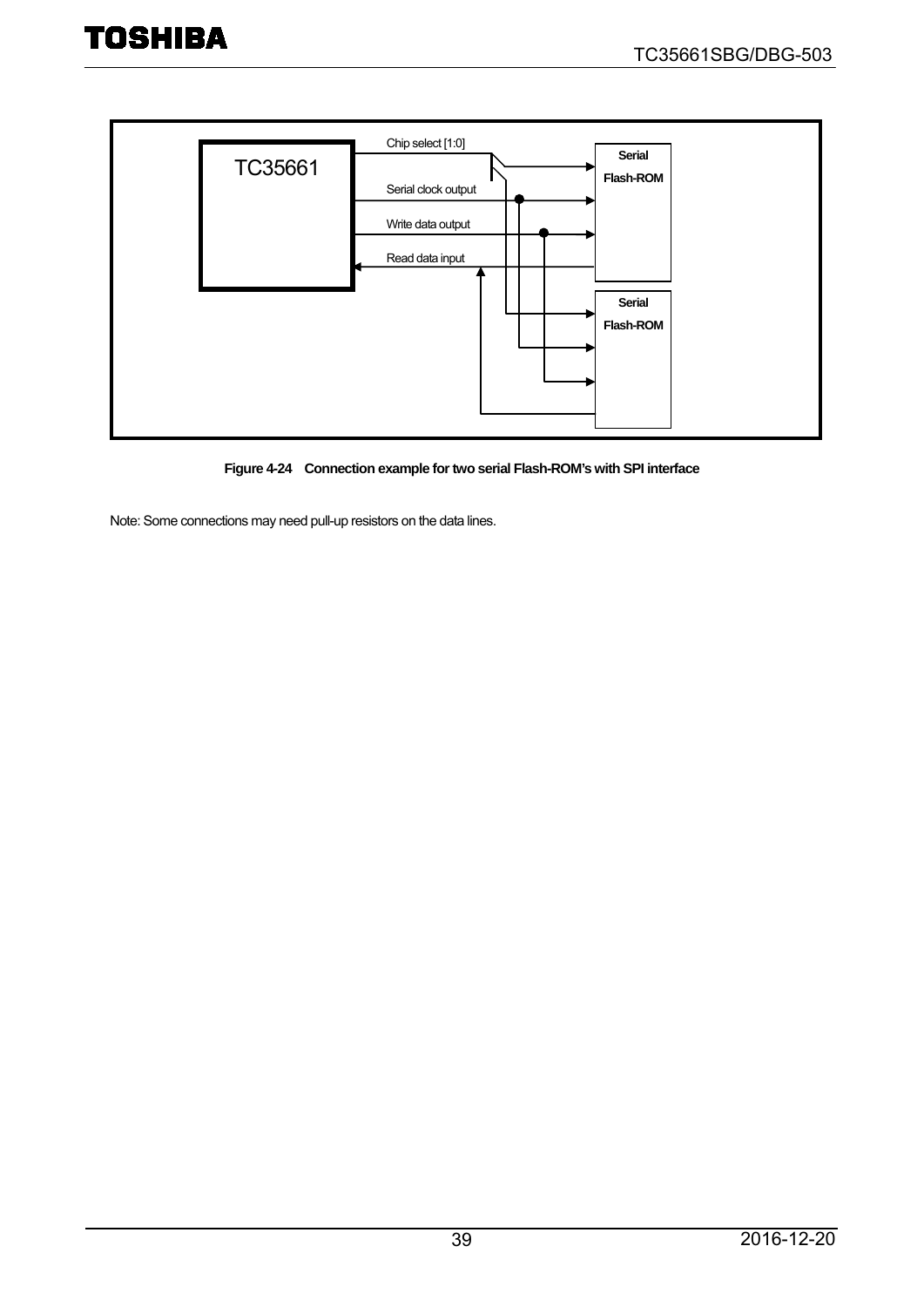TC35661

Chip select [1:0]

Serial clock output

Write data output

Read data input

Serial Flash-ROM

Serial Flash-ROM

**Figure 4-24 Connection example for two serial Flash-ROM's with SPI interface**

Note: Some connections may need pull-up resistors on the data lines.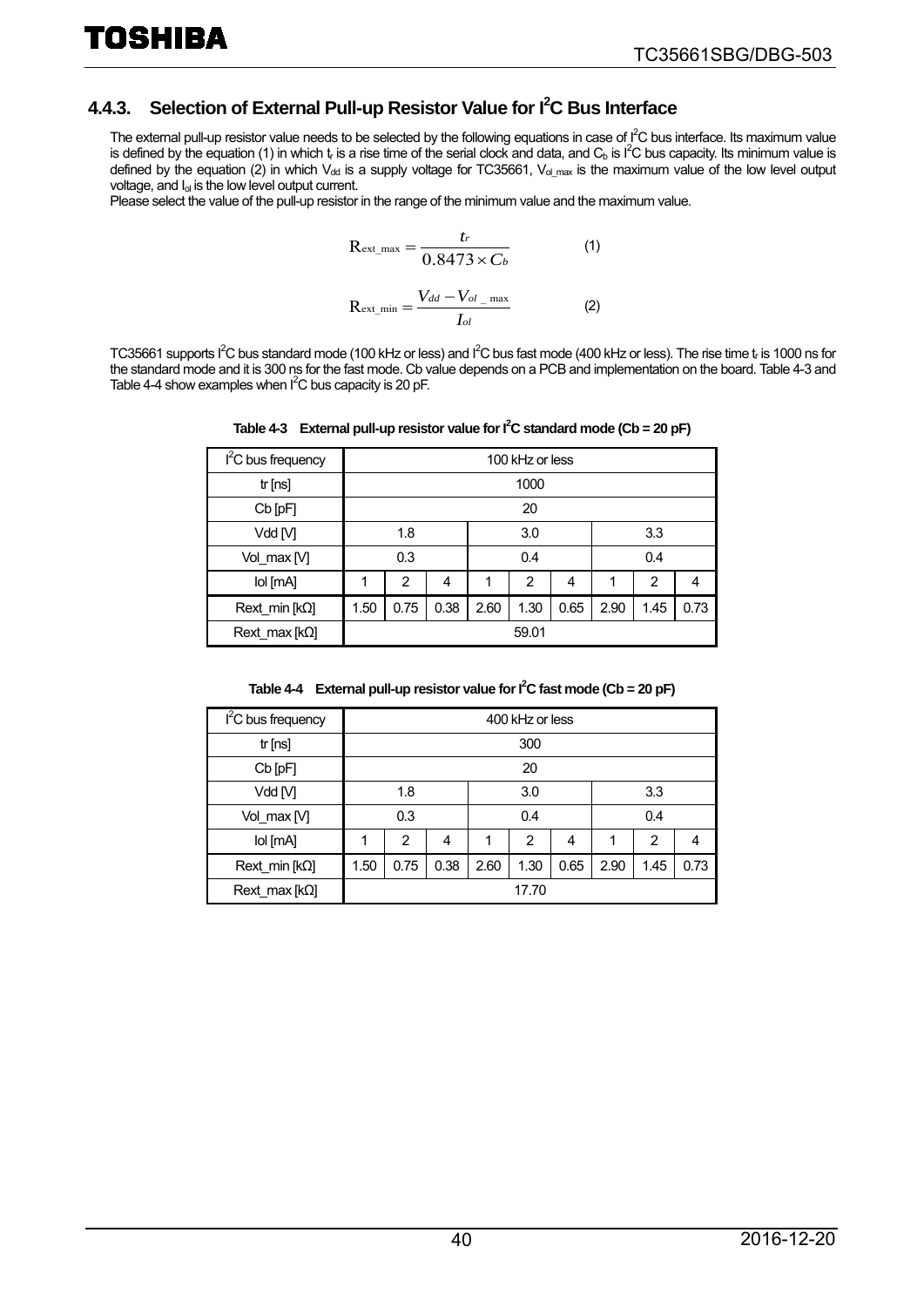### 4.4.3. Selection of External Pull-up Resistor Value for I$^2$C Bus Interface

The external pull-up resistor value needs to be selected by the following equations in case of I$^2$C bus interface. Its maximum value is defined by the equation (1) in which $t_r$ is a rise time of the serial clock and data, and $C_b$ is I$^2$C bus capacity. Its minimum value is defined by the equation (2) in which $V_{dd}$ is a supply voltage for TC35661, $V_{ol\_max}$ is the maximum value of the low level output voltage, and $I_{ol}$ is the low level output current.
Please select the value of the pull-up resistor in the range of the minimum value and the maximum value.

$$R_{ext\_max} = \frac{t_r}{0.8473 \times C_b} \qquad (1)$$

$$R_{ext\_min} = \frac{V_{dd} - V_{ol\_max}}{I_{ol}} \qquad (2)$$

TC35661 supports I$^2$C bus standard mode (100 kHz or less) and I$^2$C bus fast mode (400 kHz or less). The rise time $t_r$ is 1000 ns for the standard mode and it is 300 ns for the fast mode. Cb value depends on a PCB and implementation on the board. Table 4-3 and Table 4-4 show examples when I$^2$C bus capacity is 20 pF.

**Table 4-3 External pull-up resistor value for I$^2$C standard mode (Cb = 20 pF)**

| I$^2$C bus frequency | 100 kHz or less | | | | | | | | |
|---|---|---|---|---|---|---|---|---|---|
| tr [ns] | 1000 | | | | | | | | |
| Cb [pF] | 20 | | | | | | | | |
| Vdd [V] | 1.8 | | | 3.0 | | | 3.3 | | |
| Vol_max [V] | 0.3 | | | 0.4 | | | 0.4 | | |
| Iol [mA] | 1 | 2 | 4 | 1 | 2 | 4 | 1 | 2 | 4 |
| Rext_min [kΩ] | 1.50 | 0.75 | 0.38 | 2.60 | 1.30 | 0.65 | 2.90 | 1.45 | 0.73 |
| Rext_max [kΩ] | 59.01 | | | | | | | | |

**Table 4-4 External pull-up resistor value for I$^2$C fast mode (Cb = 20 pF)**

| I$^2$C bus frequency | 400 kHz or less | | | | | | | | |
|---|---|---|---|---|---|---|---|---|---|
| tr [ns] | 300 | | | | | | | | |
| Cb [pF] | 20 | | | | | | | | |
| Vdd [V] | 1.8 | | | 3.0 | | | 3.3 | | |
| Vol_max [V] | 0.3 | | | 0.4 | | | 0.4 | | |
| Iol [mA] | 1 | 2 | 4 | 1 | 2 | 4 | 1 | 2 | 4 |
| Rext_min [kΩ] | 1.50 | 0.75 | 0.38 | 2.60 | 1.30 | 0.65 | 2.90 | 1.45 | 0.73 |
| Rext_max [kΩ] | 17.70 | | | | | | | | |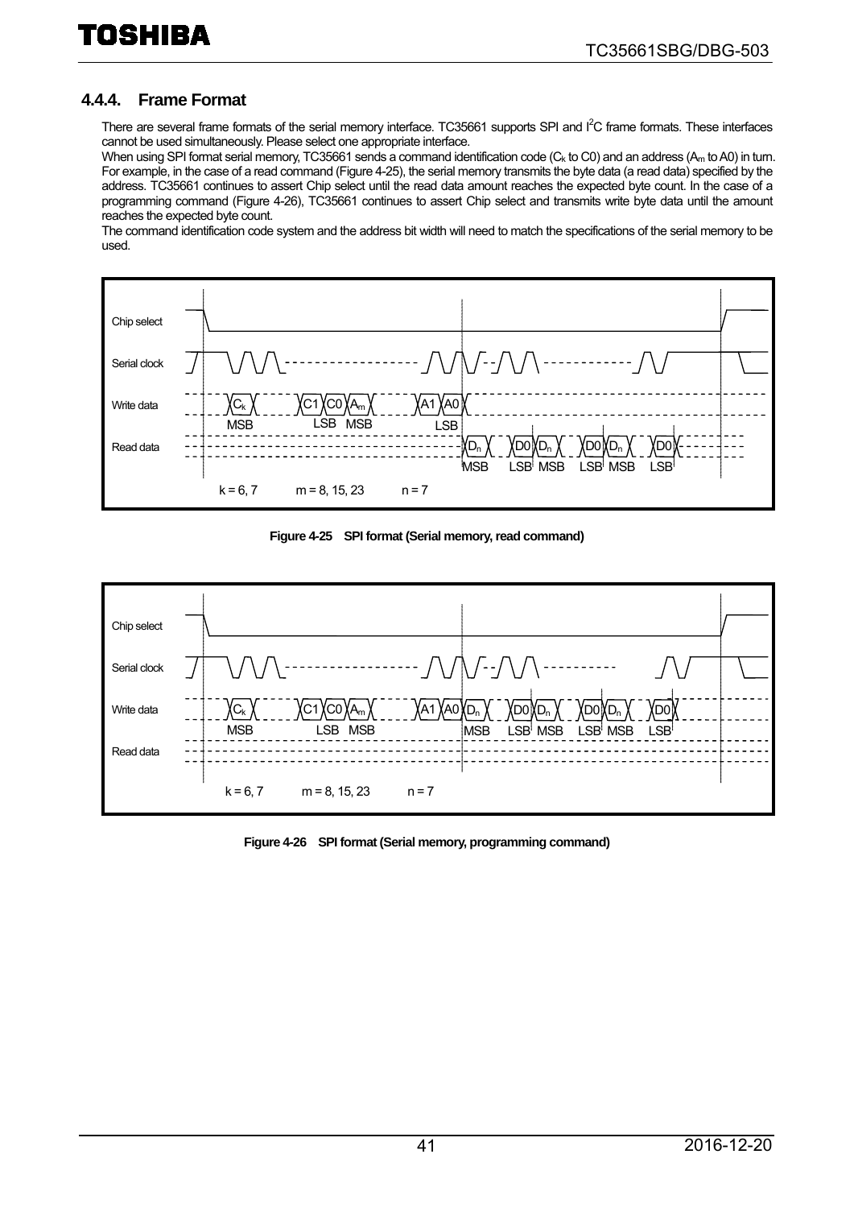### 4.4.4. Frame Format

There are several frame formats of the serial memory interface. TC35661 supports SPI and $I^2C$ frame formats. These interfaces cannot be used simultaneously. Please select one appropriate interface.

When using SPI format serial memory, TC35661 sends a command identification code ($C_k$ to C0) and an address ($A_m$ to A0) in turn. For example, in the case of a read command (Figure 4-25), the serial memory transmits the byte data (a read data) specified by the address. TC35661 continues to assert Chip select until the read data amount reaches the expected byte count. In the case of a programming command (Figure 4-26), TC35661 continues to assert Chip select and transmits write byte data until the amount reaches the expected byte count.

The command identification code system and the address bit width will need to match the specifications of the serial memory to be used.

Chip select

Serial clock

Write data: $C_k$ (MSB) ... C1 C0 (LSB) $A_m$ (MSB) ... A1 A0 (LSB)

Read data: $D_n$ (MSB) ... D0 (LSB) $D_n$ (MSB) ... D0 (LSB) $D_n$ (MSB) ... D0 (LSB)

k = 6, 7 m = 8, 15, 23 n = 7

**Figure 4-25 SPI format (Serial memory, read command)**

Chip select

Serial clock

Write data: $C_k$ (MSB) ... C1 C0 (LSB) $A_m$ (MSB) ... A1 A0 $D_n$ (MSB) ... D0 (LSB) $D_n$ (MSB) ... D0 (LSB) $D_n$ (MSB) ... D0 (LSB)

Read data

k = 6, 7 m = 8, 15, 23 n = 7

**Figure 4-26 SPI format (Serial memory, programming command)**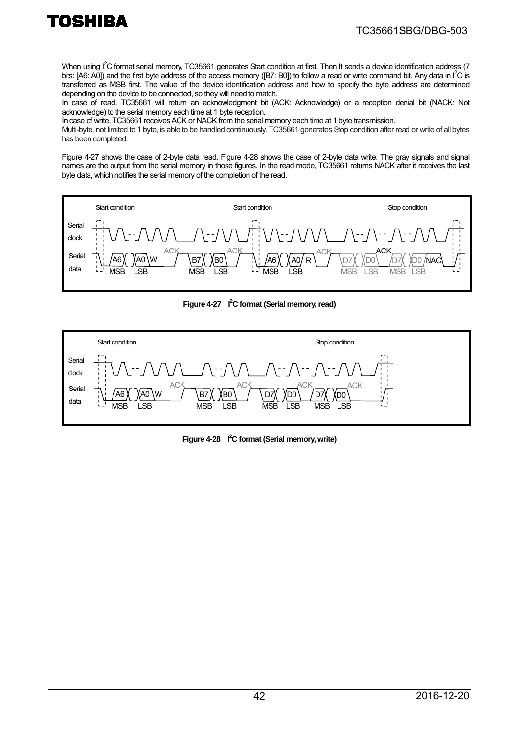When using I2C format serial memory, TC35661 generates Start condition at first. Then It sends a device identification address (7 bits: [A6: A0]) and the first byte address of the access memory ([B7: B0]) to follow a read or write command bit. Any data in I2C is transferred as MSB first. The value of the device identification address and how to specify the byte address are determined depending on the device to be connected, so they will need to match.
In case of read, TC35661 will return an acknowledgment bit (ACK: Acknowledge) or a reception denial bit (NACK: Not acknowledge) to the serial memory each time at 1 byte reception.
In case of write, TC35661 receives ACK or NACK from the serial memory each time at 1 byte transmission.
Multi-byte, not limited to 1 byte, is able to be handled continuously. TC35661 generates Stop condition after read or write of all bytes has been completed.

Figure 4-27 shows the case of 2-byte data read. Figure 4-28 shows the case of 2-byte data write. The gray signals and signal names are the output from the serial memory in those figures. In the read mode, TC35661 returns NACK after it receives the last byte data, which notifies the serial memory of the completion of the read.

Start condition | Start condition | Stop condition

Serial clock

Serial data: A6 ... A0 W ACK B7 ... B0 ACK | A6 ... A0 R ACK D7 ... D0 ACK D7 ... D0 NAC
MSB LSB MSB LSB MSB LSB MSB LSB MSB LSB

**Figure 4-27 I2C format (Serial memory, read)**

Start condition | Stop condition

Serial clock

Serial data: A6 ... A0 W ACK B7 ... B0 ACK D7 ... D0 ACK D7 ... D0 ACK
MSB LSB MSB LSB MSB LSB MSB LSB

**Figure 4-28 I2C format (Serial memory, write)**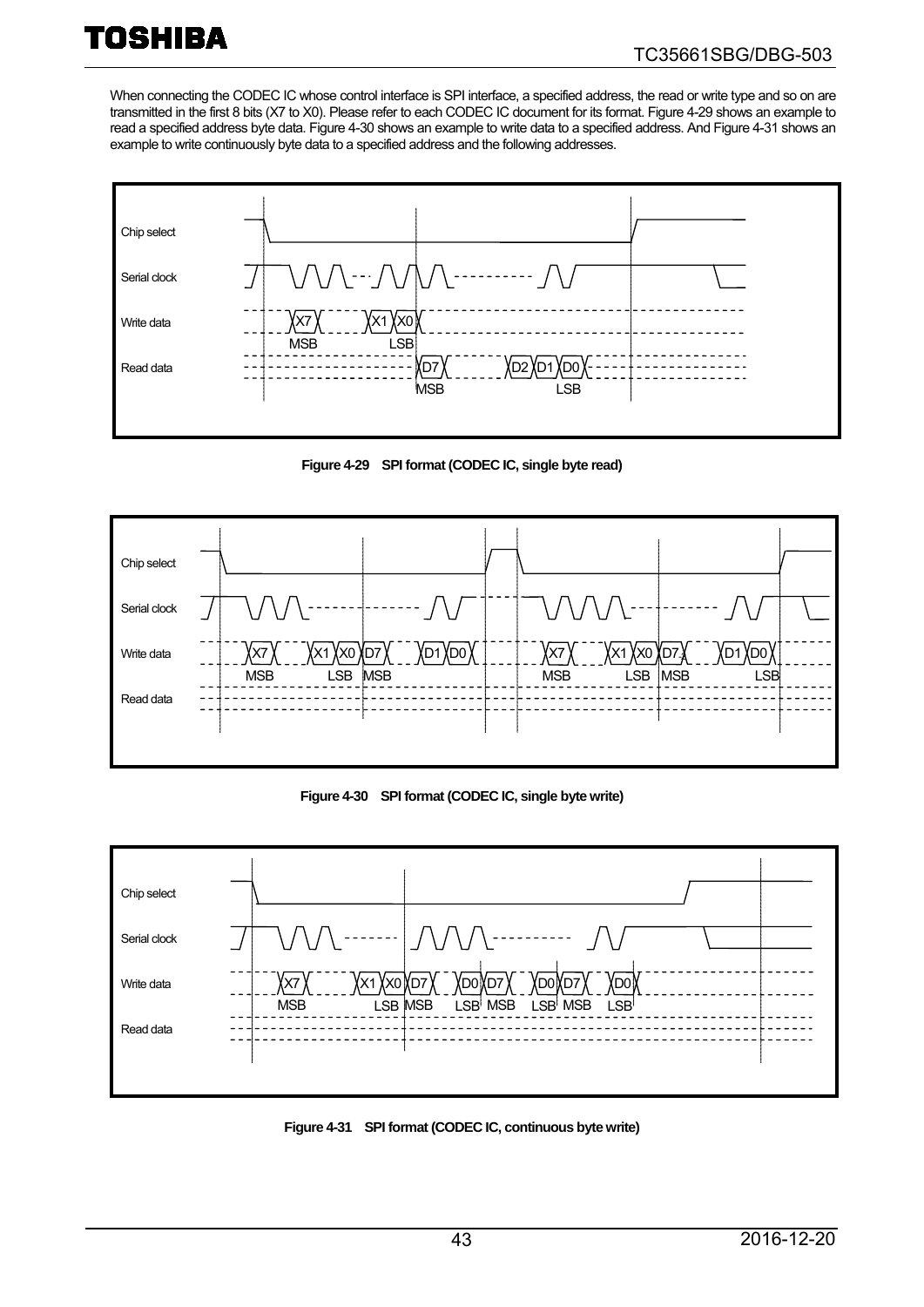When connecting the CODEC IC whose control interface is SPI interface, a specified address, the read or write type and so on are transmitted in the first 8 bits (X7 to X0). Please refer to each CODEC IC document for its format. Figure 4-29 shows an example to read a specified address byte data. Figure 4-30 shows an example to write data to a specified address. And Figure 4-31 shows an example to write continuously byte data to a specified address and the following addresses.

Chip select
Serial clock
Write data X7 X1 X0
MSB LSB
Read data D7 D2 D1 D0
MSB LSB

**Figure 4-29 SPI format (CODEC IC, single byte read)**

Chip select
Serial clock
Write data X7 X1 X0 D7 D1 D0 X7 X1 X0 D7 D1 D0
MSB LSB MSB MSB LSB MSB LSB
Read data

**Figure 4-30 SPI format (CODEC IC, single byte write)**

Chip select
Serial clock
Write data X7 X1 X0 D7 D0 D7 D0 D7 D0
MSB LSB MSB LSB MSB LSB MSB LSB
Read data

**Figure 4-31 SPI format (CODEC IC, continuous byte write)**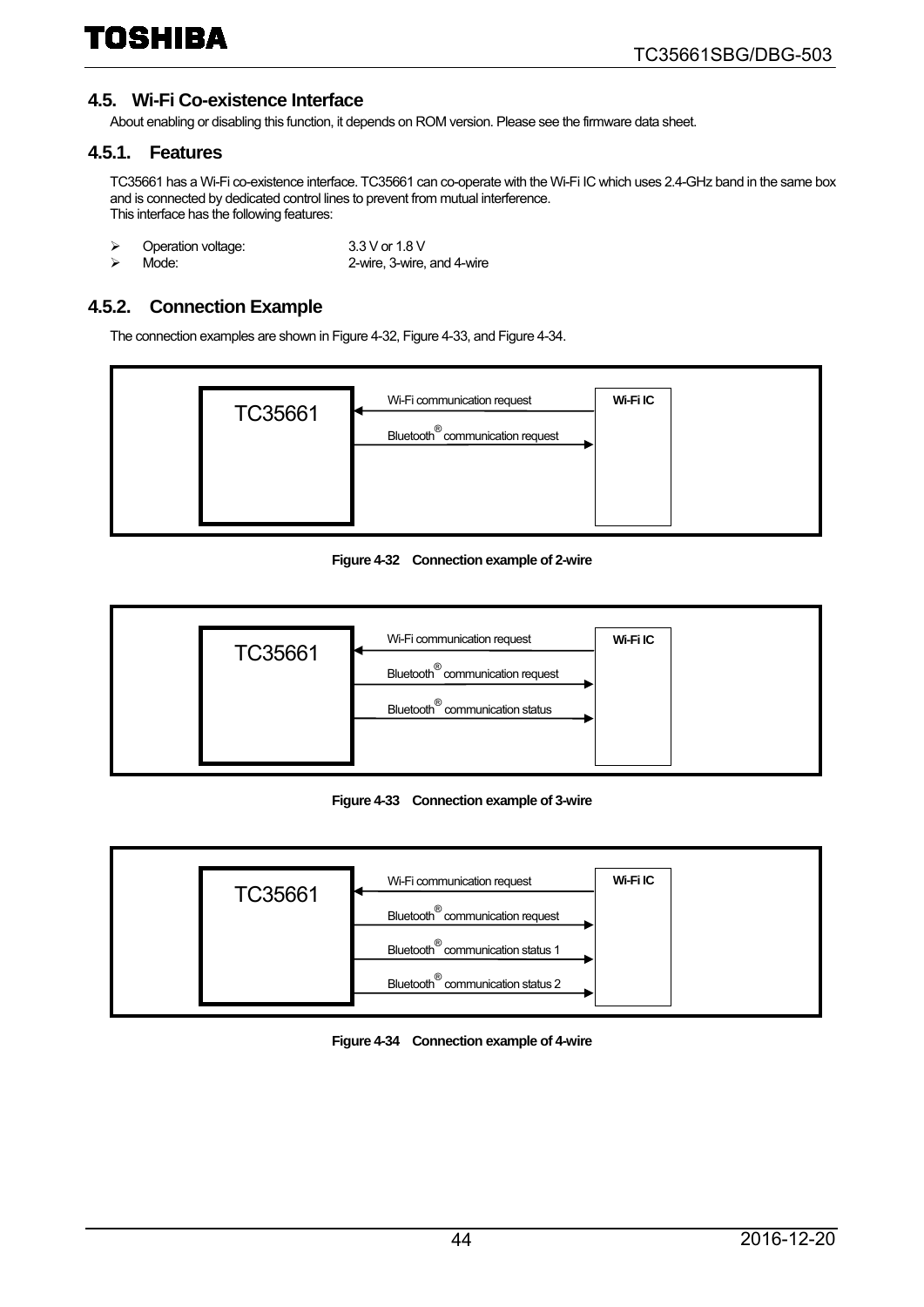## 4.5. Wi-Fi Co-existence Interface

About enabling or disabling this function, it depends on ROM version. Please see the firmware data sheet.

### 4.5.1. Features

TC35661 has a Wi-Fi co-existence interface. TC35661 can co-operate with the Wi-Fi IC which uses 2.4-GHz band in the same box and is connected by dedicated control lines to prevent from mutual interference.
This interface has the following features:

- Operation voltage: 3.3 V or 1.8 V
- Mode: 2-wire, 3-wire, and 4-wire

### 4.5.2. Connection Example

The connection examples are shown in Figure 4-32, Figure 4-33, and Figure 4-34.

TC35661 ← Wi-Fi communication request ← Wi-Fi IC
TC35661 → Bluetooth® communication request → Wi-Fi IC

**Figure 4-32 Connection example of 2-wire**

TC35661 ← Wi-Fi communication request ← Wi-Fi IC
TC35661 → Bluetooth® communication request → Wi-Fi IC
TC35661 → Bluetooth® communication status → Wi-Fi IC

**Figure 4-33 Connection example of 3-wire**

TC35661 ← Wi-Fi communication request ← Wi-Fi IC
TC35661 → Bluetooth® communication request → Wi-Fi IC
TC35661 → Bluetooth® communication status 1 → Wi-Fi IC
TC35661 → Bluetooth® communication status 2 → Wi-Fi IC

**Figure 4-34 Connection example of 4-wire**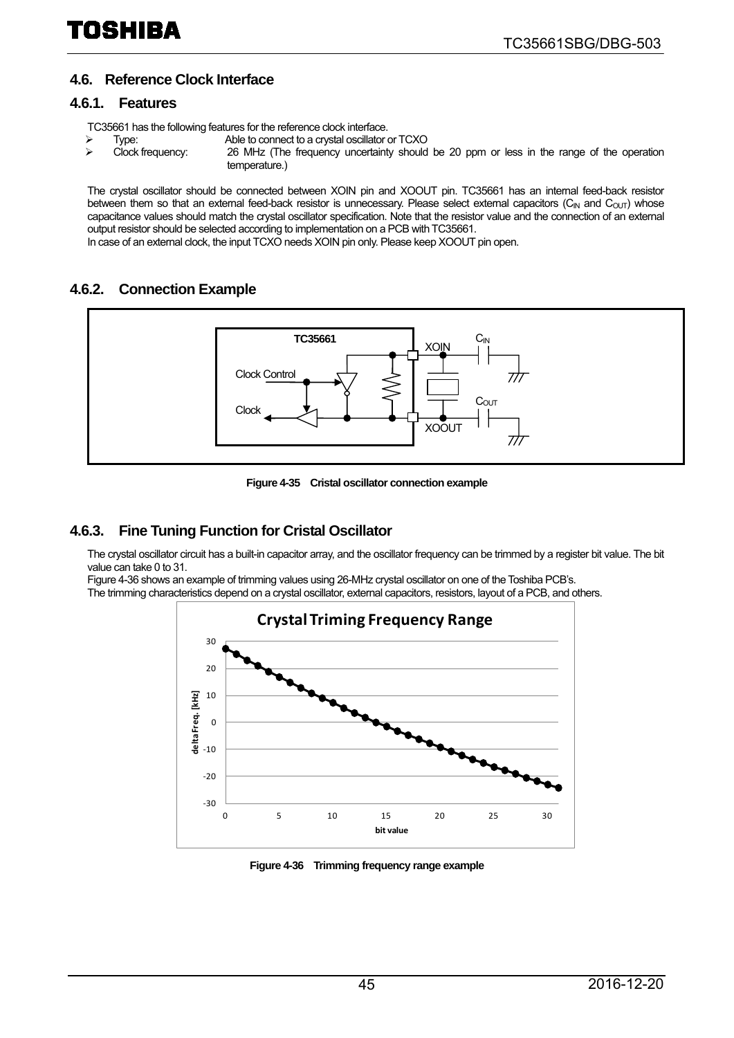## 4.6. Reference Clock Interface

### 4.6.1. Features

TC35661 has the following features for the reference clock interface.

- Type: Able to connect to a crystal oscillator or TCXO
- Clock frequency: 26 MHz (The frequency uncertainty should be 20 ppm or less in the range of the operation temperature.)

The crystal oscillator should be connected between XOIN pin and XOOUT pin. TC35661 has an internal feed-back resistor between them so that an external feed-back resistor is unnecessary. Please select external capacitors ($C_{IN}$ and $C_{OUT}$) whose capacitance values should match the crystal oscillator specification. Note that the resistor value and the connection of an external output resistor should be selected according to implementation on a PCB with TC35661.

In case of an external clock, the input TCXO needs XOIN pin only. Please keep XOOUT pin open.

### 4.6.2. Connection Example

Figure 4-35 Cristal oscillator connection example

### 4.6.3. Fine Tuning Function for Cristal Oscillator

The crystal oscillator circuit has a built-in capacitor array, and the oscillator frequency can be trimmed by a register bit value. The bit value can take 0 to 31.

Figure 4-36 shows an example of trimming values using 26-MHz crystal oscillator on one of the Toshiba PCB's.

The trimming characteristics depend on a crystal oscillator, external capacitors, resistors, layout of a PCB, and others.

Figure 4-36 Trimming frequency range example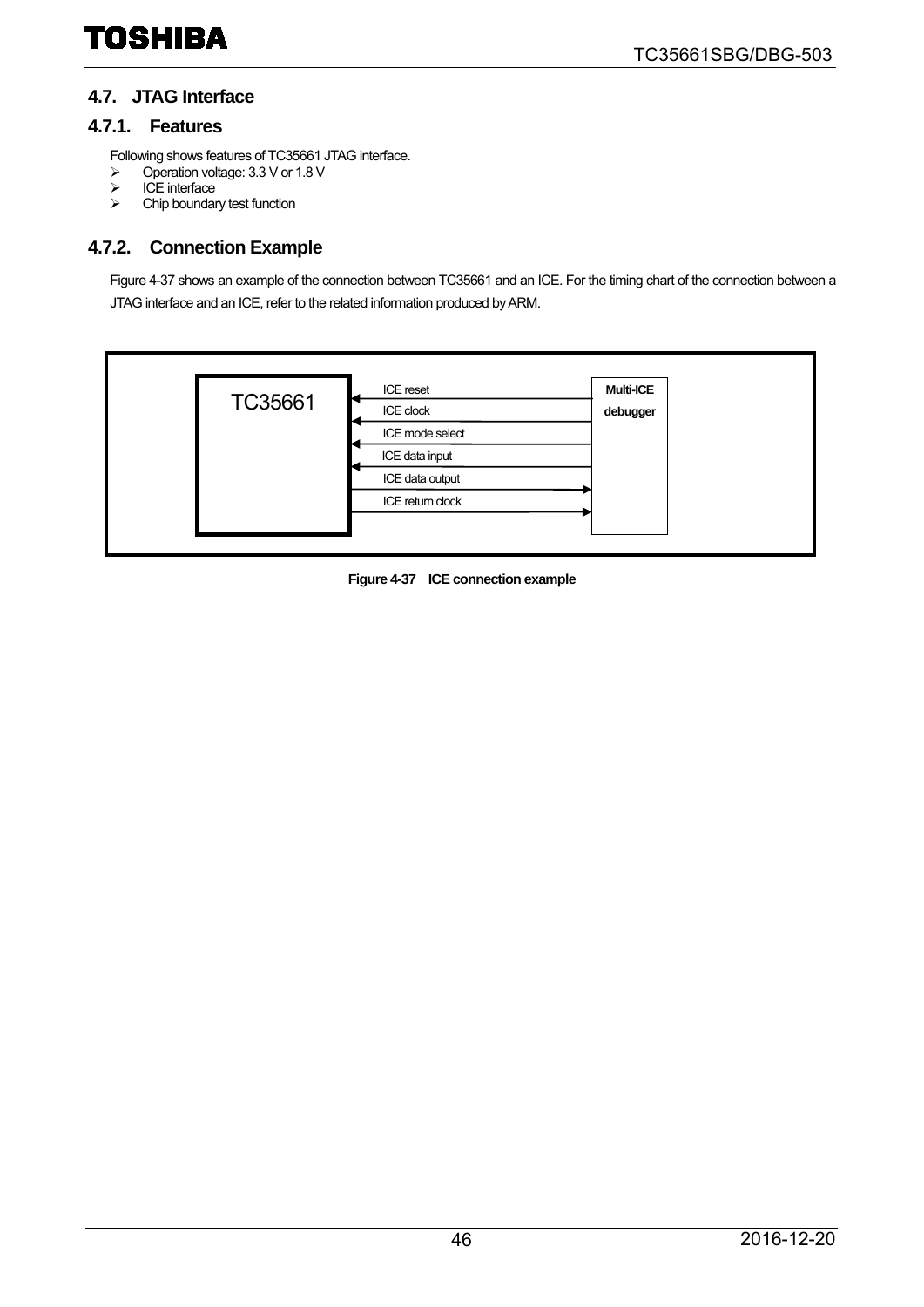## 4.7. JTAG Interface

### 4.7.1. Features

Following shows features of TC35661 JTAG interface.

- Operation voltage: 3.3 V or 1.8 V
- ICE interface
- Chip boundary test function

### 4.7.2. Connection Example

Figure 4-37 shows an example of the connection between TC35661 and an ICE. For the timing chart of the connection between a JTAG interface and an ICE, refer to the related information produced by ARM.

TC35661

ICE reset
ICE clock
ICE mode select
ICE data input
ICE data output
ICE return clock

Multi-ICE debugger

**Figure 4-37 ICE connection example**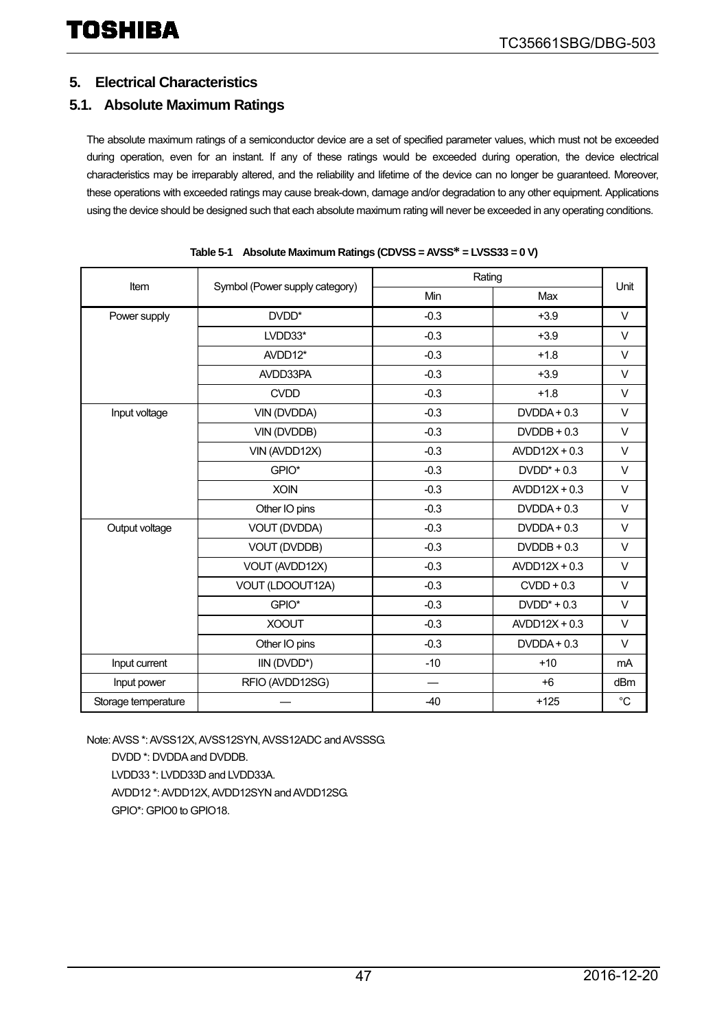## 5. Electrical Characteristics

### 5.1. Absolute Maximum Ratings

The absolute maximum ratings of a semiconductor device are a set of specified parameter values, which must not be exceeded during operation, even for an instant. If any of these ratings would be exceeded during operation, the device electrical characteristics may be irreparably altered, and the reliability and lifetime of the device can no longer be guaranteed. Moreover, these operations with exceeded ratings may cause break-down, damage and/or degradation to any other equipment. Applications using the device should be designed such that each absolute maximum rating will never be exceeded in any operating conditions.

**Table 5-1 Absolute Maximum Ratings (CDVSS = AVSS* = LVSS33 = 0 V)**

| Item | Symbol (Power supply category) | Rating | | Unit |
|---|---|---|---|---|
| | | Min | Max | |
| Power supply | DVDD* | -0.3 | +3.9 | V |
| | LVDD33* | -0.3 | +3.9 | V |
| | AVDD12* | -0.3 | +1.8 | V |
| | AVDD33PA | -0.3 | +3.9 | V |
| | CVDD | -0.3 | +1.8 | V |
| Input voltage | VIN (DVDDA) | -0.3 | DVDDA + 0.3 | V |
| | VIN (DVDDB) | -0.3 | DVDDB + 0.3 | V |
| | VIN (AVDD12X) | -0.3 | AVDD12X + 0.3 | V |
| | GPIO* | -0.3 | DVDD* + 0.3 | V |
| | XOIN | -0.3 | AVDD12X + 0.3 | V |
| | Other IO pins | -0.3 | DVDDA + 0.3 | V |
| Output voltage | VOUT (DVDDA) | -0.3 | DVDDA + 0.3 | V |
| | VOUT (DVDDB) | -0.3 | DVDDB + 0.3 | V |
| | VOUT (AVDD12X) | -0.3 | AVDD12X + 0.3 | V |
| | VOUT (LDOOUT12A) | -0.3 | CVDD + 0.3 | V |
| | GPIO* | -0.3 | DVDD* + 0.3 | V |
| | XOOUT | -0.3 | AVDD12X + 0.3 | V |
| | Other IO pins | -0.3 | DVDDA + 0.3 | V |
| Input current | IIN (DVDD*) | -10 | +10 | mA |
| Input power | RFIO (AVDD12SG) | — | +6 | dBm |
| Storage temperature | — | -40 | +125 | °C |

Note: AVSS *: AVSS12X, AVSS12SYN, AVSS12ADC and AVSSSG.
DVDD *: DVDDA and DVDDB.
LVDD33 *: LVDD33D and LVDD33A.
AVDD12 *: AVDD12X, AVDD12SYN and AVDD12SG.
GPIO*: GPIO0 to GPIO18.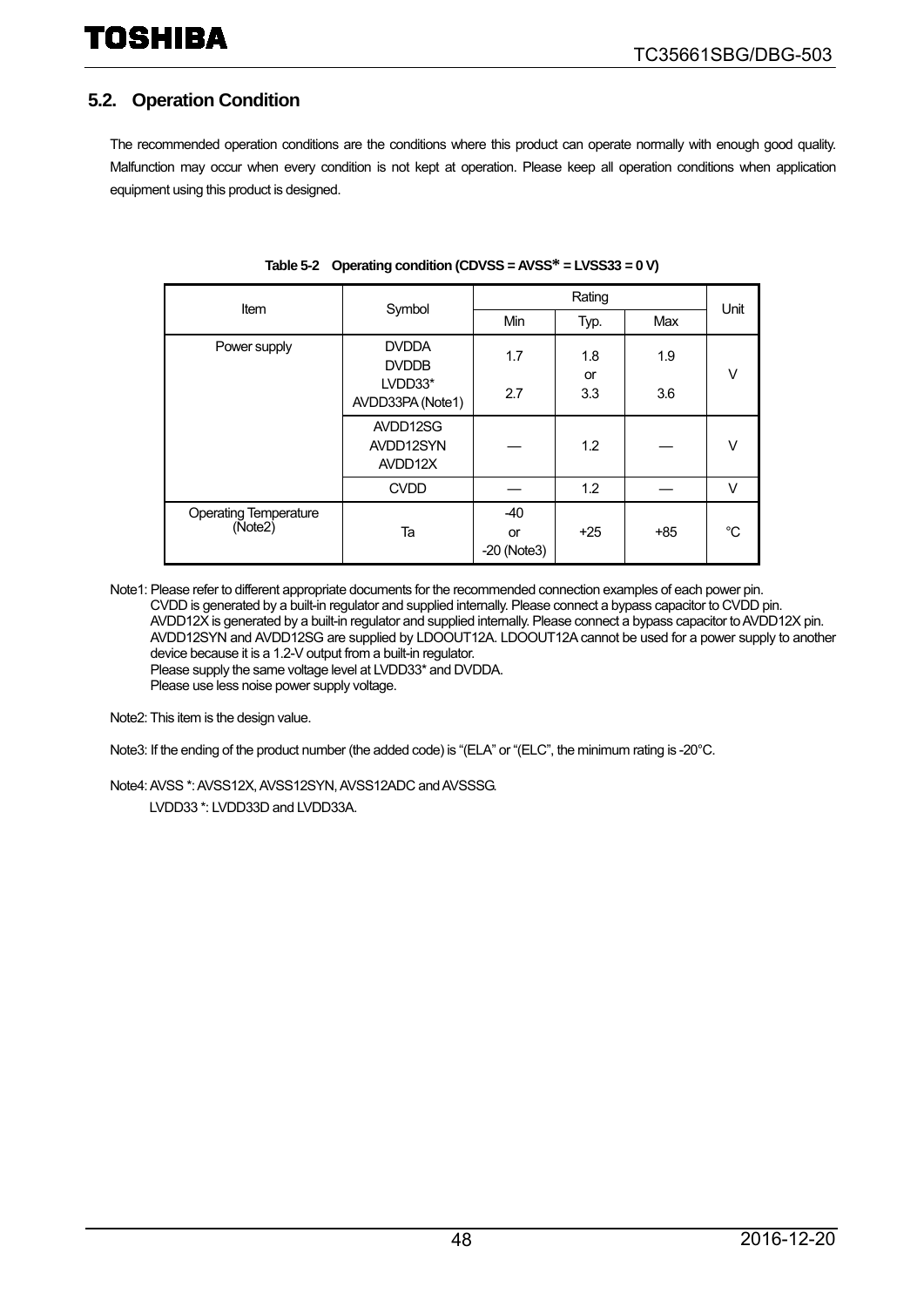## 5.2. Operation Condition

The recommended operation conditions are the conditions where this product can operate normally with enough good quality. Malfunction may occur when every condition is not kept at operation. Please keep all operation conditions when application equipment using this product is designed.

**Table 5-2 Operating condition (CDVSS = AVSS* = LVSS33 = 0 V)**

| Item | Symbol | Rating | | | Unit |
|---|---|---|---|---|---|
| | | Min | Typ. | Max | |
| Power supply | DVDDA<br>DVDDB<br>LVDD33*<br>AVDD33PA (Note1) | 1.7<br><br>2.7 | 1.8<br>or<br>3.3 | 1.9<br><br>3.6 | V |
| | AVDD12SG<br>AVDD12SYN<br>AVDD12X | — | 1.2 | — | V |
| | CVDD | — | 1.2 | — | V |
| Operating Temperature (Note2) | Ta | -40<br>or<br>-20 (Note3) | +25 | +85 | °C |

Note1: Please refer to different appropriate documents for the recommended connection examples of each power pin.
CVDD is generated by a built-in regulator and supplied internally. Please connect a bypass capacitor to CVDD pin.
AVDD12X is generated by a built-in regulator and supplied internally. Please connect a bypass capacitor to AVDD12X pin.
AVDD12SYN and AVDD12SG are supplied by LDOOUT12A. LDOOUT12A cannot be used for a power supply to another device because it is a 1.2-V output from a built-in regulator.
Please supply the same voltage level at LVDD33* and DVDDA.
Please use less noise power supply voltage.

Note2: This item is the design value.

Note3: If the ending of the product number (the added code) is "(ELA" or "(ELC", the minimum rating is -20°C.

Note4: AVSS *: AVSS12X, AVSS12SYN, AVSS12ADC and AVSSSG.
LVDD33 *: LVDD33D and LVDD33A.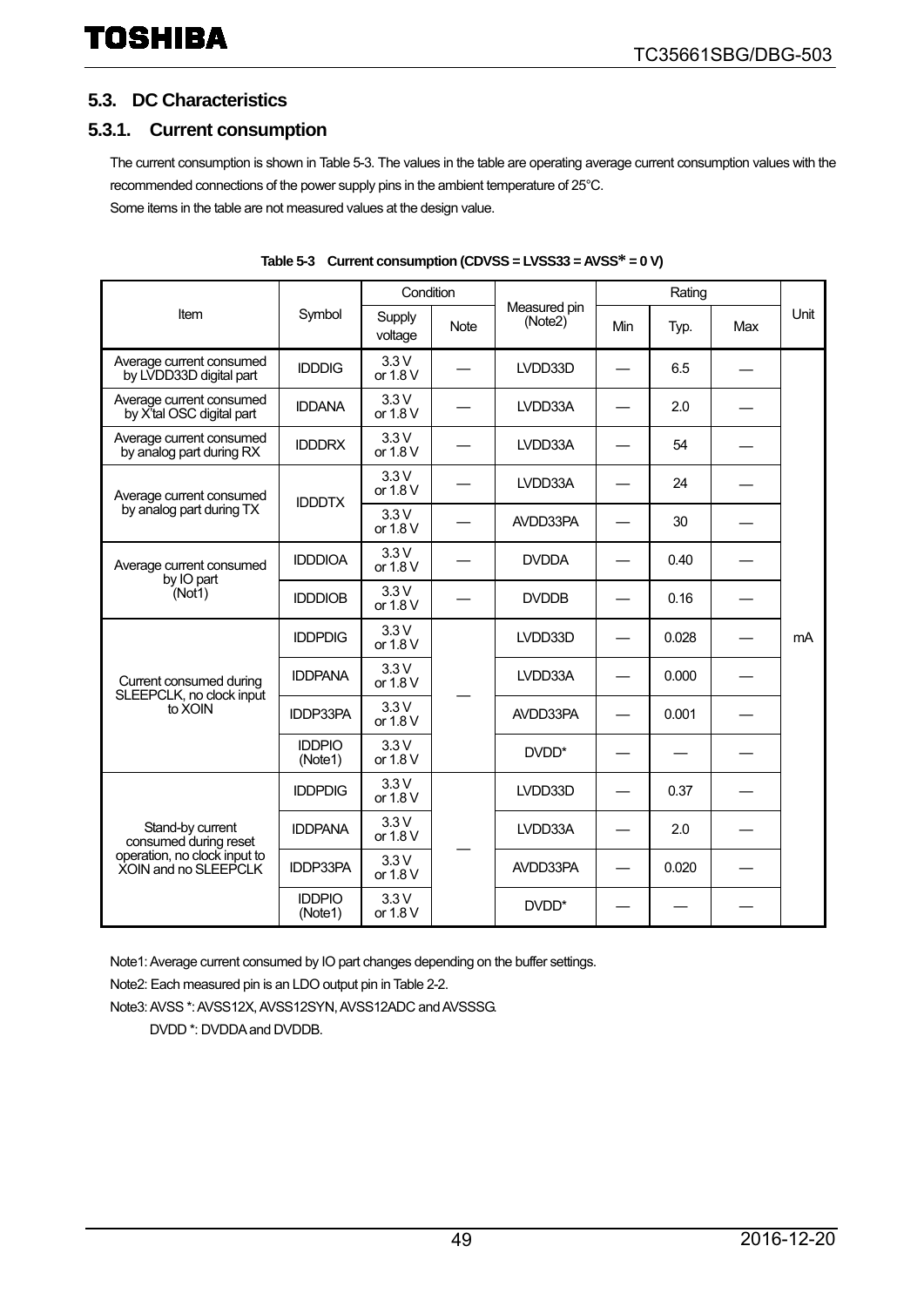## 5.3. DC Characteristics

### 5.3.1. Current consumption

The current consumption is shown in Table 5-3. The values in the table are operating average current consumption values with the recommended connections of the power supply pins in the ambient temperature of 25°C.
Some items in the table are not measured values at the design value.

**Table 5-3 Current consumption (CDVSS = LVSS33 = AVSS* = 0 V)**

| Item | Symbol | Condition | | Measured pin (Note2) | Rating | | | Unit |
|---|---|---|---|---|---|---|---|---|
| | | Supply voltage | Note | | Min | Typ. | Max | |
| Average current consumed by LVDD33D digital part | IDDDIG | 3.3 V or 1.8 V | — | LVDD33D | — | 6.5 | — | mA |
| Average current consumed by X'tal OSC digital part | IDDANA | 3.3 V or 1.8 V | — | LVDD33A | — | 2.0 | — | mA |
| Average current consumed by analog part during RX | IDDDRX | 3.3 V or 1.8 V | — | LVDD33A | — | 54 | — | mA |
| Average current consumed by analog part during TX | IDDDTX | 3.3 V or 1.8 V | — | LVDD33A | — | 24 | — | mA |
| | | 3.3 V or 1.8 V | — | AVDD33PA | — | 30 | — | mA |
| Average current consumed by IO part (Not1) | IDDDIOA | 3.3 V or 1.8 V | — | DVDDA | — | 0.40 | — | mA |
| | IDDDIOB | 3.3 V or 1.8 V | — | DVDDB | — | 0.16 | — | mA |
| Current consumed during SLEEPCLK, no clock input to XOIN | IDDPDIG | 3.3 V or 1.8 V | — | LVDD33D | — | 0.028 | — | mA |
| | IDDPANA | 3.3 V or 1.8 V | | LVDD33A | — | 0.000 | — | mA |
| | IDDP33PA | 3.3 V or 1.8 V | | AVDD33PA | — | 0.001 | — | mA |
| | IDDPIO (Note1) | 3.3 V or 1.8 V | | DVDD* | — | — | — | mA |
| Stand-by current consumed during reset operation, no clock input to XOIN and no SLEEPCLK | IDDPDIG | 3.3 V or 1.8 V | — | LVDD33D | — | 0.37 | — | mA |
| | IDDPANA | 3.3 V or 1.8 V | | LVDD33A | — | 2.0 | — | mA |
| | IDDP33PA | 3.3 V or 1.8 V | | AVDD33PA | — | 0.020 | — | mA |
| | IDDPIO (Note1) | 3.3 V or 1.8 V | | DVDD* | — | — | — | mA |

Note1: Average current consumed by IO part changes depending on the buffer settings.

Note2: Each measured pin is an LDO output pin in Table 2-2.

Note3: AVSS *: AVSS12X, AVSS12SYN, AVSS12ADC and AVSSSG.
DVDD *: DVDDA and DVDDB.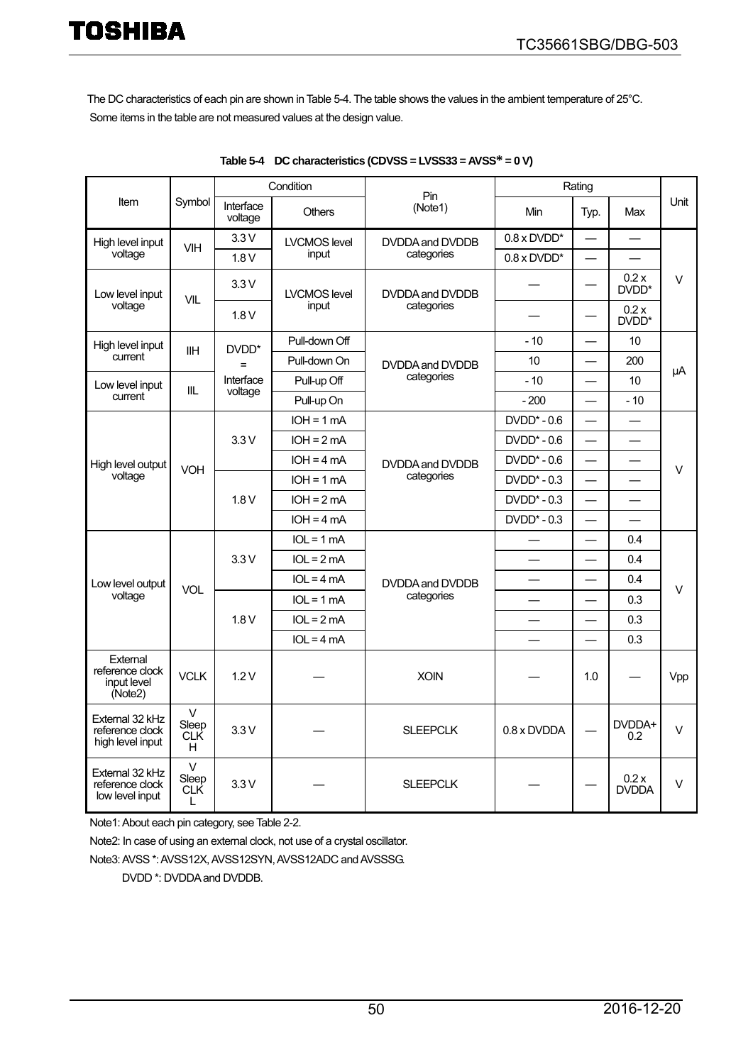The DC characteristics of each pin are shown in Table 5-4. The table shows the values in the ambient temperature of 25°C. Some items in the table are not measured values at the design value.

**Table 5-4 DC characteristics (CDVSS = LVSS33 = AVSS* = 0 V)**

| Item | Symbol | Condition | | Pin (Note1) | Rating | | | Unit |
|---|---|---|---|---|---|---|---|---|
| | | Interface voltage | Others | | Min | Typ. | Max | |
| High level input voltage | VIH | 3.3 V | LVCMOS level input | DVDDA and DVDDB categories | 0.8 x DVDD* | — | — | V |
| | | 1.8 V | | | 0.8 x DVDD* | — | — | |
| Low level input voltage | VIL | 3.3 V | LVCMOS level input | DVDDA and DVDDB categories | — | — | 0.2 x DVDD* | |
| | | 1.8 V | | | — | — | 0.2 x DVDD* | |
| High level input current | IIH | DVDD* = Interface voltage | Pull-down Off | DVDDA and DVDDB categories | - 10 | — | 10 | µA |
| | | | Pull-down On | | 10 | — | 200 | |
| Low level input current | IIL | | Pull-up Off | | - 10 | — | 10 | |
| | | | Pull-up On | | - 200 | — | - 10 | |
| High level output voltage | VOH | 3.3 V | IOH = 1 mA | DVDDA and DVDDB categories | DVDD* - 0.6 | — | — | V |
| | | | IOH = 2 mA | | DVDD* - 0.6 | — | — | |
| | | | IOH = 4 mA | | DVDD* - 0.6 | — | — | |
| | | 1.8 V | IOH = 1 mA | | DVDD* - 0.3 | — | — | |
| | | | IOH = 2 mA | | DVDD* - 0.3 | — | — | |
| | | | IOH = 4 mA | | DVDD* - 0.3 | — | — | |
| Low level output voltage | VOL | 3.3 V | IOL = 1 mA | DVDDA and DVDDB categories | — | — | 0.4 | V |
| | | | IOL = 2 mA | | — | — | 0.4 | |
| | | | IOL = 4 mA | | — | — | 0.4 | |
| | | 1.8 V | IOL = 1 mA | | — | — | 0.3 | |
| | | | IOL = 2 mA | | — | — | 0.3 | |
| | | | IOL = 4 mA | | — | — | 0.3 | |
| External reference clock input level (Note2) | VCLK | 1.2 V | — | XOIN | — | 1.0 | — | Vpp |
| External 32 kHz reference clock high level input | V Sleep CLK H | 3.3 V | — | SLEEPCLK | 0.8 x DVDDA | — | DVDDA+ 0.2 | V |
| External 32 kHz reference clock low level input | V Sleep CLK L | 3.3 V | — | SLEEPCLK | — | — | 0.2 x DVDDA | V |

Note1: About each pin category, see Table 2-2.

Note2: In case of using an external clock, not use of a crystal oscillator.

Note3: AVSS *: AVSS12X, AVSS12SYN, AVSS12ADC and AVSSSG.

DVDD *: DVDDA and DVDDB.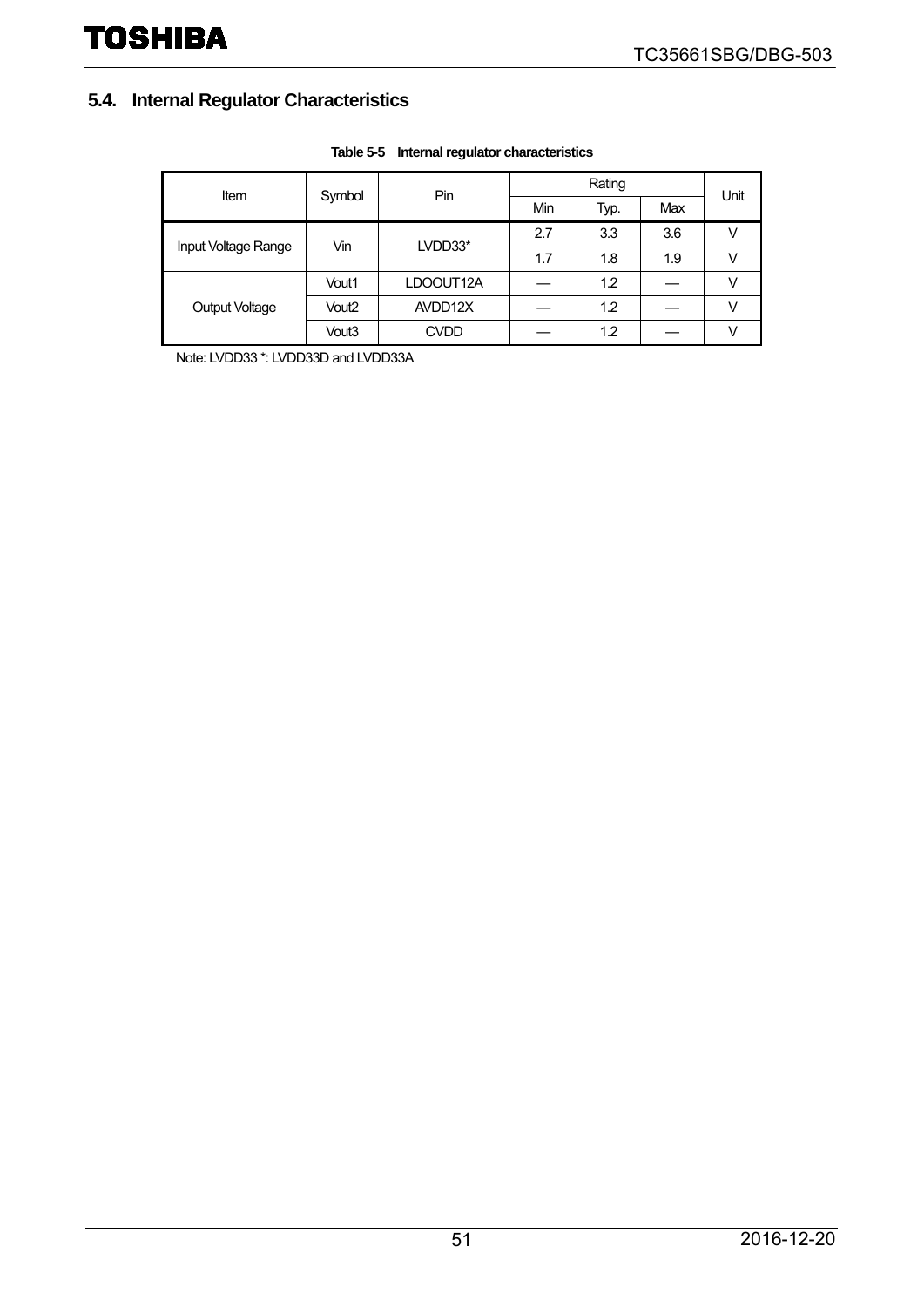## 5.4. Internal Regulator Characteristics

**Table 5-5 Internal regulator characteristics**

| Item | Symbol | Pin | Rating | | | Unit |
|---|---|---|---|---|---|---|
| | | | Min | Typ. | Max | |
| Input Voltage Range | Vin | LVDD33* | 2.7 | 3.3 | 3.6 | V |
| | | | 1.7 | 1.8 | 1.9 | V |
| Output Voltage | Vout1 | LDOOUT12A | — | 1.2 | — | V |
| | Vout2 | AVDD12X | — | 1.2 | — | V |
| | Vout3 | CVDD | — | 1.2 | — | V |

Note: LVDD33 *: LVDD33D and LVDD33A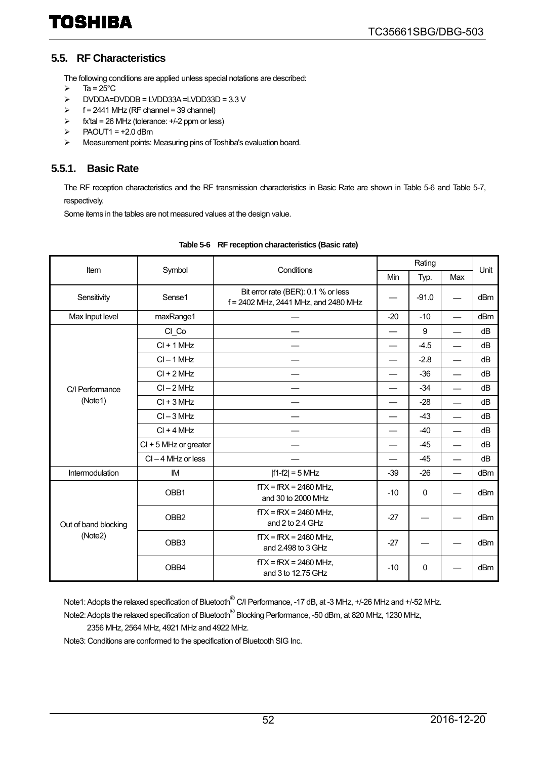## 5.5. RF Characteristics

The following conditions are applied unless special notations are described:

- Ta = 25°C
- DVDDA=DVDDB = LVDD33A =LVDD33D = 3.3 V
- f = 2441 MHz (RF channel = 39 channel)
- fx'tal = 26 MHz (tolerance: +/-2 ppm or less)
- PAOUT1 = +2.0 dBm
- Measurement points: Measuring pins of Toshiba's evaluation board.

### 5.5.1. Basic Rate

The RF reception characteristics and the RF transmission characteristics in Basic Rate are shown in Table 5-6 and Table 5-7, respectively.

Some items in the tables are not measured values at the design value.

**Table 5-6 RF reception characteristics (Basic rate)**

| Item | Symbol | Conditions | Rating | | | Unit |
|---|---|---|---|---|---|---|
| | | | Min | Typ. | Max | |
| Sensitivity | Sense1 | Bit error rate (BER): 0.1 % or less f = 2402 MHz, 2441 MHz, and 2480 MHz | — | -91.0 | — | dBm |
| Max Input level | maxRange1 | — | -20 | -10 | — | dBm |
| C/I Performance (Note1) | CI_Co | — | — | 9 | — | dB |
| | CI + 1 MHz | — | — | -4.5 | — | dB |
| | CI – 1 MHz | — | — | -2.8 | — | dB |
| | CI + 2 MHz | — | — | -36 | — | dB |
| | CI – 2 MHz | — | — | -34 | — | dB |
| | CI + 3 MHz | — | — | -28 | — | dB |
| | CI – 3 MHz | — | — | -43 | — | dB |
| | CI + 4 MHz | — | — | -40 | — | dB |
| | CI + 5 MHz or greater | — | — | -45 | — | dB |
| | CI – 4 MHz or less | — | — | -45 | — | dB |
| Intermodulation | IM | \|f1-f2\| = 5 MHz | -39 | -26 | — | dBm |
| Out of band blocking (Note2) | OBB1 | fTX = fRX = 2460 MHz, and 30 to 2000 MHz | -10 | 0 | — | dBm |
| | OBB2 | fTX = fRX = 2460 MHz, and 2 to 2.4 GHz | -27 | — | — | dBm |
| | OBB3 | fTX = fRX = 2460 MHz, and 2.498 to 3 GHz | -27 | — | — | dBm |
| | OBB4 | fTX = fRX = 2460 MHz, and 3 to 12.75 GHz | -10 | 0 | — | dBm |

Note1: Adopts the relaxed specification of Bluetooth® C/I Performance, -17 dB, at -3 MHz, +/-26 MHz and +/-52 MHz.

Note2: Adopts the relaxed specification of Bluetooth® Blocking Performance, -50 dBm, at 820 MHz, 1230 MHz, 2356 MHz, 2564 MHz, 4921 MHz and 4922 MHz.

Note3: Conditions are conformed to the specification of Bluetooth SIG Inc.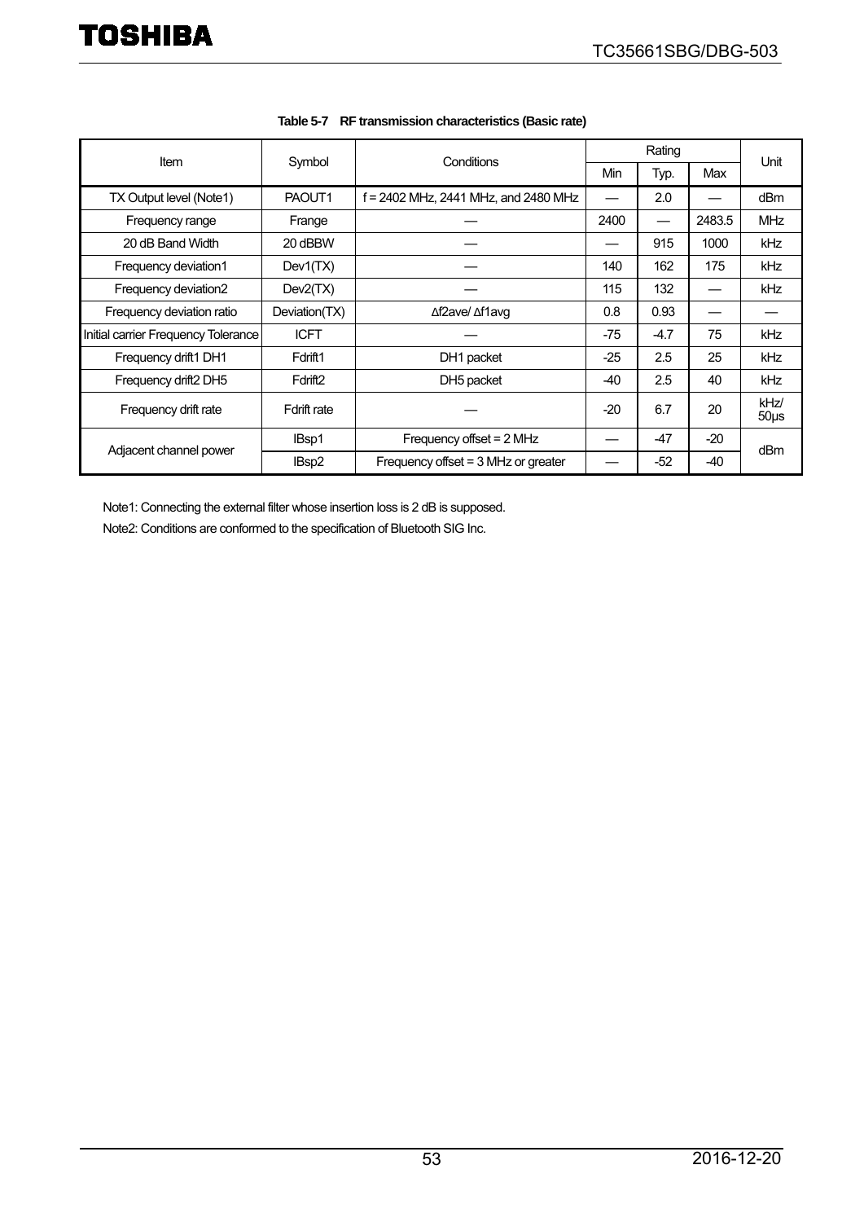**Table 5-7 RF transmission characteristics (Basic rate)**

| Item | Symbol | Conditions | Rating | | | Unit |
|---|---|---|---|---|---|---|
| | | | Min | Typ. | Max | |
| TX Output level (Note1) | PAOUT1 | f = 2402 MHz, 2441 MHz, and 2480 MHz | — | 2.0 | — | dBm |
| Frequency range | Frange | — | 2400 | — | 2483.5 | MHz |
| 20 dB Band Width | 20 dBBW | — | — | 915 | 1000 | kHz |
| Frequency deviation1 | Dev1(TX) | — | 140 | 162 | 175 | kHz |
| Frequency deviation2 | Dev2(TX) | — | 115 | 132 | — | kHz |
| Frequency deviation ratio | Deviation(TX) | Δf2ave/ Δf1avg | 0.8 | 0.93 | — | — |
| Initial carrier Frequency Tolerance | ICFT | — | -75 | -4.7 | 75 | kHz |
| Frequency drift1 DH1 | Fdrift1 | DH1 packet | -25 | 2.5 | 25 | kHz |
| Frequency drift2 DH5 | Fdrift2 | DH5 packet | -40 | 2.5 | 40 | kHz |
| Frequency drift rate | Fdrift rate | — | -20 | 6.7 | 20 | kHz/ 50µs |
| Adjacent channel power | IBsp1 | Frequency offset = 2 MHz | — | -47 | -20 | dBm |
| | IBsp2 | Frequency offset = 3 MHz or greater | — | -52 | -40 | dBm |

Note1: Connecting the external filter whose insertion loss is 2 dB is supposed.

Note2: Conditions are conformed to the specification of Bluetooth SIG Inc.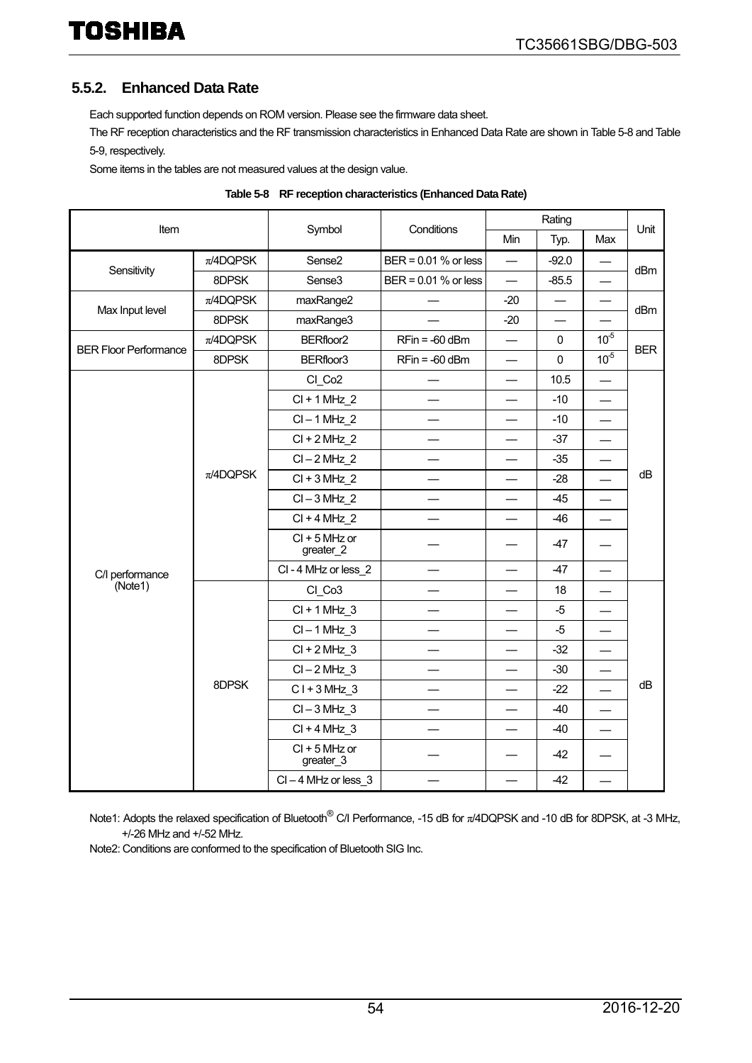### 5.5.2. Enhanced Data Rate

Each supported function depends on ROM version. Please see the firmware data sheet.

The RF reception characteristics and the RF transmission characteristics in Enhanced Data Rate are shown in Table 5-8 and Table 5-9, respectively.

Some items in the tables are not measured values at the design value.

**Table 5-8 RF reception characteristics (Enhanced Data Rate)**

| Item | | Symbol | Conditions | Rating | | | Unit |
|---|---|---|---|---|---|---|---|
| | | | | Min | Typ. | Max | |
| Sensitivity | $\pi$/4DQPSK | Sense2 | BER = 0.01 % or less | — | -92.0 | — | dBm |
| | 8DPSK | Sense3 | BER = 0.01 % or less | — | -85.5 | — | |
| Max Input level | $\pi$/4DQPSK | maxRange2 | — | -20 | — | — | dBm |
| | 8DPSK | maxRange3 | — | -20 | — | — | |
| BER Floor Performance | $\pi$/4DQPSK | BERfloor2 | RFin = -60 dBm | — | 0 | $10^{-5}$ | BER |
| | 8DPSK | BERfloor3 | RFin = -60 dBm | — | 0 | $10^{-5}$ | |
| C/I performance (Note1) | $\pi$/4DQPSK | CI_Co2 | — | — | 10.5 | — | dB |
| | | CI + 1 MHz_2 | — | — | -10 | — | |
| | | CI – 1 MHz_2 | — | — | -10 | — | |
| | | CI + 2 MHz_2 | — | — | -37 | — | |
| | | CI – 2 MHz_2 | — | — | -35 | — | |
| | | CI + 3 MHz_2 | — | — | -28 | — | |
| | | CI – 3 MHz_2 | — | — | -45 | — | |
| | | CI + 4 MHz_2 | — | — | -46 | — | |
| | | CI + 5 MHz or greater_2 | — | — | -47 | — | |
| | | CI - 4 MHz or less_2 | — | — | -47 | — | |
| | 8DPSK | CI_Co3 | — | — | 18 | — | dB |
| | | CI + 1 MHz_3 | — | — | -5 | — | |
| | | CI – 1 MHz_3 | — | — | -5 | — | |
| | | CI + 2 MHz_3 | — | — | -32 | — | |
| | | CI – 2 MHz_3 | — | — | -30 | — | |
| | | C I + 3 MHz_3 | — | — | -22 | — | |
| | | CI – 3 MHz_3 | — | — | -40 | — | |
| | | CI + 4 MHz_3 | — | — | -40 | — | |
| | | CI + 5 MHz or greater_3 | — | — | -42 | — | |
| | | CI – 4 MHz or less_3 | — | — | -42 | — | |

Note1: Adopts the relaxed specification of Bluetooth® C/I Performance, -15 dB for $\pi$/4DQPSK and -10 dB for 8DPSK, at -3 MHz, +/-26 MHz and +/-52 MHz.

Note2: Conditions are conformed to the specification of Bluetooth SIG Inc.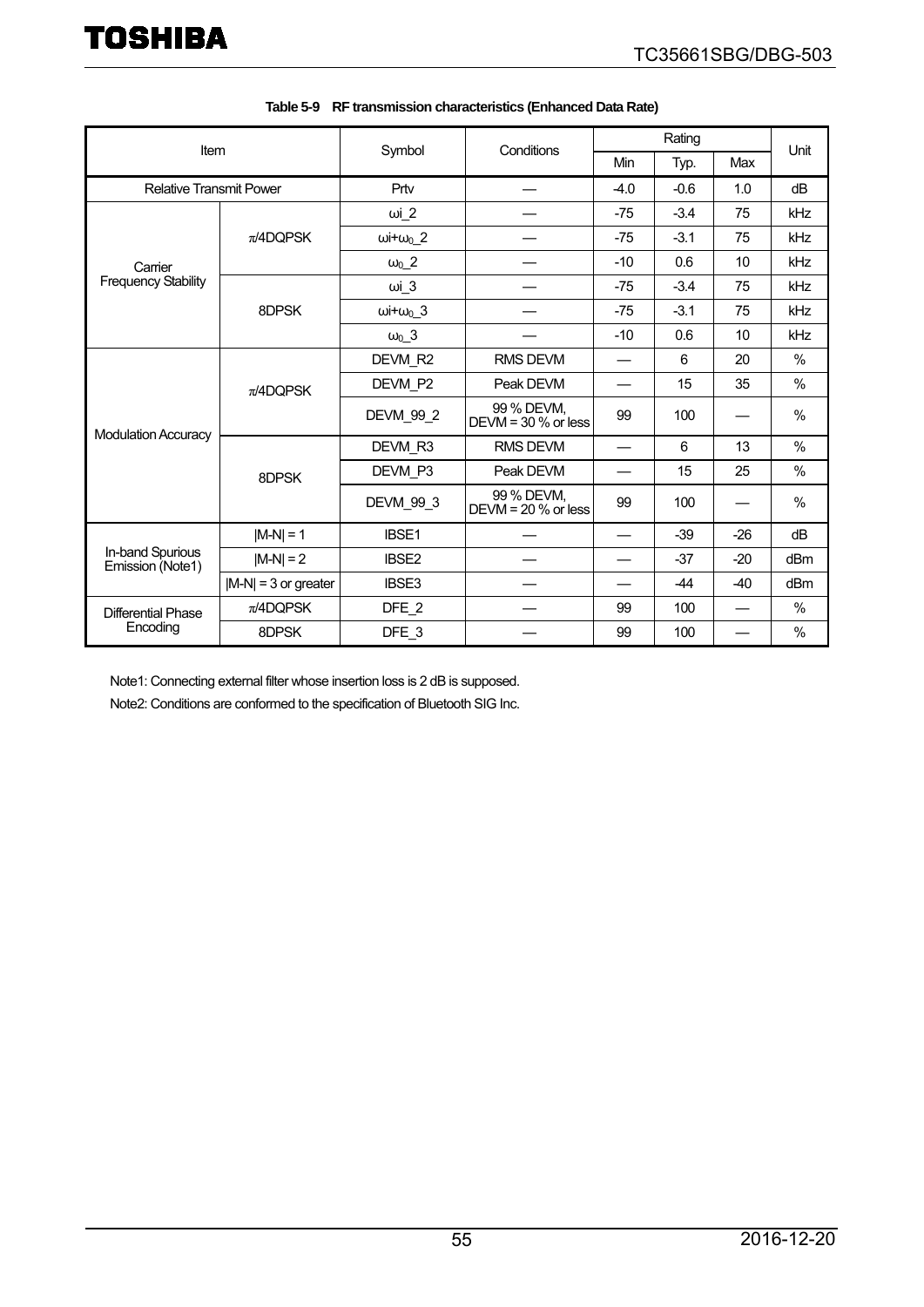**Table 5-9 RF transmission characteristics (Enhanced Data Rate)**

| Item | | Symbol | Conditions | Rating | | | Unit |
|---|---|---|---|---|---|---|---|
| | | | | Min | Typ. | Max | |
| Relative Transmit Power | | Prtv | — | -4.0 | -0.6 | 1.0 | dB |
| Carrier Frequency Stability | $\pi$/4DQPSK | $\omega i\_2$ | — | -75 | -3.4 | 75 | kHz |
| | | $\omega i+\omega_0\_2$ | — | -75 | -3.1 | 75 | kHz |
| | | $\omega_0\_2$ | — | -10 | 0.6 | 10 | kHz |
| | 8DPSK | $\omega i\_3$ | — | -75 | -3.4 | 75 | kHz |
| | | $\omega i+\omega_0\_3$ | — | -75 | -3.1 | 75 | kHz |
| | | $\omega_0\_3$ | — | -10 | 0.6 | 10 | kHz |
| Modulation Accuracy | $\pi$/4DQPSK | DEVM_R2 | RMS DEVM | — | 6 | 20 | % |
| | | DEVM_P2 | Peak DEVM | — | 15 | 35 | % |
| | | DEVM_99_2 | 99 % DEVM, DEVM = 30 % or less | 99 | 100 | — | % |
| | 8DPSK | DEVM_R3 | RMS DEVM | — | 6 | 13 | % |
| | | DEVM_P3 | Peak DEVM | — | 15 | 25 | % |
| | | DEVM_99_3 | 99 % DEVM, DEVM = 20 % or less | 99 | 100 | — | % |
| In-band Spurious Emission (Note1) | \|M-N\| = 1 | IBSE1 | — | — | -39 | -26 | dB |
| | \|M-N\| = 2 | IBSE2 | — | — | -37 | -20 | dBm |
| | \|M-N\| = 3 or greater | IBSE3 | — | — | -44 | -40 | dBm |
| Differential Phase Encoding | $\pi$/4DQPSK | DFE_2 | — | 99 | 100 | — | % |
| | 8DPSK | DFE_3 | — | 99 | 100 | — | % |

Note1: Connecting external filter whose insertion loss is 2 dB is supposed.

Note2: Conditions are conformed to the specification of Bluetooth SIG Inc.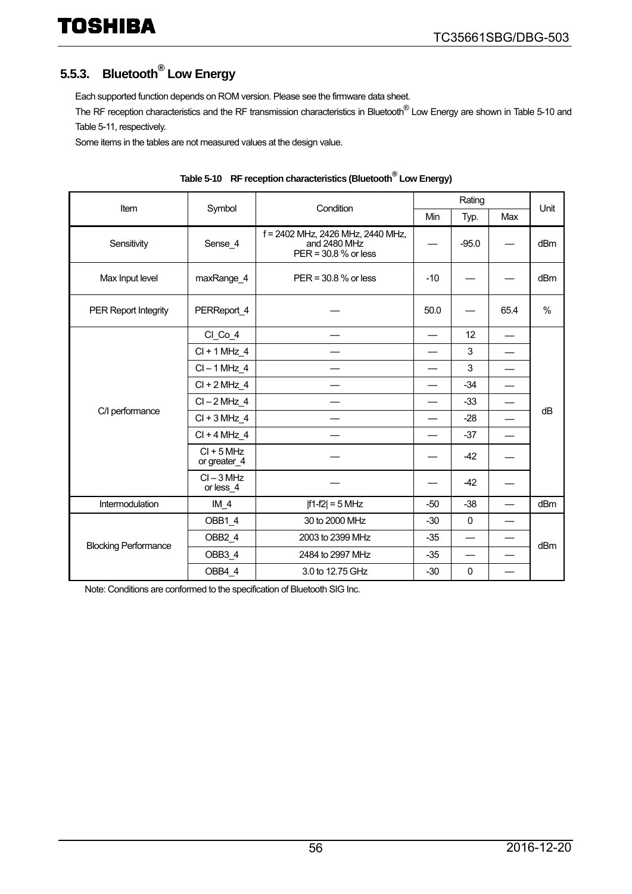### 5.5.3. Bluetooth® Low Energy

Each supported function depends on ROM version. Please see the firmware data sheet.

The RF reception characteristics and the RF transmission characteristics in Bluetooth® Low Energy are shown in Table 5-10 and Table 5-11, respectively.

Some items in the tables are not measured values at the design value.

**Table 5-10 RF reception characteristics (Bluetooth® Low Energy)**

| Item | Symbol | Condition | Rating | | | Unit |
|---|---|---|---|---|---|---|
| | | | Min | Typ. | Max | |
| Sensitivity | Sense_4 | f = 2402 MHz, 2426 MHz, 2440 MHz, and 2480 MHz PER = 30.8 % or less | — | -95.0 | — | dBm |
| Max Input level | maxRange_4 | PER = 30.8 % or less | -10 | — | — | dBm |
| PER Report Integrity | PERReport_4 | — | 50.0 | — | 65.4 | % |
| C/I performance | CI_Co_4 | — | — | 12 | — | dB |
| | CI + 1 MHz_4 | — | — | 3 | — | |
| | CI – 1 MHz_4 | — | — | 3 | — | |
| | CI + 2 MHz_4 | — | — | -34 | — | |
| | CI – 2 MHz_4 | — | — | -33 | — | |
| | CI + 3 MHz_4 | — | — | -28 | — | |
| | CI + 4 MHz_4 | — | — | -37 | — | |
| | CI + 5 MHz or greater_4 | — | — | -42 | — | |
| | CI – 3 MHz or less_4 | — | — | -42 | — | |
| Intermodulation | IM_4 | \|f1-f2\| = 5 MHz | -50 | -38 | — | dBm |
| Blocking Performance | OBB1_4 | 30 to 2000 MHz | -30 | 0 | — | dBm |
| | OBB2_4 | 2003 to 2399 MHz | -35 | — | — | |
| | OBB3_4 | 2484 to 2997 MHz | -35 | — | — | |
| | OBB4_4 | 3.0 to 12.75 GHz | -30 | 0 | — | |

Note: Conditions are conformed to the specification of Bluetooth SIG Inc.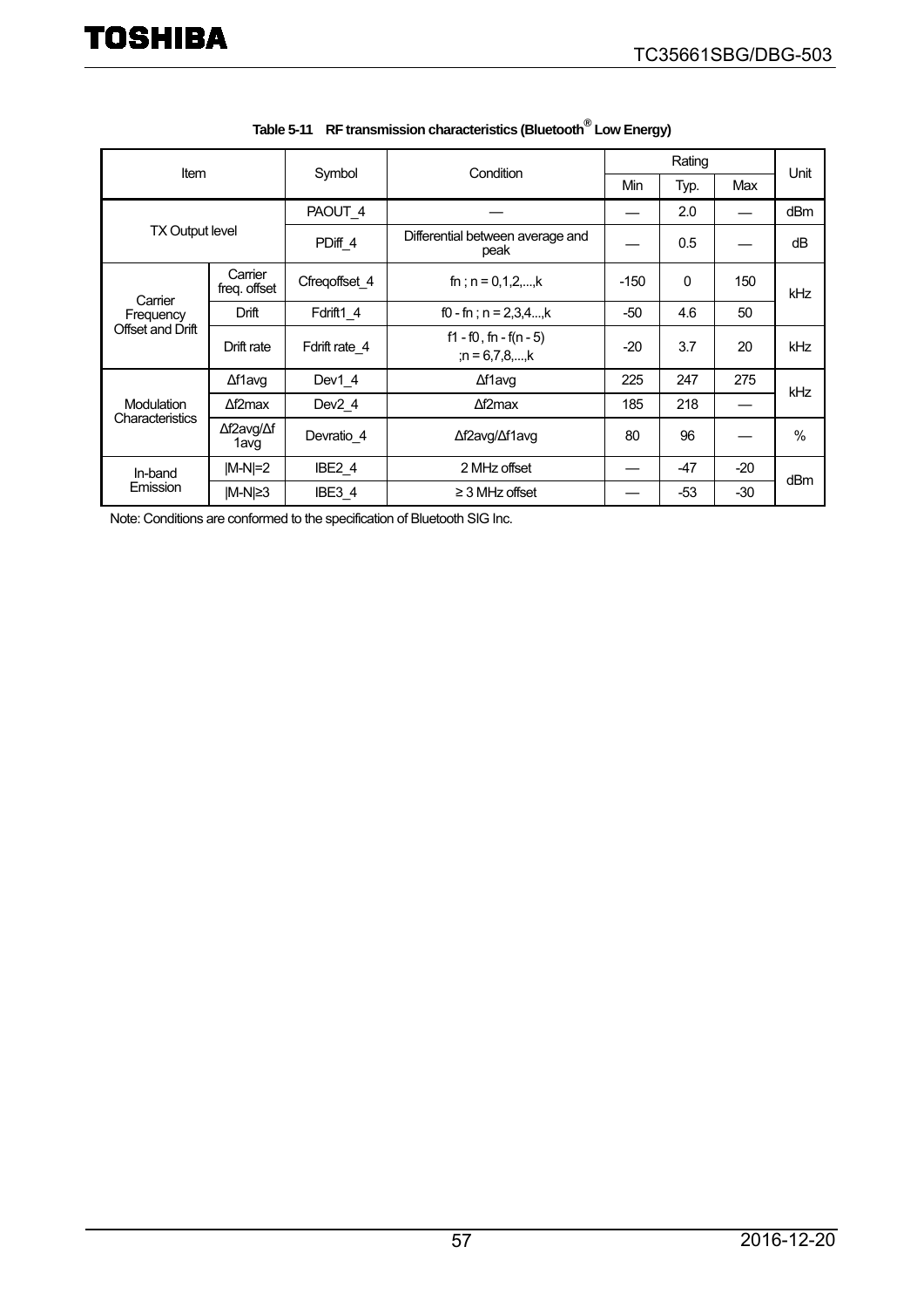**Table 5-11 RF transmission characteristics (Bluetooth® Low Energy)**

| Item | | Symbol | Condition | Rating | | | Unit |
|---|---|---|---|---|---|---|---|
| | | | | Min | Typ. | Max | |
| TX Output level | | PAOUT_4 | — | — | 2.0 | — | dBm |
| | | PDiff_4 | Differential between average and peak | — | 0.5 | — | dB |
| Carrier Frequency Offset and Drift | Carrier freq. offset | Cfreqoffset_4 | fn ; n = 0,1,2,...,k | -150 | 0 | 150 | kHz |
| | Drift | Fdrift1_4 | f0 - fn ; n = 2,3,4...,k | -50 | 4.6 | 50 | |
| | Drift rate | Fdrift rate_4 | f1 - f0 , fn - f(n - 5) ;n = 6,7,8,...,k | -20 | 3.7 | 20 | kHz |
| Modulation Characteristics | Δf1avg | Dev1_4 | Δf1avg | 225 | 247 | 275 | kHz |
| | Δf2max | Dev2_4 | Δf2max | 185 | 218 | — | |
| | Δf2avg/Δf1avg | Devratio_4 | Δf2avg/Δf1avg | 80 | 96 | — | % |
| In-band Emission | \|M-N\|=2 | IBE2_4 | 2 MHz offset | — | -47 | -20 | dBm |
| | \|M-N\|≥3 | IBE3_4 | ≥ 3 MHz offset | — | -53 | -30 | |

Note: Conditions are conformed to the specification of Bluetooth SIG Inc.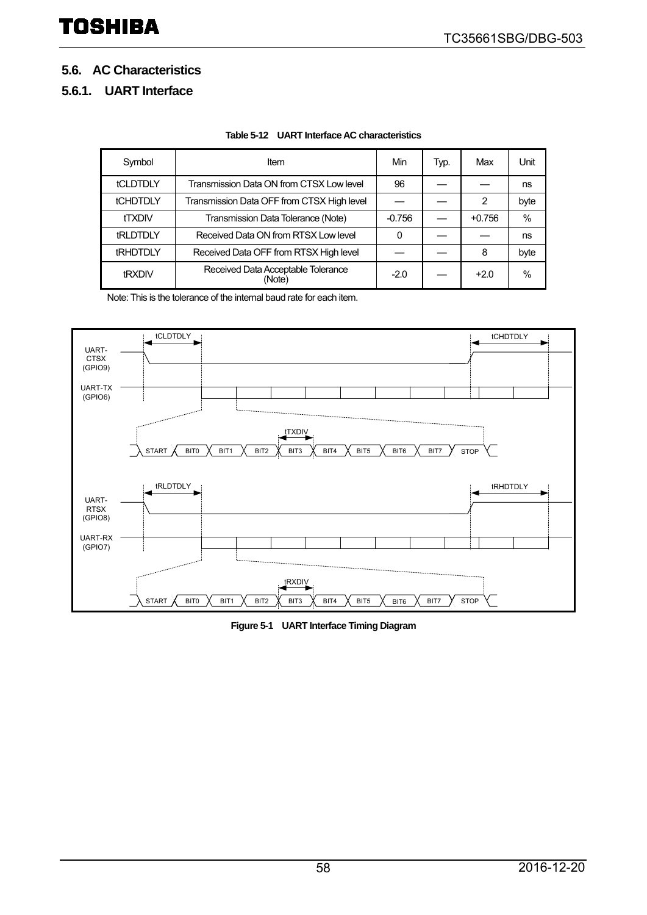## 5.6. AC Characteristics

### 5.6.1. UART Interface

**Table 5-12 UART Interface AC characteristics**

| Symbol | Item | Min | Typ. | Max | Unit |
|---|---|---|---|---|---|
| tCLDTDLY | Transmission Data ON from CTSX Low level | 96 | — | — | ns |
| tCHDTDLY | Transmission Data OFF from CTSX High level | — | — | 2 | byte |
| tTXDIV | Transmission Data Tolerance (Note) | -0.756 | — | +0.756 | % |
| tRLDTDLY | Received Data ON from RTSX Low level | 0 | — | — | ns |
| tRHDTDLY | Received Data OFF from RTSX High level | — | — | 8 | byte |
| tRXDIV | Received Data Acceptable Tolerance (Note) | -2.0 | — | +2.0 | % |

Note: This is the tolerance of the internal baud rate for each item.

**Figure 5-1 UART Interface Timing Diagram**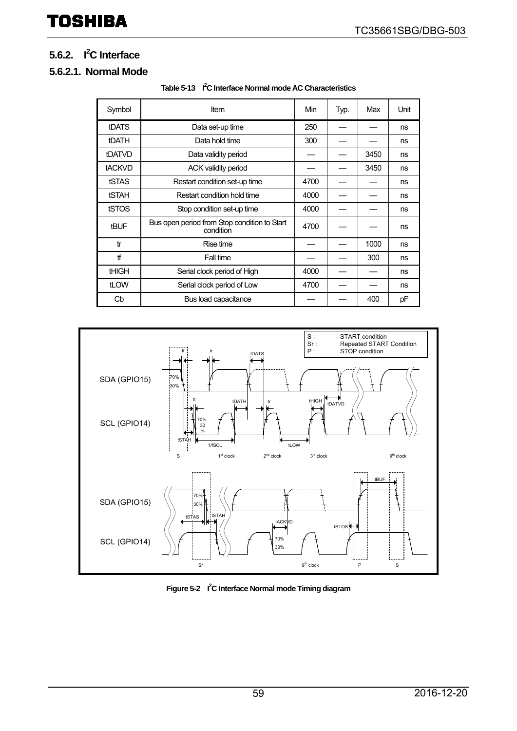## 5.6.2. I²C Interface

### 5.6.2.1. Normal Mode

**Table 5-13 I²C Interface Normal mode AC Characteristics**

| Symbol | Item | Min | Typ. | Max | Unit |
|---|---|---|---|---|---|
| tDATS | Data set-up time | 250 | — | — | ns |
| tDATH | Data hold time | 300 | — | — | ns |
| tDATVD | Data validity period | — | — | 3450 | ns |
| tACKVD | ACK validity period | — | — | 3450 | ns |
| tSTAS | Restart condition set-up time | 4700 | — | — | ns |
| tSTAH | Restart condition hold time | 4000 | — | — | ns |
| tSTOS | Stop condition set-up time | 4000 | — | — | ns |
| tBUF | Bus open period from Stop condition to Start condition | 4700 | — | — | ns |
| tr | Rise time | — | — | 1000 | ns |
| tf | Fall time | — | — | 300 | ns |
| tHIGH | Serial clock period of High | 4000 | — | — | ns |
| tLOW | Serial clock period of Low | 4700 | — | — | ns |
| Cb | Bus load capacitance | — | — | 400 | pF |

**Figure 5-2 I²C Interface Normal mode Timing diagram**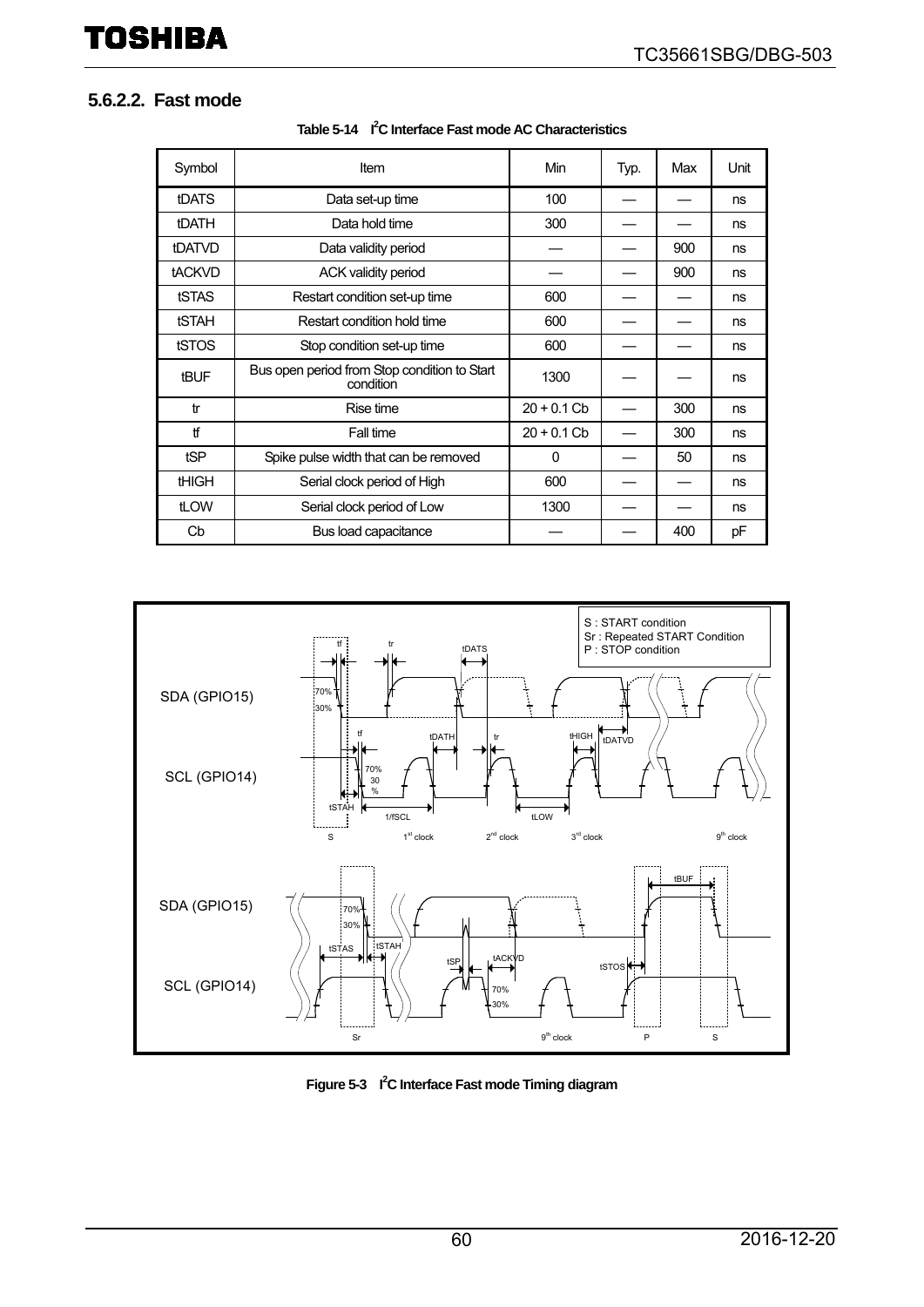### 5.6.2.2. Fast mode

**Table 5-14 I[2]C Interface Fast mode AC Characteristics**

| Symbol | Item | Min | Typ. | Max | Unit |
|---|---|---|---|---|---|
| tDATS | Data set-up time | 100 | — | — | ns |
| tDATH | Data hold time | 300 | — | — | ns |
| tDATVD | Data validity period | — | — | 900 | ns |
| tACKVD | ACK validity period | — | — | 900 | ns |
| tSTAS | Restart condition set-up time | 600 | — | — | ns |
| tSTAH | Restart condition hold time | 600 | — | — | ns |
| tSTOS | Stop condition set-up time | 600 | — | — | ns |
| tBUF | Bus open period from Stop condition to Start condition | 1300 | — | — | ns |
| tr | Rise time | 20 + 0.1 Cb | — | 300 | ns |
| tf | Fall time | 20 + 0.1 Cb | — | 300 | ns |
| tSP | Spike pulse width that can be removed | 0 | — | 50 | ns |
| tHIGH | Serial clock period of High | 600 | — | — | ns |
| tLOW | Serial clock period of Low | 1300 | — | — | ns |
| Cb | Bus load capacitance | — | — | 400 | pF |

**Figure 5-3 I[2]C Interface Fast mode Timing diagram**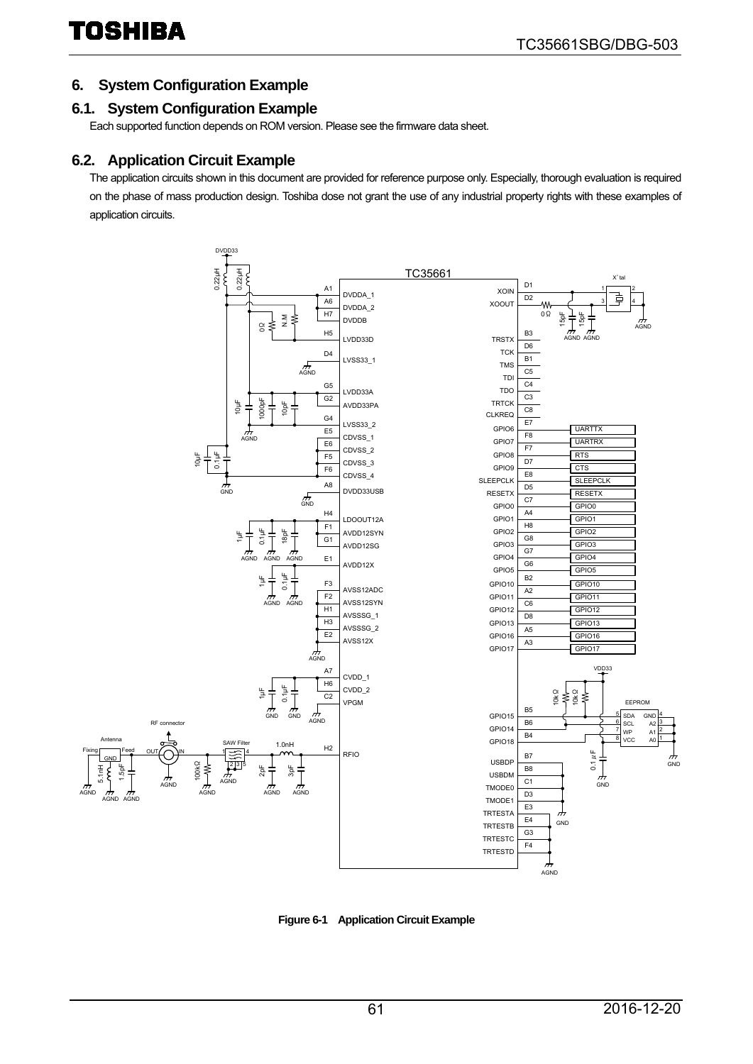## 6. System Configuration Example

### 6.1. System Configuration Example

Each supported function depends on ROM version. Please see the firmware data sheet.

### 6.2. Application Circuit Example

The application circuits shown in this document are provided for reference purpose only. Especially, thorough evaluation is required on the phase of mass production design. Toshiba dose not grant the use of any industrial property rights with these examples of application circuits.

**Figure 6-1 Application Circuit Example**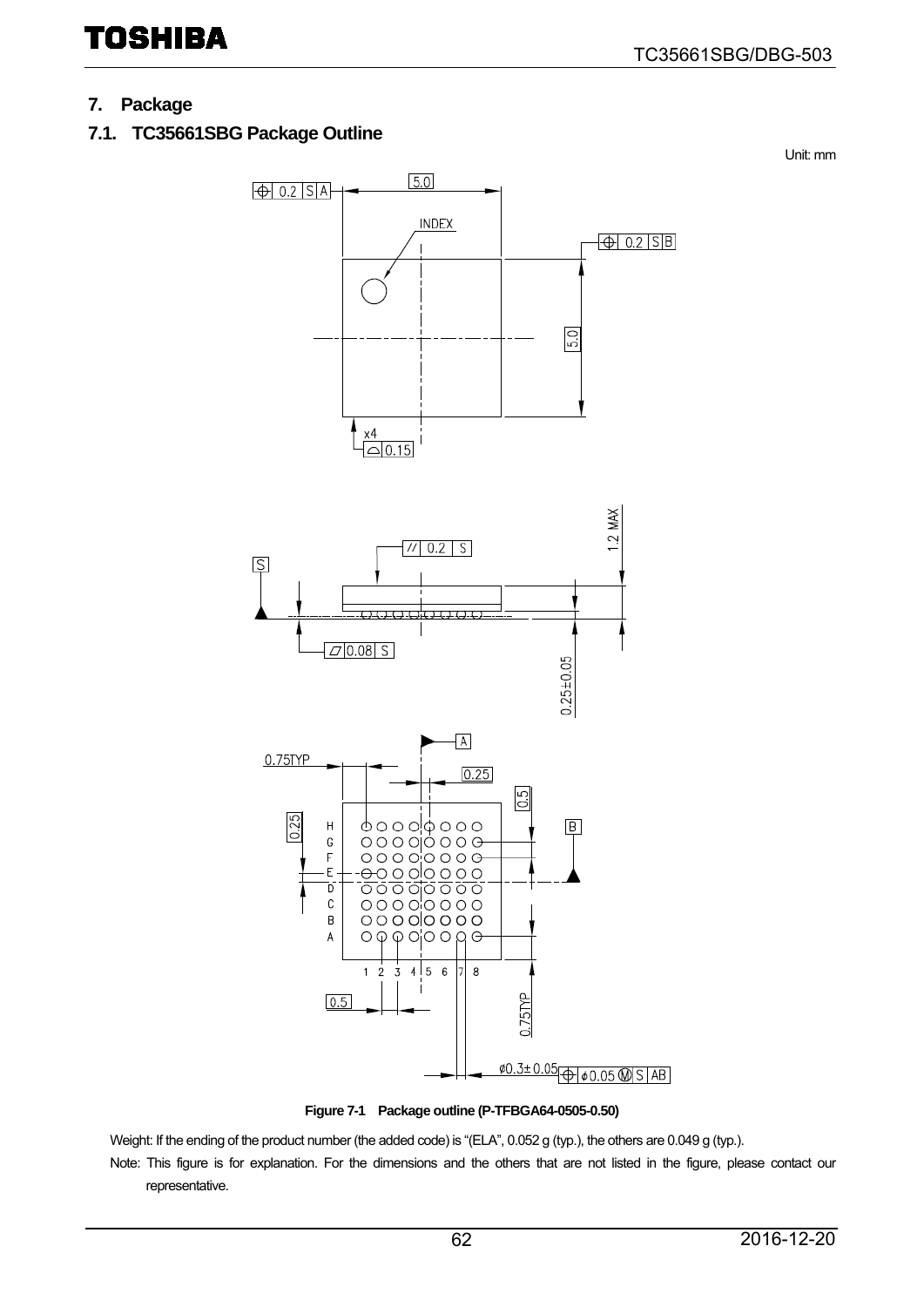## 7. Package

### 7.1. TC35661SBG Package Outline

Unit: mm

Figure 7-1 Package outline (P-TFBGA64-0505-0.50)

Weight: If the ending of the product number (the added code) is "(ELA", 0.052 g (typ.), the others are 0.049 g (typ.).

Note: This figure is for explanation. For the dimensions and the others that are not listed in the figure, please contact our representative.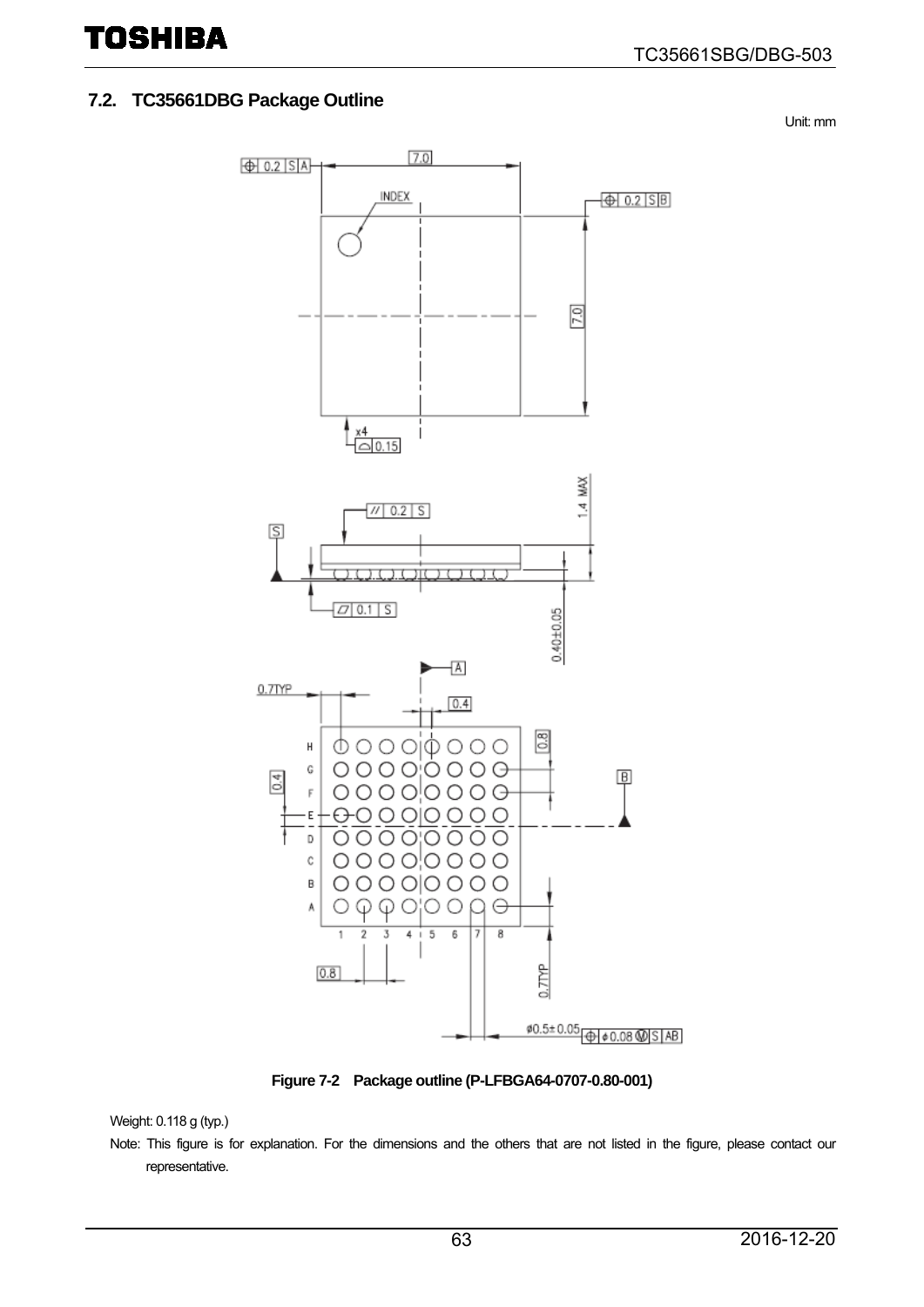## 7.2. TC35661DBG Package Outline

Unit: mm

Figure 7-2 Package outline (P-LFBGA64-0707-0.80-001)

Weight: 0.118 g (typ.)

Note: This figure is for explanation. For the dimensions and the others that are not listed in the figure, please contact our representative.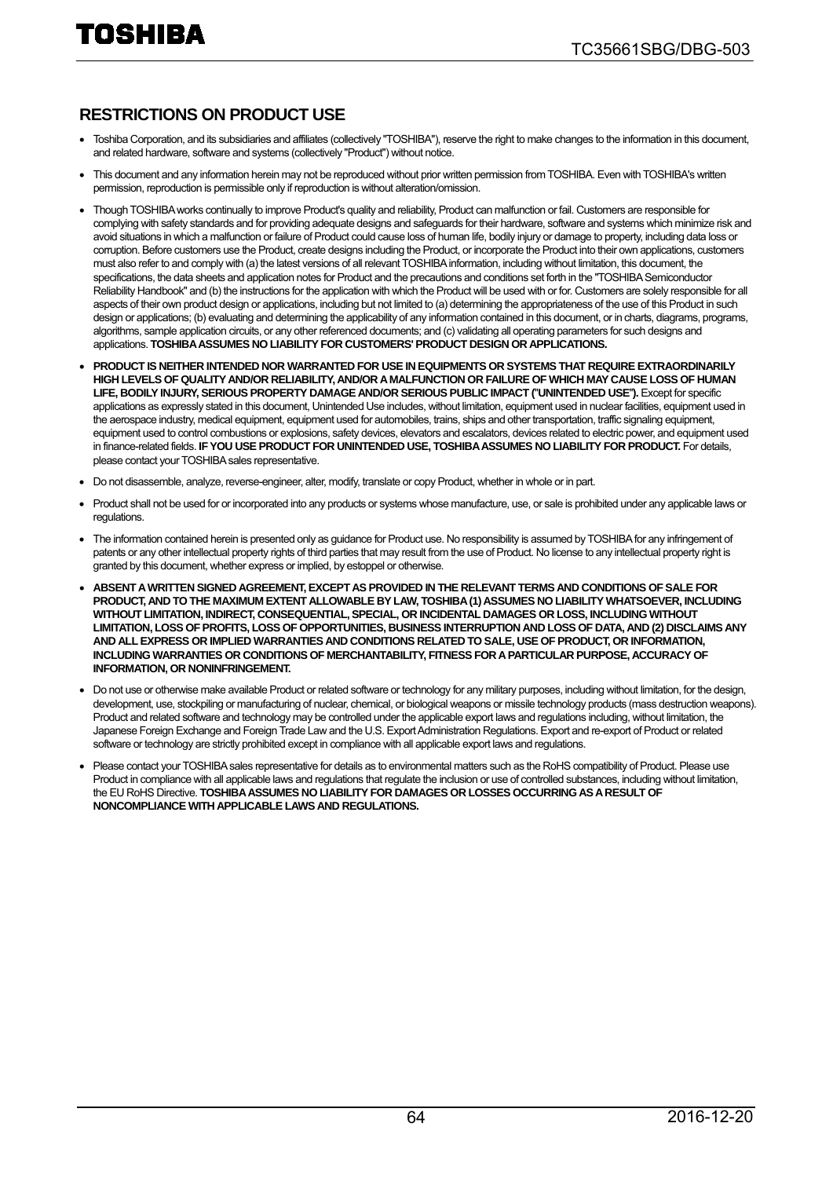## RESTRICTIONS ON PRODUCT USE

- Toshiba Corporation, and its subsidiaries and affiliates (collectively "TOSHIBA"), reserve the right to make changes to the information in this document, and related hardware, software and systems (collectively "Product") without notice.
- This document and any information herein may not be reproduced without prior written permission from TOSHIBA. Even with TOSHIBA's written permission, reproduction is permissible only if reproduction is without alteration/omission.
- Though TOSHIBA works continually to improve Product's quality and reliability, Product can malfunction or fail. Customers are responsible for complying with safety standards and for providing adequate designs and safeguards for their hardware, software and systems which minimize risk and avoid situations in which a malfunction or failure of Product could cause loss of human life, bodily injury or damage to property, including data loss or corruption. Before customers use the Product, create designs including the Product, or incorporate the Product into their own applications, customers must also refer to and comply with (a) the latest versions of all relevant TOSHIBA information, including without limitation, this document, the specifications, the data sheets and application notes for Product and the precautions and conditions set forth in the "TOSHIBA Semiconductor Reliability Handbook" and (b) the instructions for the application with which the Product will be used with or for. Customers are solely responsible for all aspects of their own product design or applications, including but not limited to (a) determining the appropriateness of the use of this Product in such design or applications; (b) evaluating and determining the applicability of any information contained in this document, or in charts, diagrams, programs, algorithms, sample application circuits, or any other referenced documents; and (c) validating all operating parameters for such designs and applications. **TOSHIBA ASSUMES NO LIABILITY FOR CUSTOMERS' PRODUCT DESIGN OR APPLICATIONS.**
- **PRODUCT IS NEITHER INTENDED NOR WARRANTED FOR USE IN EQUIPMENTS OR SYSTEMS THAT REQUIRE EXTRAORDINARILY HIGH LEVELS OF QUALITY AND/OR RELIABILITY, AND/OR A MALFUNCTION OR FAILURE OF WHICH MAY CAUSE LOSS OF HUMAN LIFE, BODILY INJURY, SERIOUS PROPERTY DAMAGE AND/OR SERIOUS PUBLIC IMPACT ("UNINTENDED USE").** Except for specific applications as expressly stated in this document, Unintended Use includes, without limitation, equipment used in nuclear facilities, equipment used in the aerospace industry, medical equipment, equipment used for automobiles, trains, ships and other transportation, traffic signaling equipment, equipment used to control combustions or explosions, safety devices, elevators and escalators, devices related to electric power, and equipment used in finance-related fields. **IF YOU USE PRODUCT FOR UNINTENDED USE, TOSHIBA ASSUMES NO LIABILITY FOR PRODUCT.** For details, please contact your TOSHIBA sales representative.
- Do not disassemble, analyze, reverse-engineer, alter, modify, translate or copy Product, whether in whole or in part.
- Product shall not be used for or incorporated into any products or systems whose manufacture, use, or sale is prohibited under any applicable laws or regulations.
- The information contained herein is presented only as guidance for Product use. No responsibility is assumed by TOSHIBA for any infringement of patents or any other intellectual property rights of third parties that may result from the use of Product. No license to any intellectual property right is granted by this document, whether express or implied, by estoppel or otherwise.
- **ABSENT A WRITTEN SIGNED AGREEMENT, EXCEPT AS PROVIDED IN THE RELEVANT TERMS AND CONDITIONS OF SALE FOR PRODUCT, AND TO THE MAXIMUM EXTENT ALLOWABLE BY LAW, TOSHIBA (1) ASSUMES NO LIABILITY WHATSOEVER, INCLUDING WITHOUT LIMITATION, INDIRECT, CONSEQUENTIAL, SPECIAL, OR INCIDENTAL DAMAGES OR LOSS, INCLUDING WITHOUT LIMITATION, LOSS OF PROFITS, LOSS OF OPPORTUNITIES, BUSINESS INTERRUPTION AND LOSS OF DATA, AND (2) DISCLAIMS ANY AND ALL EXPRESS OR IMPLIED WARRANTIES AND CONDITIONS RELATED TO SALE, USE OF PRODUCT, OR INFORMATION, INCLUDING WARRANTIES OR CONDITIONS OF MERCHANTABILITY, FITNESS FOR A PARTICULAR PURPOSE, ACCURACY OF INFORMATION, OR NONINFRINGEMENT.**
- Do not use or otherwise make available Product or related software or technology for any military purposes, including without limitation, for the design, development, use, stockpiling or manufacturing of nuclear, chemical, or biological weapons or missile technology products (mass destruction weapons). Product and related software and technology may be controlled under the applicable export laws and regulations including, without limitation, the Japanese Foreign Exchange and Foreign Trade Law and the U.S. Export Administration Regulations. Export and re-export of Product or related software or technology are strictly prohibited except in compliance with all applicable export laws and regulations.
- Please contact your TOSHIBA sales representative for details as to environmental matters such as the RoHS compatibility of Product. Please use Product in compliance with all applicable laws and regulations that regulate the inclusion or use of controlled substances, including without limitation, the EU RoHS Directive. **TOSHIBA ASSUMES NO LIABILITY FOR DAMAGES OR LOSSES OCCURRING AS A RESULT OF NONCOMPLIANCE WITH APPLICABLE LAWS AND REGULATIONS.**